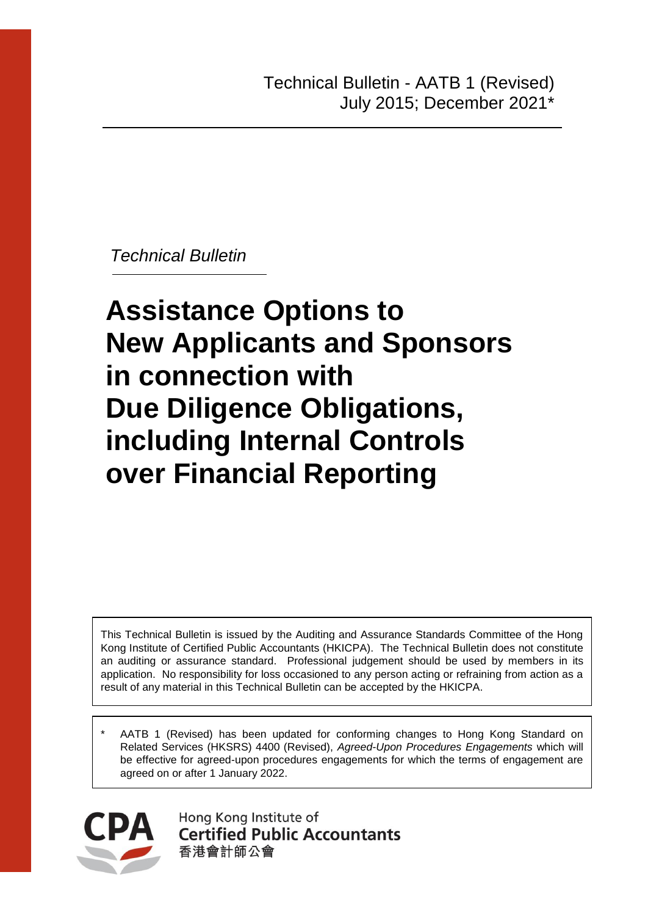Technical Bulletin - AATB 1 (Revised)
July 2015; December 2021*

*Technical Bulletin*

# Assistance Options to New Applicants and Sponsors in connection with Due Diligence Obligations, including Internal Controls over Financial Reporting

This Technical Bulletin is issued by the Auditing and Assurance Standards Committee of the Hong Kong Institute of Certified Public Accountants (HKICPA). The Technical Bulletin does not constitute an auditing or assurance standard. Professional judgement should be used by members in its application. No responsibility for loss occasioned to any person acting or refraining from action as a result of any material in this Technical Bulletin can be accepted by the HKICPA.

\* AATB 1 (Revised) has been updated for conforming changes to Hong Kong Standard on Related Services (HKSRS) 4400 (Revised), *Agreed-Upon Procedures Engagements* which will be effective for agreed-upon procedures engagements for which the terms of engagement are agreed on or after 1 January 2022.

Hong Kong Institute of
**Certified Public Accountants**
香港會計師公會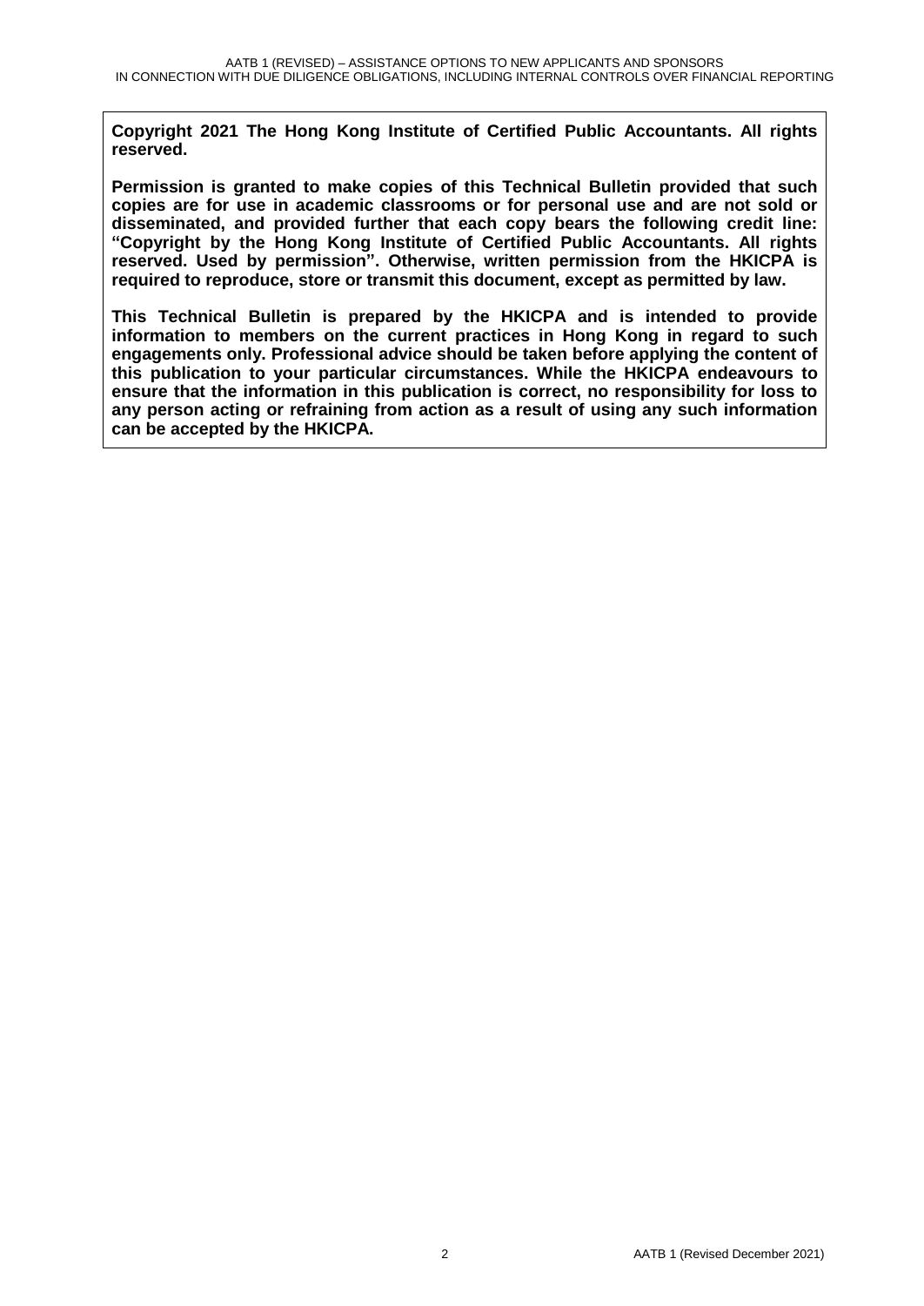**Copyright 2021 The Hong Kong Institute of Certified Public Accountants. All rights reserved.**

**Permission is granted to make copies of this Technical Bulletin provided that such copies are for use in academic classrooms or for personal use and are not sold or disseminated, and provided further that each copy bears the following credit line: "Copyright by the Hong Kong Institute of Certified Public Accountants. All rights reserved. Used by permission". Otherwise, written permission from the HKICPA is required to reproduce, store or transmit this document, except as permitted by law.**

**This Technical Bulletin is prepared by the HKICPA and is intended to provide information to members on the current practices in Hong Kong in regard to such engagements only. Professional advice should be taken before applying the content of this publication to your particular circumstances. While the HKICPA endeavours to ensure that the information in this publication is correct, no responsibility for loss to any person acting or refraining from action as a result of using any such information can be accepted by the HKICPA.**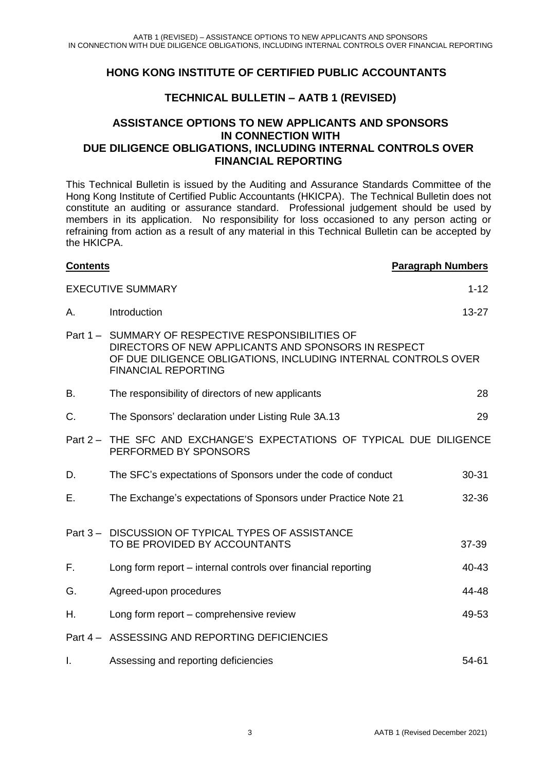# HONG KONG INSTITUTE OF CERTIFIED PUBLIC ACCOUNTANTS

## TECHNICAL BULLETIN – AATB 1 (REVISED)

## ASSISTANCE OPTIONS TO NEW APPLICANTS AND SPONSORS IN CONNECTION WITH DUE DILIGENCE OBLIGATIONS, INCLUDING INTERNAL CONTROLS OVER FINANCIAL REPORTING

This Technical Bulletin is issued by the Auditing and Assurance Standards Committee of the Hong Kong Institute of Certified Public Accountants (HKICPA). The Technical Bulletin does not constitute an auditing or assurance standard. Professional judgement should be used by members in its application. No responsibility for loss occasioned to any person acting or refraining from action as a result of any material in this Technical Bulletin can be accepted by the HKICPA.

| **Contents** | | **Paragraph Numbers** |
|---|---|---|
| | EXECUTIVE SUMMARY | 1-12 |
| A. | Introduction | 13-27 |
| Part 1 – | SUMMARY OF RESPECTIVE RESPONSIBILITIES OF DIRECTORS OF NEW APPLICANTS AND SPONSORS IN RESPECT OF DUE DILIGENCE OBLIGATIONS, INCLUDING INTERNAL CONTROLS OVER FINANCIAL REPORTING | |
| B. | The responsibility of directors of new applicants | 28 |
| C. | The Sponsors' declaration under Listing Rule 3A.13 | 29 |
| Part 2 – | THE SFC AND EXCHANGE'S EXPECTATIONS OF TYPICAL DUE DILIGENCE PERFORMED BY SPONSORS | |
| D. | The SFC's expectations of Sponsors under the code of conduct | 30-31 |
| E. | The Exchange's expectations of Sponsors under Practice Note 21 | 32-36 |
| Part 3 – | DISCUSSION OF TYPICAL TYPES OF ASSISTANCE TO BE PROVIDED BY ACCOUNTANTS | 37-39 |
| F. | Long form report – internal controls over financial reporting | 40-43 |
| G. | Agreed-upon procedures | 44-48 |
| H. | Long form report – comprehensive review | 49-53 |
| Part 4 – | ASSESSING AND REPORTING DEFICIENCIES | |
| I. | Assessing and reporting deficiencies | 54-61 |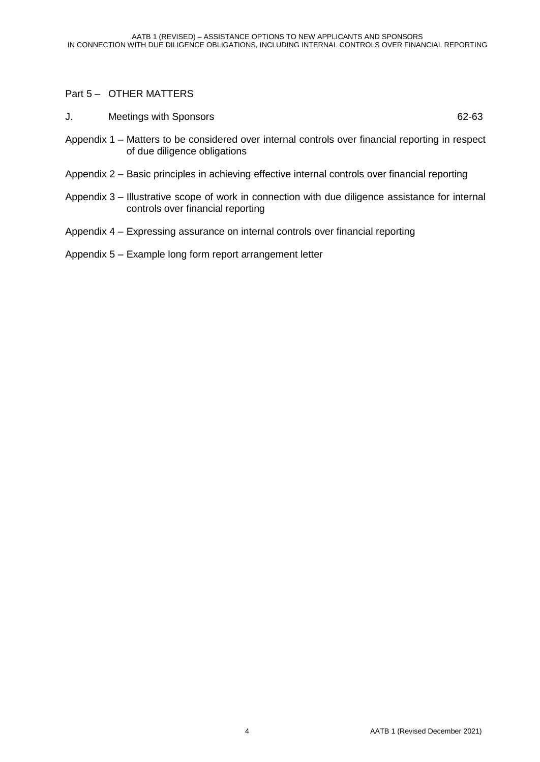Part 5 – OTHER MATTERS

| | | |
|---|---|---|
| J. | Meetings with Sponsors | 62-63 |

Appendix 1 – Matters to be considered over internal controls over financial reporting in respect of due diligence obligations

Appendix 2 – Basic principles in achieving effective internal controls over financial reporting

Appendix 3 – Illustrative scope of work in connection with due diligence assistance for internal controls over financial reporting

Appendix 4 – Expressing assurance on internal controls over financial reporting

Appendix 5 – Example long form report arrangement letter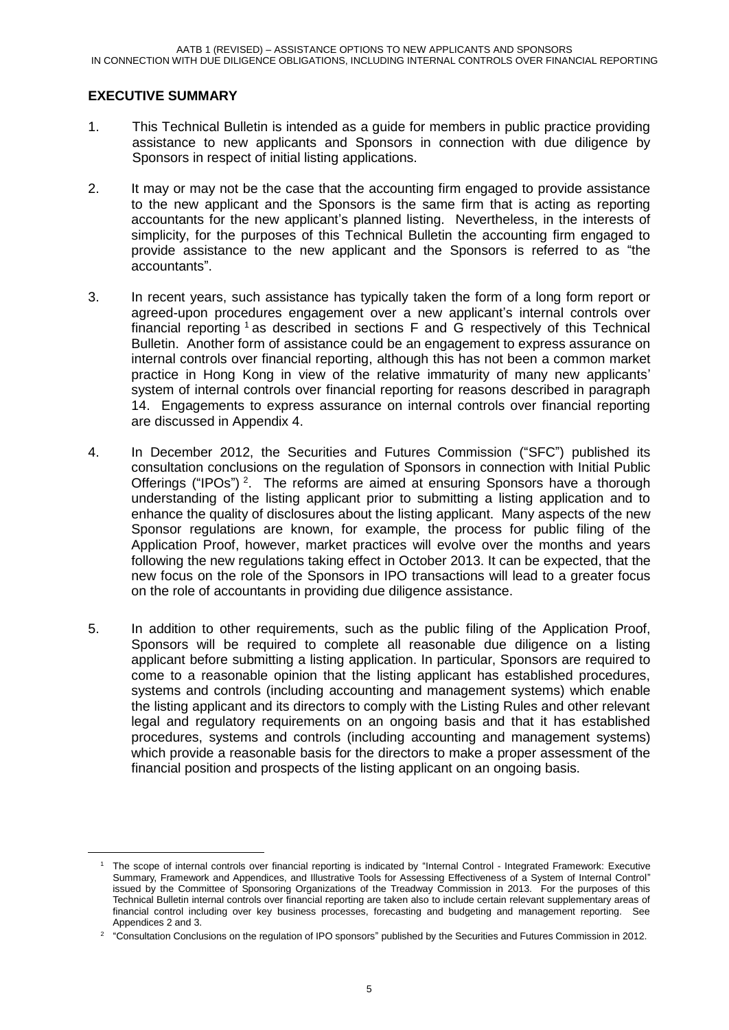## EXECUTIVE SUMMARY

1. This Technical Bulletin is intended as a guide for members in public practice providing assistance to new applicants and Sponsors in connection with due diligence by Sponsors in respect of initial listing applications.

2. It may or may not be the case that the accounting firm engaged to provide assistance to the new applicant and the Sponsors is the same firm that is acting as reporting accountants for the new applicant's planned listing. Nevertheless, in the interests of simplicity, for the purposes of this Technical Bulletin the accounting firm engaged to provide assistance to the new applicant and the Sponsors is referred to as "the accountants".

3. In recent years, such assistance has typically taken the form of a long form report or agreed-upon procedures engagement over a new applicant's internal controls over financial reporting [1] as described in sections F and G respectively of this Technical Bulletin. Another form of assistance could be an engagement to express assurance on internal controls over financial reporting, although this has not been a common market practice in Hong Kong in view of the relative immaturity of many new applicants' system of internal controls over financial reporting for reasons described in paragraph 14. Engagements to express assurance on internal controls over financial reporting are discussed in Appendix 4.

4. In December 2012, the Securities and Futures Commission ("SFC") published its consultation conclusions on the regulation of Sponsors in connection with Initial Public Offerings ("IPOs") [2]. The reforms are aimed at ensuring Sponsors have a thorough understanding of the listing applicant prior to submitting a listing application and to enhance the quality of disclosures about the listing applicant. Many aspects of the new Sponsor regulations are known, for example, the process for public filing of the Application Proof, however, market practices will evolve over the months and years following the new regulations taking effect in October 2013. It can be expected, that the new focus on the role of the Sponsors in IPO transactions will lead to a greater focus on the role of accountants in providing due diligence assistance.

5. In addition to other requirements, such as the public filing of the Application Proof, Sponsors will be required to complete all reasonable due diligence on a listing applicant before submitting a listing application. In particular, Sponsors are required to come to a reasonable opinion that the listing applicant has established procedures, systems and controls (including accounting and management systems) which enable the listing applicant and its directors to comply with the Listing Rules and other relevant legal and regulatory requirements on an ongoing basis and that it has established procedures, systems and controls (including accounting and management systems) which provide a reasonable basis for the directors to make a proper assessment of the financial position and prospects of the listing applicant on an ongoing basis.

---

[1] The scope of internal controls over financial reporting is indicated by "Internal Control - Integrated Framework: Executive Summary, Framework and Appendices, and Illustrative Tools for Assessing Effectiveness of a System of Internal Control" issued by the Committee of Sponsoring Organizations of the Treadway Commission in 2013. For the purposes of this Technical Bulletin internal controls over financial reporting are taken also to include certain relevant supplementary areas of financial control including over key business processes, forecasting and budgeting and management reporting. See Appendices 2 and 3.

[2] "Consultation Conclusions on the regulation of IPO sponsors" published by the Securities and Futures Commission in 2012.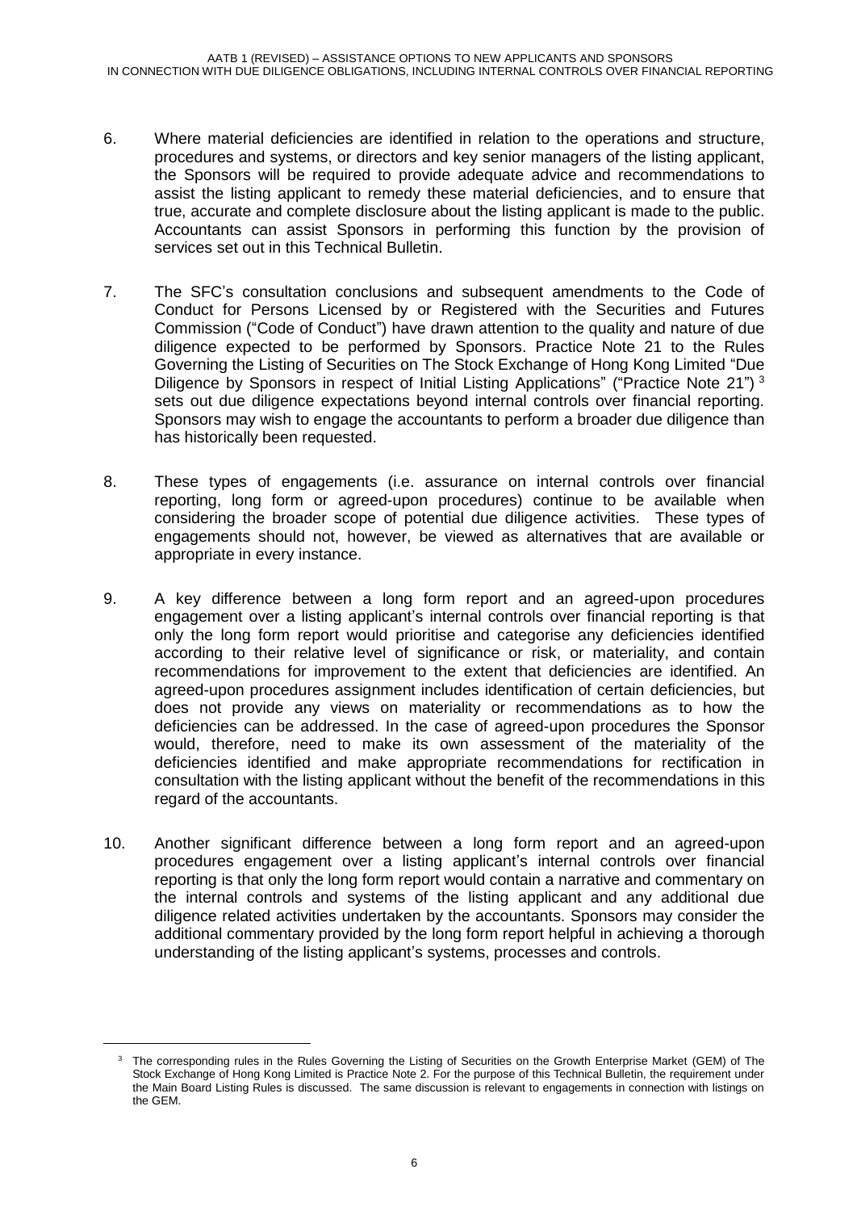6. Where material deficiencies are identified in relation to the operations and structure, procedures and systems, or directors and key senior managers of the listing applicant, the Sponsors will be required to provide adequate advice and recommendations to assist the listing applicant to remedy these material deficiencies, and to ensure that true, accurate and complete disclosure about the listing applicant is made to the public. Accountants can assist Sponsors in performing this function by the provision of services set out in this Technical Bulletin.

7. The SFC's consultation conclusions and subsequent amendments to the Code of Conduct for Persons Licensed by or Registered with the Securities and Futures Commission ("Code of Conduct") have drawn attention to the quality and nature of due diligence expected to be performed by Sponsors. Practice Note 21 to the Rules Governing the Listing of Securities on The Stock Exchange of Hong Kong Limited "Due Diligence by Sponsors in respect of Initial Listing Applications" ("Practice Note 21") [3] sets out due diligence expectations beyond internal controls over financial reporting. Sponsors may wish to engage the accountants to perform a broader due diligence than has historically been requested.

8. These types of engagements (i.e. assurance on internal controls over financial reporting, long form or agreed-upon procedures) continue to be available when considering the broader scope of potential due diligence activities. These types of engagements should not, however, be viewed as alternatives that are available or appropriate in every instance.

9. A key difference between a long form report and an agreed-upon procedures engagement over a listing applicant's internal controls over financial reporting is that only the long form report would prioritise and categorise any deficiencies identified according to their relative level of significance or risk, or materiality, and contain recommendations for improvement to the extent that deficiencies are identified. An agreed-upon procedures assignment includes identification of certain deficiencies, but does not provide any views on materiality or recommendations as to how the deficiencies can be addressed. In the case of agreed-upon procedures the Sponsor would, therefore, need to make its own assessment of the materiality of the deficiencies identified and make appropriate recommendations for rectification in consultation with the listing applicant without the benefit of the recommendations in this regard of the accountants.

10. Another significant difference between a long form report and an agreed-upon procedures engagement over a listing applicant's internal controls over financial reporting is that only the long form report would contain a narrative and commentary on the internal controls and systems of the listing applicant and any additional due diligence related activities undertaken by the accountants. Sponsors may consider the additional commentary provided by the long form report helpful in achieving a thorough understanding of the listing applicant's systems, processes and controls.

---

[3] The corresponding rules in the Rules Governing the Listing of Securities on the Growth Enterprise Market (GEM) of The Stock Exchange of Hong Kong Limited is Practice Note 2. For the purpose of this Technical Bulletin, the requirement under the Main Board Listing Rules is discussed. The same discussion is relevant to engagements in connection with listings on the GEM.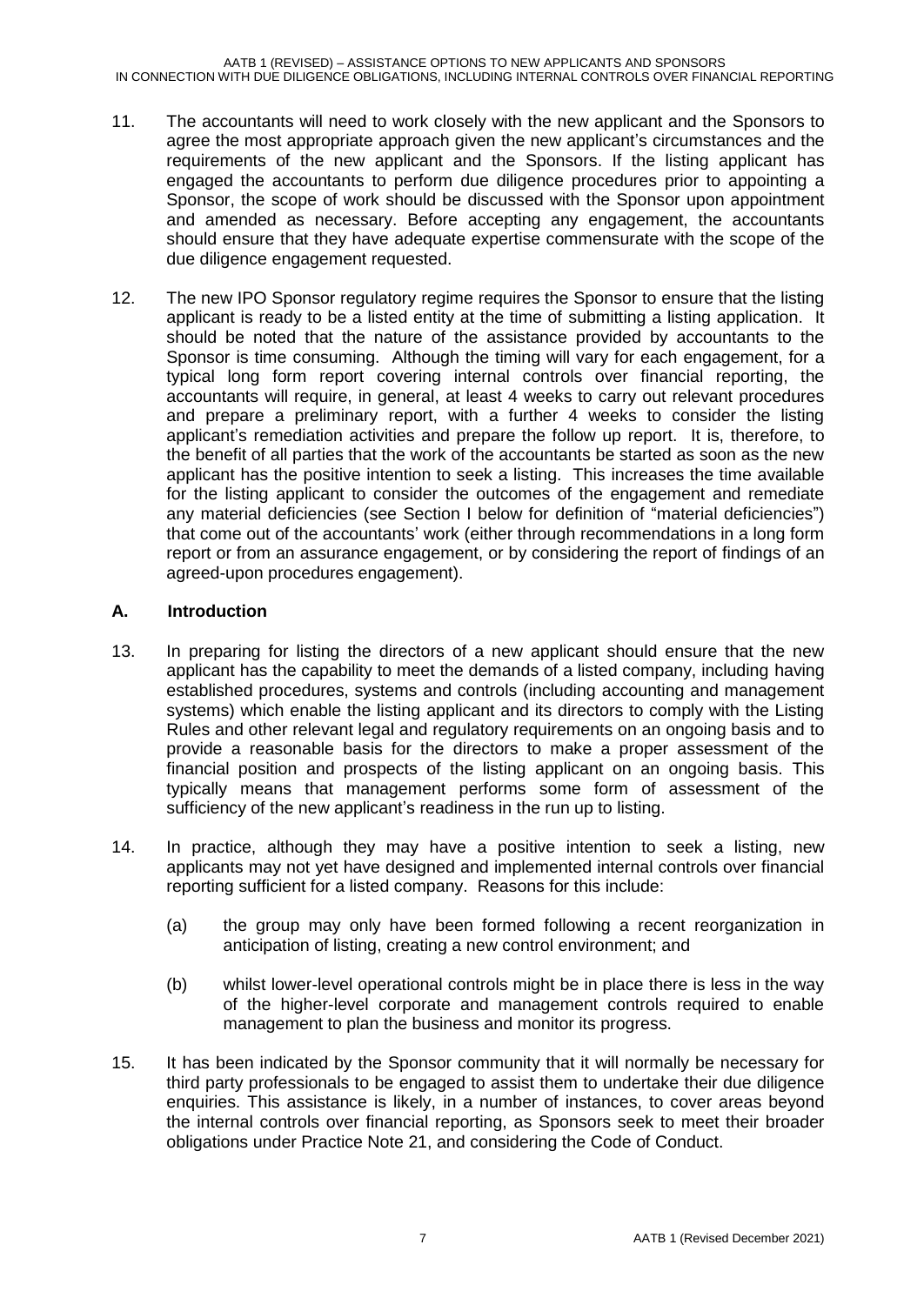11. The accountants will need to work closely with the new applicant and the Sponsors to agree the most appropriate approach given the new applicant's circumstances and the requirements of the new applicant and the Sponsors. If the listing applicant has engaged the accountants to perform due diligence procedures prior to appointing a Sponsor, the scope of work should be discussed with the Sponsor upon appointment and amended as necessary. Before accepting any engagement, the accountants should ensure that they have adequate expertise commensurate with the scope of the due diligence engagement requested.

12. The new IPO Sponsor regulatory regime requires the Sponsor to ensure that the listing applicant is ready to be a listed entity at the time of submitting a listing application. It should be noted that the nature of the assistance provided by accountants to the Sponsor is time consuming. Although the timing will vary for each engagement, for a typical long form report covering internal controls over financial reporting, the accountants will require, in general, at least 4 weeks to carry out relevant procedures and prepare a preliminary report, with a further 4 weeks to consider the listing applicant's remediation activities and prepare the follow up report. It is, therefore, to the benefit of all parties that the work of the accountants be started as soon as the new applicant has the positive intention to seek a listing. This increases the time available for the listing applicant to consider the outcomes of the engagement and remediate any material deficiencies (see Section I below for definition of "material deficiencies") that come out of the accountants' work (either through recommendations in a long form report or from an assurance engagement, or by considering the report of findings of an agreed-upon procedures engagement).

## A. Introduction

13. In preparing for listing the directors of a new applicant should ensure that the new applicant has the capability to meet the demands of a listed company, including having established procedures, systems and controls (including accounting and management systems) which enable the listing applicant and its directors to comply with the Listing Rules and other relevant legal and regulatory requirements on an ongoing basis and to provide a reasonable basis for the directors to make a proper assessment of the financial position and prospects of the listing applicant on an ongoing basis. This typically means that management performs some form of assessment of the sufficiency of the new applicant's readiness in the run up to listing.

14. In practice, although they may have a positive intention to seek a listing, new applicants may not yet have designed and implemented internal controls over financial reporting sufficient for a listed company. Reasons for this include:

    (a) the group may only have been formed following a recent reorganization in anticipation of listing, creating a new control environment; and

    (b) whilst lower-level operational controls might be in place there is less in the way of the higher-level corporate and management controls required to enable management to plan the business and monitor its progress.

15. It has been indicated by the Sponsor community that it will normally be necessary for third party professionals to be engaged to assist them to undertake their due diligence enquiries. This assistance is likely, in a number of instances, to cover areas beyond the internal controls over financial reporting, as Sponsors seek to meet their broader obligations under Practice Note 21, and considering the Code of Conduct.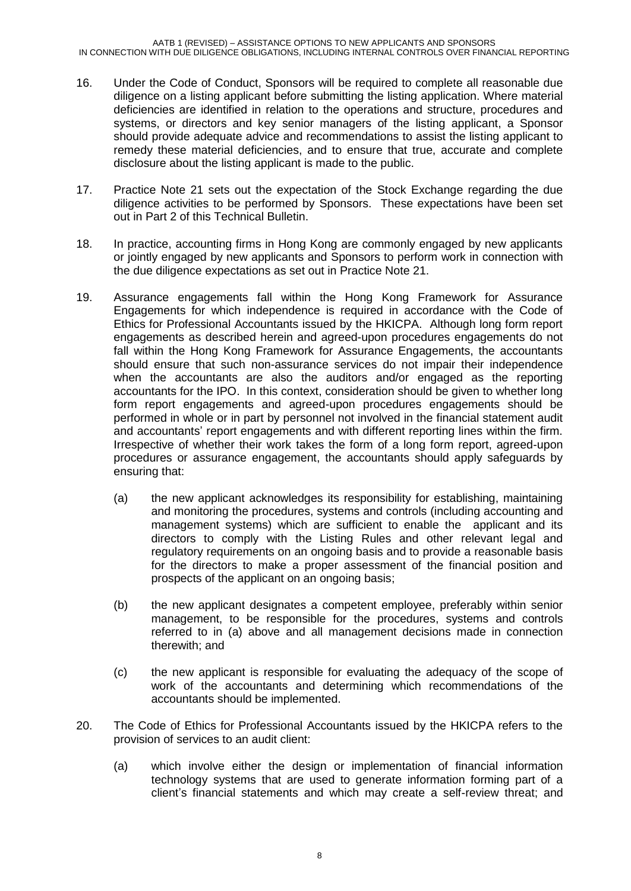16. Under the Code of Conduct, Sponsors will be required to complete all reasonable due diligence on a listing applicant before submitting the listing application. Where material deficiencies are identified in relation to the operations and structure, procedures and systems, or directors and key senior managers of the listing applicant, a Sponsor should provide adequate advice and recommendations to assist the listing applicant to remedy these material deficiencies, and to ensure that true, accurate and complete disclosure about the listing applicant is made to the public.

17. Practice Note 21 sets out the expectation of the Stock Exchange regarding the due diligence activities to be performed by Sponsors. These expectations have been set out in Part 2 of this Technical Bulletin.

18. In practice, accounting firms in Hong Kong are commonly engaged by new applicants or jointly engaged by new applicants and Sponsors to perform work in connection with the due diligence expectations as set out in Practice Note 21.

19. Assurance engagements fall within the Hong Kong Framework for Assurance Engagements for which independence is required in accordance with the Code of Ethics for Professional Accountants issued by the HKICPA. Although long form report engagements as described herein and agreed-upon procedures engagements do not fall within the Hong Kong Framework for Assurance Engagements, the accountants should ensure that such non-assurance services do not impair their independence when the accountants are also the auditors and/or engaged as the reporting accountants for the IPO. In this context, consideration should be given to whether long form report engagements and agreed-upon procedures engagements should be performed in whole or in part by personnel not involved in the financial statement audit and accountants' report engagements and with different reporting lines within the firm. Irrespective of whether their work takes the form of a long form report, agreed-upon procedures or assurance engagement, the accountants should apply safeguards by ensuring that:

    (a) the new applicant acknowledges its responsibility for establishing, maintaining and monitoring the procedures, systems and controls (including accounting and management systems) which are sufficient to enable the applicant and its directors to comply with the Listing Rules and other relevant legal and regulatory requirements on an ongoing basis and to provide a reasonable basis for the directors to make a proper assessment of the financial position and prospects of the applicant on an ongoing basis;

    (b) the new applicant designates a competent employee, preferably within senior management, to be responsible for the procedures, systems and controls referred to in (a) above and all management decisions made in connection therewith; and

    (c) the new applicant is responsible for evaluating the adequacy of the scope of work of the accountants and determining which recommendations of the accountants should be implemented.

20. The Code of Ethics for Professional Accountants issued by the HKICPA refers to the provision of services to an audit client:

    (a) which involve either the design or implementation of financial information technology systems that are used to generate information forming part of a client's financial statements and which may create a self-review threat; and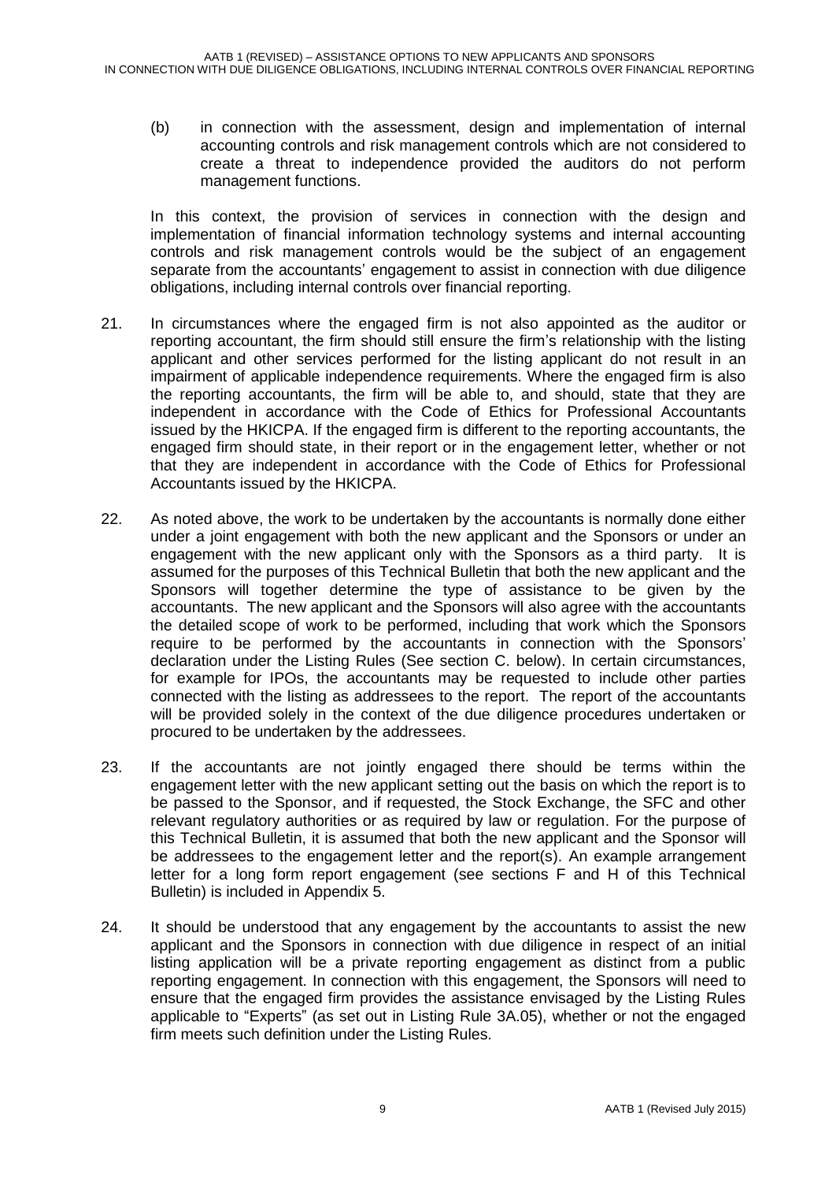(b) in connection with the assessment, design and implementation of internal accounting controls and risk management controls which are not considered to create a threat to independence provided the auditors do not perform management functions.

In this context, the provision of services in connection with the design and implementation of financial information technology systems and internal accounting controls and risk management controls would be the subject of an engagement separate from the accountants' engagement to assist in connection with due diligence obligations, including internal controls over financial reporting.

21. In circumstances where the engaged firm is not also appointed as the auditor or reporting accountant, the firm should still ensure the firm's relationship with the listing applicant and other services performed for the listing applicant do not result in an impairment of applicable independence requirements. Where the engaged firm is also the reporting accountants, the firm will be able to, and should, state that they are independent in accordance with the Code of Ethics for Professional Accountants issued by the HKICPA. If the engaged firm is different to the reporting accountants, the engaged firm should state, in their report or in the engagement letter, whether or not that they are independent in accordance with the Code of Ethics for Professional Accountants issued by the HKICPA.

22. As noted above, the work to be undertaken by the accountants is normally done either under a joint engagement with both the new applicant and the Sponsors or under an engagement with the new applicant only with the Sponsors as a third party. It is assumed for the purposes of this Technical Bulletin that both the new applicant and the Sponsors will together determine the type of assistance to be given by the accountants. The new applicant and the Sponsors will also agree with the accountants the detailed scope of work to be performed, including that work which the Sponsors require to be performed by the accountants in connection with the Sponsors' declaration under the Listing Rules (See section C. below). In certain circumstances, for example for IPOs, the accountants may be requested to include other parties connected with the listing as addressees to the report. The report of the accountants will be provided solely in the context of the due diligence procedures undertaken or procured to be undertaken by the addressees.

23. If the accountants are not jointly engaged there should be terms within the engagement letter with the new applicant setting out the basis on which the report is to be passed to the Sponsor, and if requested, the Stock Exchange, the SFC and other relevant regulatory authorities or as required by law or regulation. For the purpose of this Technical Bulletin, it is assumed that both the new applicant and the Sponsor will be addressees to the engagement letter and the report(s). An example arrangement letter for a long form report engagement (see sections F and H of this Technical Bulletin) is included in Appendix 5.

24. It should be understood that any engagement by the accountants to assist the new applicant and the Sponsors in connection with due diligence in respect of an initial listing application will be a private reporting engagement as distinct from a public reporting engagement. In connection with this engagement, the Sponsors will need to ensure that the engaged firm provides the assistance envisaged by the Listing Rules applicable to "Experts" (as set out in Listing Rule 3A.05), whether or not the engaged firm meets such definition under the Listing Rules.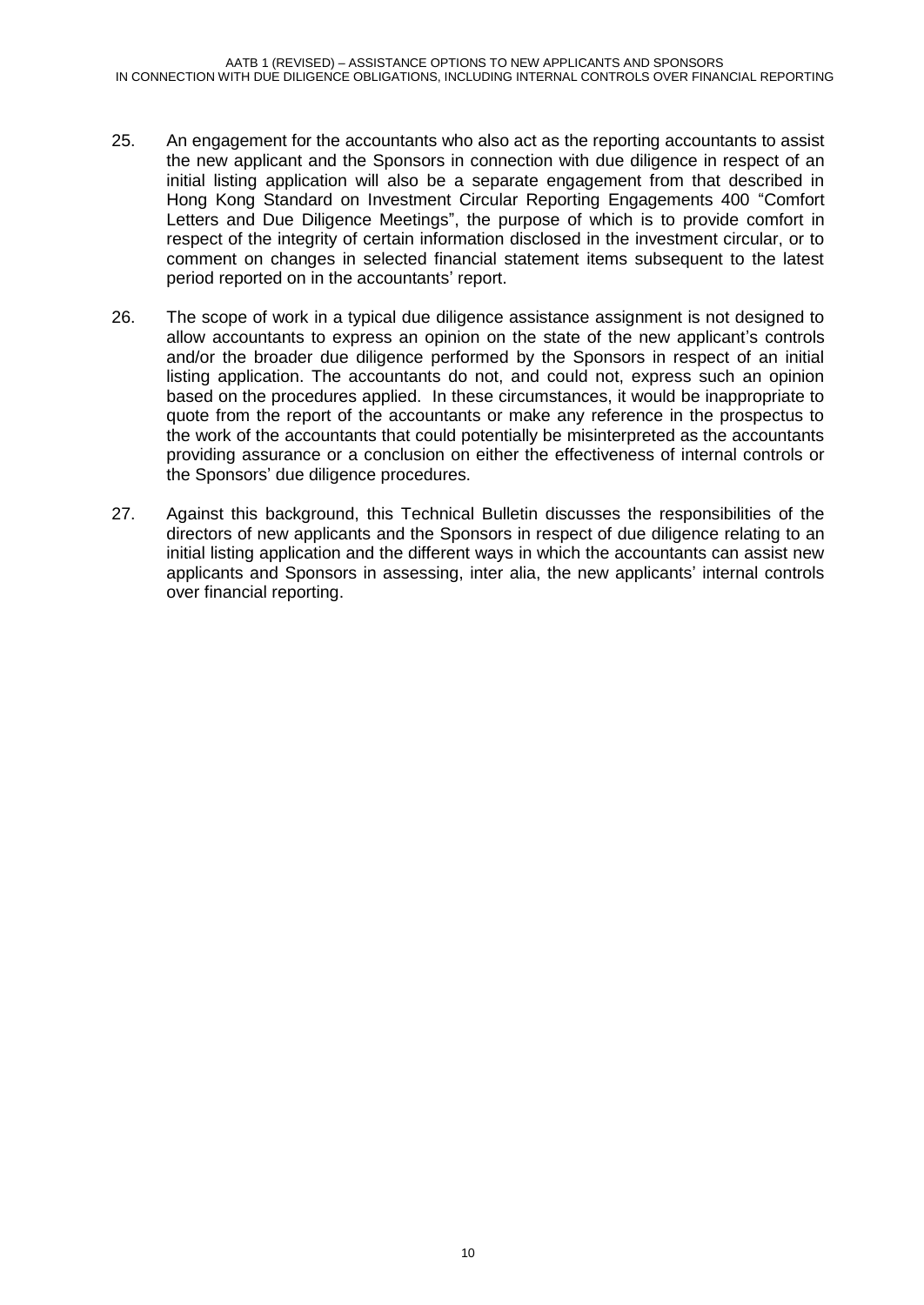25. An engagement for the accountants who also act as the reporting accountants to assist the new applicant and the Sponsors in connection with due diligence in respect of an initial listing application will also be a separate engagement from that described in Hong Kong Standard on Investment Circular Reporting Engagements 400 "Comfort Letters and Due Diligence Meetings", the purpose of which is to provide comfort in respect of the integrity of certain information disclosed in the investment circular, or to comment on changes in selected financial statement items subsequent to the latest period reported on in the accountants' report.

26. The scope of work in a typical due diligence assistance assignment is not designed to allow accountants to express an opinion on the state of the new applicant's controls and/or the broader due diligence performed by the Sponsors in respect of an initial listing application. The accountants do not, and could not, express such an opinion based on the procedures applied. In these circumstances, it would be inappropriate to quote from the report of the accountants or make any reference in the prospectus to the work of the accountants that could potentially be misinterpreted as the accountants providing assurance or a conclusion on either the effectiveness of internal controls or the Sponsors' due diligence procedures.

27. Against this background, this Technical Bulletin discusses the responsibilities of the directors of new applicants and the Sponsors in respect of due diligence relating to an initial listing application and the different ways in which the accountants can assist new applicants and Sponsors in assessing, inter alia, the new applicants' internal controls over financial reporting.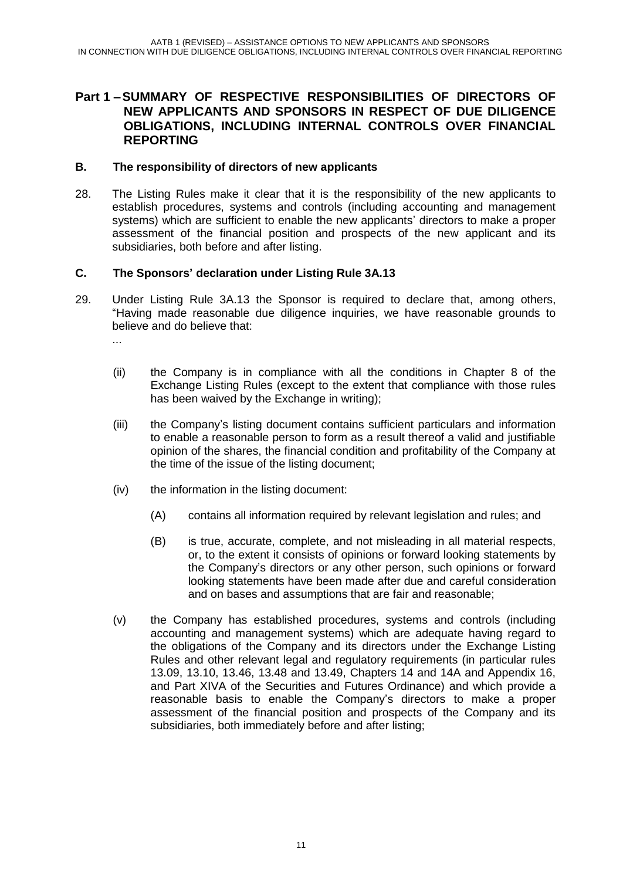## Part 1 – SUMMARY OF RESPECTIVE RESPONSIBILITIES OF DIRECTORS OF NEW APPLICANTS AND SPONSORS IN RESPECT OF DUE DILIGENCE OBLIGATIONS, INCLUDING INTERNAL CONTROLS OVER FINANCIAL REPORTING

### B. The responsibility of directors of new applicants

28. The Listing Rules make it clear that it is the responsibility of the new applicants to establish procedures, systems and controls (including accounting and management systems) which are sufficient to enable the new applicants' directors to make a proper assessment of the financial position and prospects of the new applicant and its subsidiaries, both before and after listing.

### C. The Sponsors' declaration under Listing Rule 3A.13

29. Under Listing Rule 3A.13 the Sponsor is required to declare that, among others, "Having made reasonable due diligence inquiries, we have reasonable grounds to believe and do believe that:

    ...

    (ii) the Company is in compliance with all the conditions in Chapter 8 of the Exchange Listing Rules (except to the extent that compliance with those rules has been waived by the Exchange in writing);

    (iii) the Company's listing document contains sufficient particulars and information to enable a reasonable person to form as a result thereof a valid and justifiable opinion of the shares, the financial condition and profitability of the Company at the time of the issue of the listing document;

    (iv) the information in the listing document:

    (A) contains all information required by relevant legislation and rules; and

    (B) is true, accurate, complete, and not misleading in all material respects, or, to the extent it consists of opinions or forward looking statements by the Company's directors or any other person, such opinions or forward looking statements have been made after due and careful consideration and on bases and assumptions that are fair and reasonable;

    (v) the Company has established procedures, systems and controls (including accounting and management systems) which are adequate having regard to the obligations of the Company and its directors under the Exchange Listing Rules and other relevant legal and regulatory requirements (in particular rules 13.09, 13.10, 13.46, 13.48 and 13.49, Chapters 14 and 14A and Appendix 16, and Part XIVA of the Securities and Futures Ordinance) and which provide a reasonable basis to enable the Company's directors to make a proper assessment of the financial position and prospects of the Company and its subsidiaries, both immediately before and after listing;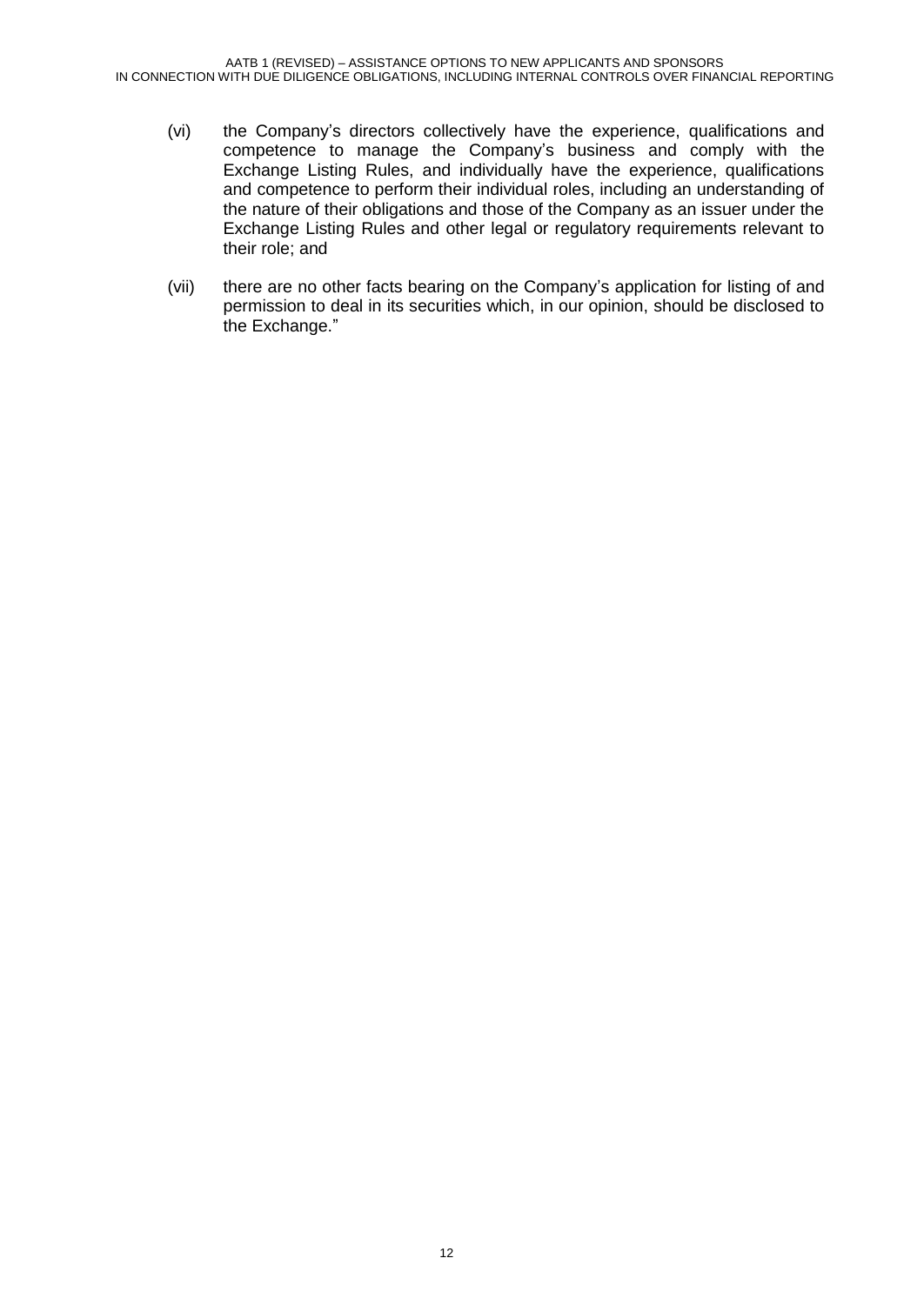(vi) the Company's directors collectively have the experience, qualifications and competence to manage the Company's business and comply with the Exchange Listing Rules, and individually have the experience, qualifications and competence to perform their individual roles, including an understanding of the nature of their obligations and those of the Company as an issuer under the Exchange Listing Rules and other legal or regulatory requirements relevant to their role; and

(vii) there are no other facts bearing on the Company's application for listing of and permission to deal in its securities which, in our opinion, should be disclosed to the Exchange."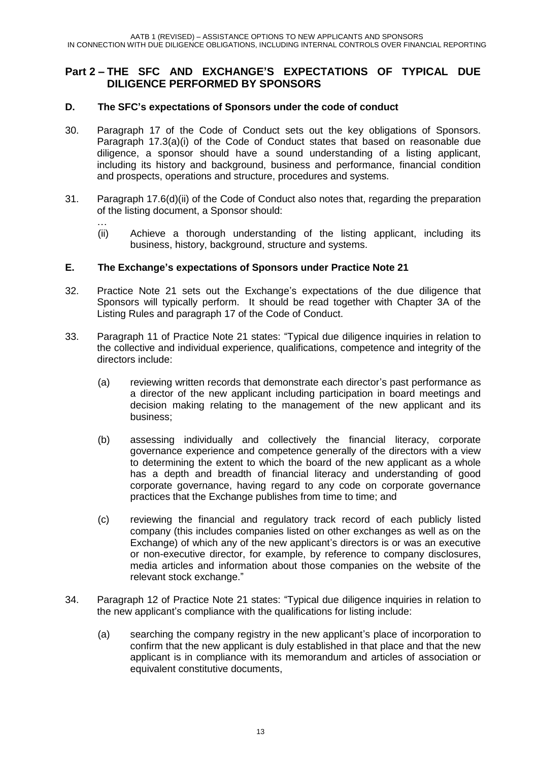## Part 2 – THE SFC AND EXCHANGE'S EXPECTATIONS OF TYPICAL DUE DILIGENCE PERFORMED BY SPONSORS

### D. The SFC's expectations of Sponsors under the code of conduct

30. Paragraph 17 of the Code of Conduct sets out the key obligations of Sponsors. Paragraph 17.3(a)(i) of the Code of Conduct states that based on reasonable due diligence, a sponsor should have a sound understanding of a listing applicant, including its history and background, business and performance, financial condition and prospects, operations and structure, procedures and systems.

31. Paragraph 17.6(d)(ii) of the Code of Conduct also notes that, regarding the preparation of the listing document, a Sponsor should:

   …

   (ii) Achieve a thorough understanding of the listing applicant, including its business, history, background, structure and systems.

### E. The Exchange's expectations of Sponsors under Practice Note 21

32. Practice Note 21 sets out the Exchange's expectations of the due diligence that Sponsors will typically perform. It should be read together with Chapter 3A of the Listing Rules and paragraph 17 of the Code of Conduct.

33. Paragraph 11 of Practice Note 21 states: "Typical due diligence inquiries in relation to the collective and individual experience, qualifications, competence and integrity of the directors include:

   (a) reviewing written records that demonstrate each director's past performance as a director of the new applicant including participation in board meetings and decision making relating to the management of the new applicant and its business;

   (b) assessing individually and collectively the financial literacy, corporate governance experience and competence generally of the directors with a view to determining the extent to which the board of the new applicant as a whole has a depth and breadth of financial literacy and understanding of good corporate governance, having regard to any code on corporate governance practices that the Exchange publishes from time to time; and

   (c) reviewing the financial and regulatory track record of each publicly listed company (this includes companies listed on other exchanges as well as on the Exchange) of which any of the new applicant's directors is or was an executive or non-executive director, for example, by reference to company disclosures, media articles and information about those companies on the website of the relevant stock exchange."

34. Paragraph 12 of Practice Note 21 states: "Typical due diligence inquiries in relation to the new applicant's compliance with the qualifications for listing include:

   (a) searching the company registry in the new applicant's place of incorporation to confirm that the new applicant is duly established in that place and that the new applicant is in compliance with its memorandum and articles of association or equivalent constitutive documents,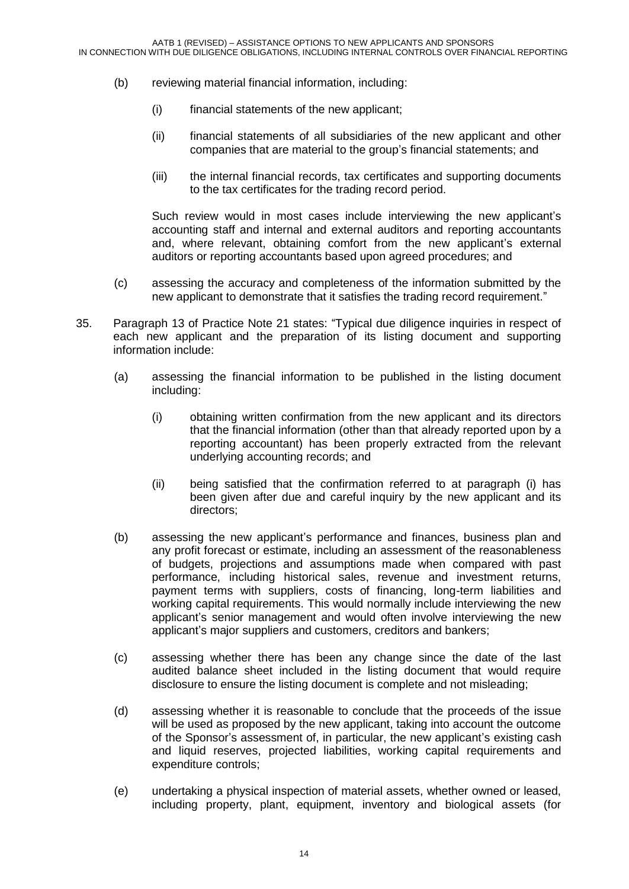(b) reviewing material financial information, including:

   (i) financial statements of the new applicant;

   (ii) financial statements of all subsidiaries of the new applicant and other companies that are material to the group's financial statements; and

   (iii) the internal financial records, tax certificates and supporting documents to the tax certificates for the trading record period.

   Such review would in most cases include interviewing the new applicant's accounting staff and internal and external auditors and reporting accountants and, where relevant, obtaining comfort from the new applicant's external auditors or reporting accountants based upon agreed procedures; and

(c) assessing the accuracy and completeness of the information submitted by the new applicant to demonstrate that it satisfies the trading record requirement."

35. Paragraph 13 of Practice Note 21 states: "Typical due diligence inquiries in respect of each new applicant and the preparation of its listing document and supporting information include:

   (a) assessing the financial information to be published in the listing document including:

      (i) obtaining written confirmation from the new applicant and its directors that the financial information (other than that already reported upon by a reporting accountant) has been properly extracted from the relevant underlying accounting records; and

      (ii) being satisfied that the confirmation referred to at paragraph (i) has been given after due and careful inquiry by the new applicant and its directors;

   (b) assessing the new applicant's performance and finances, business plan and any profit forecast or estimate, including an assessment of the reasonableness of budgets, projections and assumptions made when compared with past performance, including historical sales, revenue and investment returns, payment terms with suppliers, costs of financing, long-term liabilities and working capital requirements. This would normally include interviewing the new applicant's senior management and would often involve interviewing the new applicant's major suppliers and customers, creditors and bankers;

   (c) assessing whether there has been any change since the date of the last audited balance sheet included in the listing document that would require disclosure to ensure the listing document is complete and not misleading;

   (d) assessing whether it is reasonable to conclude that the proceeds of the issue will be used as proposed by the new applicant, taking into account the outcome of the Sponsor's assessment of, in particular, the new applicant's existing cash and liquid reserves, projected liabilities, working capital requirements and expenditure controls;

   (e) undertaking a physical inspection of material assets, whether owned or leased, including property, plant, equipment, inventory and biological assets (for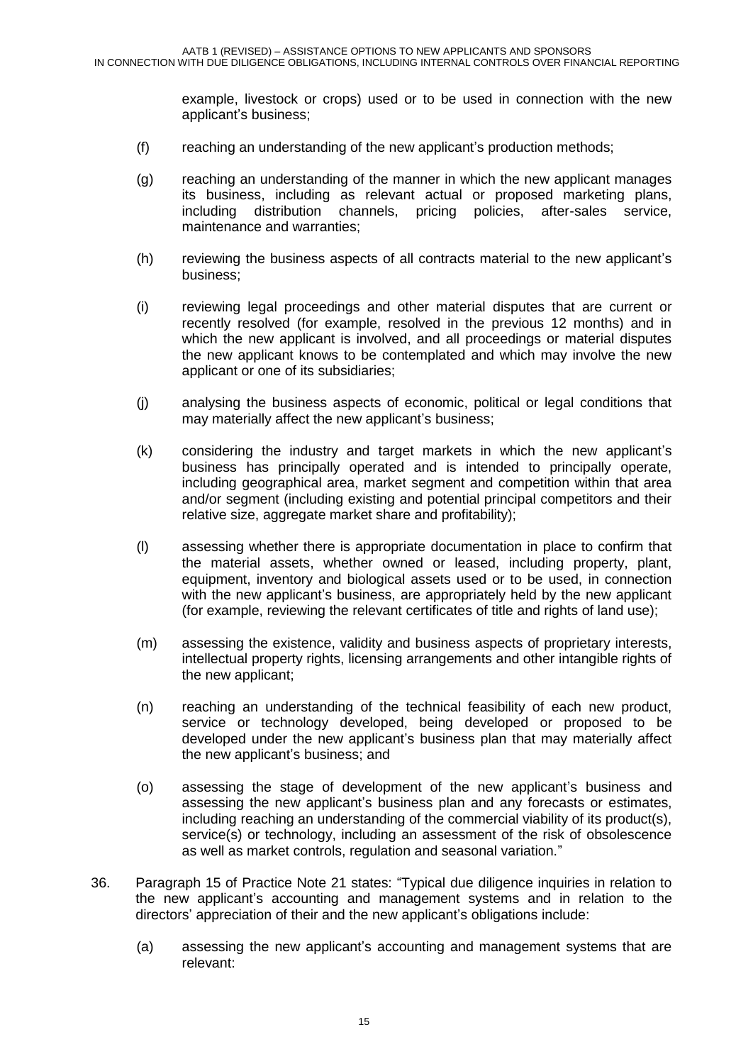example, livestock or crops) used or to be used in connection with the new applicant's business;

(f) reaching an understanding of the new applicant's production methods;

(g) reaching an understanding of the manner in which the new applicant manages its business, including as relevant actual or proposed marketing plans, including distribution channels, pricing policies, after-sales service, maintenance and warranties;

(h) reviewing the business aspects of all contracts material to the new applicant's business;

(i) reviewing legal proceedings and other material disputes that are current or recently resolved (for example, resolved in the previous 12 months) and in which the new applicant is involved, and all proceedings or material disputes the new applicant knows to be contemplated and which may involve the new applicant or one of its subsidiaries;

(j) analysing the business aspects of economic, political or legal conditions that may materially affect the new applicant's business;

(k) considering the industry and target markets in which the new applicant's business has principally operated and is intended to principally operate, including geographical area, market segment and competition within that area and/or segment (including existing and potential principal competitors and their relative size, aggregate market share and profitability);

(l) assessing whether there is appropriate documentation in place to confirm that the material assets, whether owned or leased, including property, plant, equipment, inventory and biological assets used or to be used, in connection with the new applicant's business, are appropriately held by the new applicant (for example, reviewing the relevant certificates of title and rights of land use);

(m) assessing the existence, validity and business aspects of proprietary interests, intellectual property rights, licensing arrangements and other intangible rights of the new applicant;

(n) reaching an understanding of the technical feasibility of each new product, service or technology developed, being developed or proposed to be developed under the new applicant's business plan that may materially affect the new applicant's business; and

(o) assessing the stage of development of the new applicant's business and assessing the new applicant's business plan and any forecasts or estimates, including reaching an understanding of the commercial viability of its product(s), service(s) or technology, including an assessment of the risk of obsolescence as well as market controls, regulation and seasonal variation."

36. Paragraph 15 of Practice Note 21 states: "Typical due diligence inquiries in relation to the new applicant's accounting and management systems and in relation to the directors' appreciation of their and the new applicant's obligations include:

   (a) assessing the new applicant's accounting and management systems that are relevant: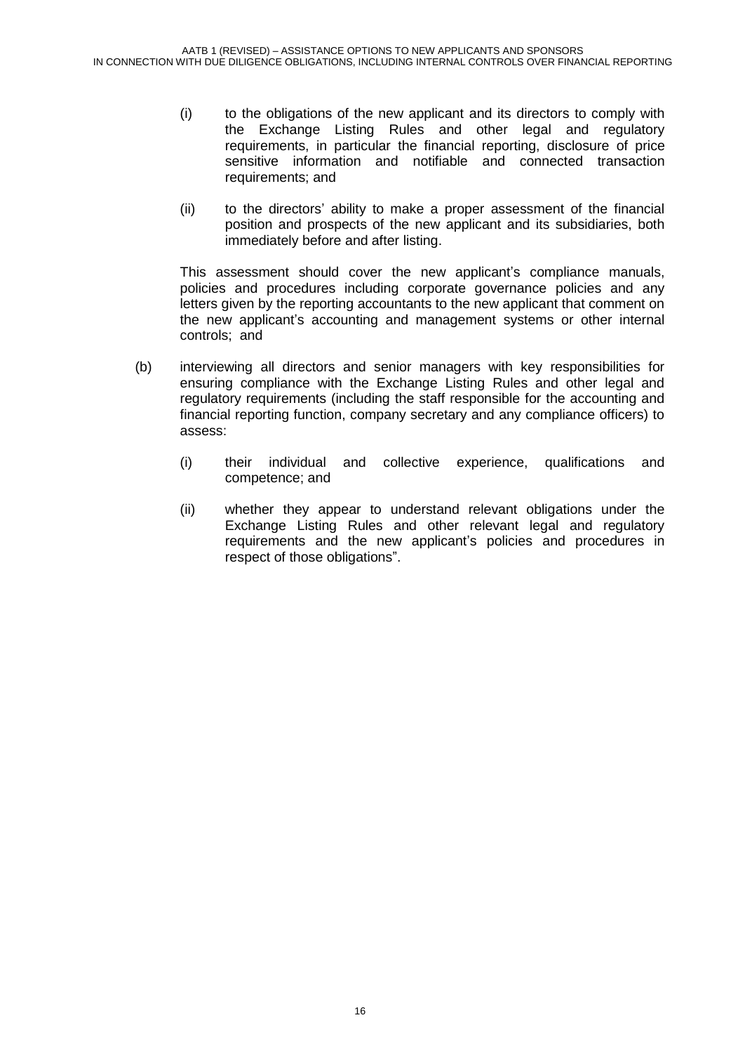(i) to the obligations of the new applicant and its directors to comply with the Exchange Listing Rules and other legal and regulatory requirements, in particular the financial reporting, disclosure of price sensitive information and notifiable and connected transaction requirements; and

(ii) to the directors' ability to make a proper assessment of the financial position and prospects of the new applicant and its subsidiaries, both immediately before and after listing.

This assessment should cover the new applicant's compliance manuals, policies and procedures including corporate governance policies and any letters given by the reporting accountants to the new applicant that comment on the new applicant's accounting and management systems or other internal controls; and

(b) interviewing all directors and senior managers with key responsibilities for ensuring compliance with the Exchange Listing Rules and other legal and regulatory requirements (including the staff responsible for the accounting and financial reporting function, company secretary and any compliance officers) to assess:

(i) their individual and collective experience, qualifications and competence; and

(ii) whether they appear to understand relevant obligations under the Exchange Listing Rules and other relevant legal and regulatory requirements and the new applicant's policies and procedures in respect of those obligations".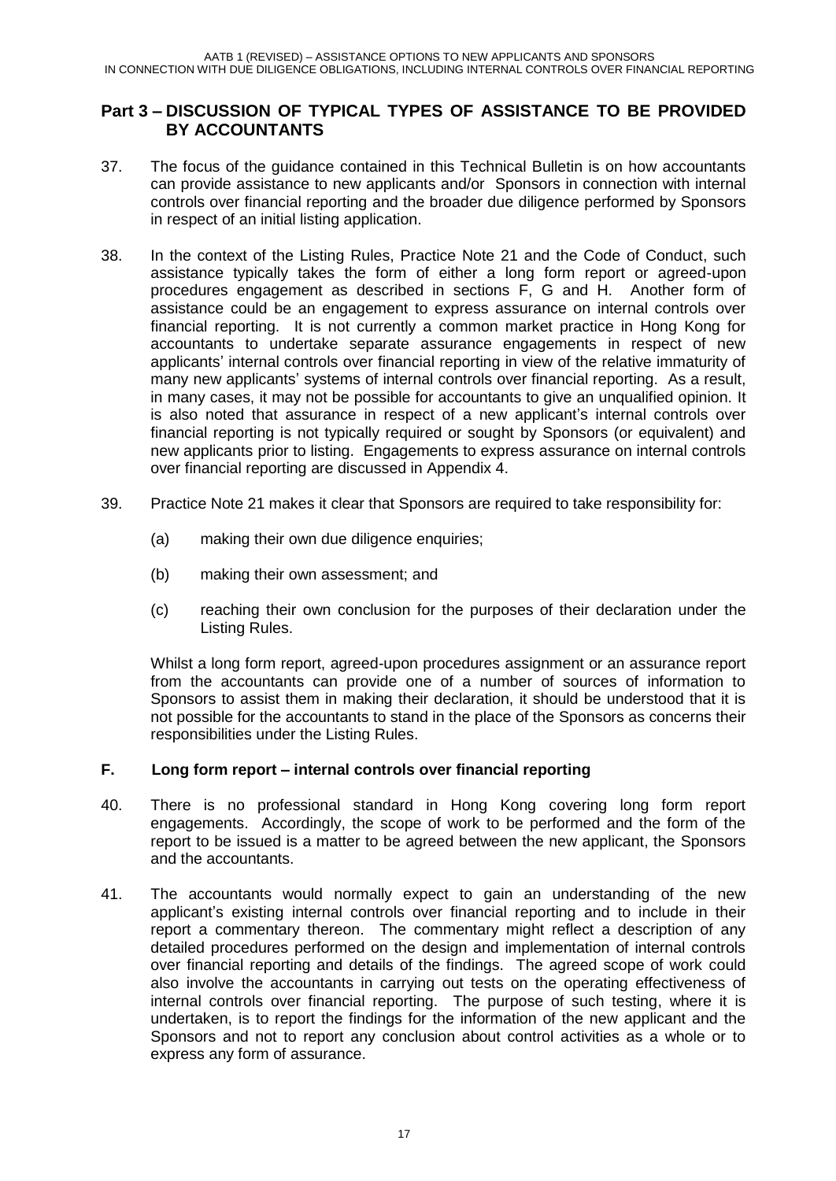## Part 3 – DISCUSSION OF TYPICAL TYPES OF ASSISTANCE TO BE PROVIDED BY ACCOUNTANTS

37. The focus of the guidance contained in this Technical Bulletin is on how accountants can provide assistance to new applicants and/or Sponsors in connection with internal controls over financial reporting and the broader due diligence performed by Sponsors in respect of an initial listing application.

38. In the context of the Listing Rules, Practice Note 21 and the Code of Conduct, such assistance typically takes the form of either a long form report or agreed-upon procedures engagement as described in sections F, G and H. Another form of assistance could be an engagement to express assurance on internal controls over financial reporting. It is not currently a common market practice in Hong Kong for accountants to undertake separate assurance engagements in respect of new applicants' internal controls over financial reporting in view of the relative immaturity of many new applicants' systems of internal controls over financial reporting. As a result, in many cases, it may not be possible for accountants to give an unqualified opinion. It is also noted that assurance in respect of a new applicant's internal controls over financial reporting is not typically required or sought by Sponsors (or equivalent) and new applicants prior to listing. Engagements to express assurance on internal controls over financial reporting are discussed in Appendix 4.

39. Practice Note 21 makes it clear that Sponsors are required to take responsibility for:

    (a) making their own due diligence enquiries;

    (b) making their own assessment; and

    (c) reaching their own conclusion for the purposes of their declaration under the Listing Rules.

    Whilst a long form report, agreed-upon procedures assignment or an assurance report from the accountants can provide one of a number of sources of information to Sponsors to assist them in making their declaration, it should be understood that it is not possible for the accountants to stand in the place of the Sponsors as concerns their responsibilities under the Listing Rules.

### F. Long form report – internal controls over financial reporting

40. There is no professional standard in Hong Kong covering long form report engagements. Accordingly, the scope of work to be performed and the form of the report to be issued is a matter to be agreed between the new applicant, the Sponsors and the accountants.

41. The accountants would normally expect to gain an understanding of the new applicant's existing internal controls over financial reporting and to include in their report a commentary thereon. The commentary might reflect a description of any detailed procedures performed on the design and implementation of internal controls over financial reporting and details of the findings. The agreed scope of work could also involve the accountants in carrying out tests on the operating effectiveness of internal controls over financial reporting. The purpose of such testing, where it is undertaken, is to report the findings for the information of the new applicant and the Sponsors and not to report any conclusion about control activities as a whole or to express any form of assurance.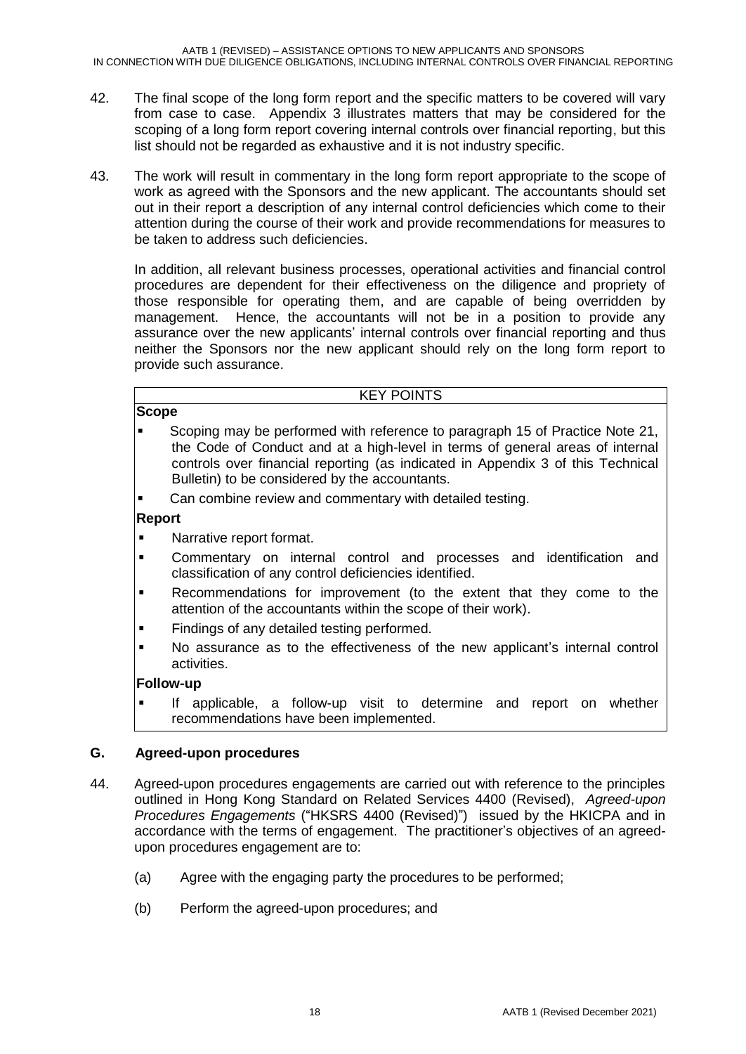42. The final scope of the long form report and the specific matters to be covered will vary from case to case. Appendix 3 illustrates matters that may be considered for the scoping of a long form report covering internal controls over financial reporting, but this list should not be regarded as exhaustive and it is not industry specific.

43. The work will result in commentary in the long form report appropriate to the scope of work as agreed with the Sponsors and the new applicant. The accountants should set out in their report a description of any internal control deficiencies which come to their attention during the course of their work and provide recommendations for measures to be taken to address such deficiencies.

    In addition, all relevant business processes, operational activities and financial control procedures are dependent for their effectiveness on the diligence and propriety of those responsible for operating them, and are capable of being overridden by management. Hence, the accountants will not be in a position to provide any assurance over the new applicants' internal controls over financial reporting and thus neither the Sponsors nor the new applicant should rely on the long form report to provide such assurance.

| KEY POINTS |
|---|
| **Scope** |
| ▪ Scoping may be performed with reference to paragraph 15 of Practice Note 21, the Code of Conduct and at a high-level in terms of general areas of internal controls over financial reporting (as indicated in Appendix 3 of this Technical Bulletin) to be considered by the accountants. |
| ▪ Can combine review and commentary with detailed testing. |
| **Report** |
| ▪ Narrative report format. |
| ▪ Commentary on internal control and processes and identification and classification of any control deficiencies identified. |
| ▪ Recommendations for improvement (to the extent that they come to the attention of the accountants within the scope of their work). |
| ▪ Findings of any detailed testing performed. |
| ▪ No assurance as to the effectiveness of the new applicant's internal control activities. |
| **Follow-up** |
| ▪ If applicable, a follow-up visit to determine and report on whether recommendations have been implemented. |

## G. Agreed-upon procedures

44. Agreed-upon procedures engagements are carried out with reference to the principles outlined in Hong Kong Standard on Related Services 4400 (Revised), *Agreed-upon Procedures Engagements* ("HKSRS 4400 (Revised)") issued by the HKICPA and in accordance with the terms of engagement. The practitioner's objectives of an agreed-upon procedures engagement are to:

    (a) Agree with the engaging party the procedures to be performed;

    (b) Perform the agreed-upon procedures; and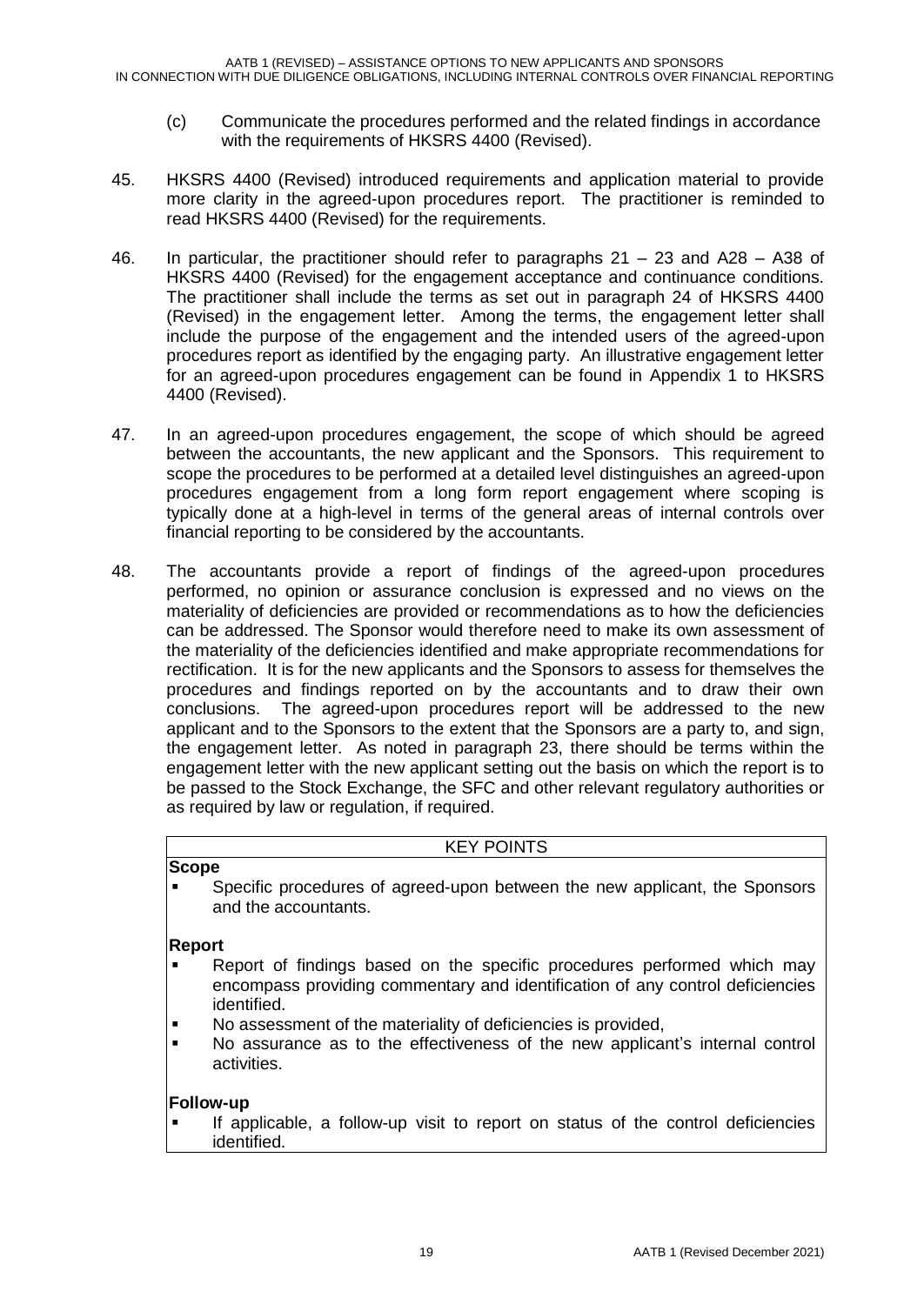(c) Communicate the procedures performed and the related findings in accordance with the requirements of HKSRS 4400 (Revised).

45. HKSRS 4400 (Revised) introduced requirements and application material to provide more clarity in the agreed-upon procedures report. The practitioner is reminded to read HKSRS 4400 (Revised) for the requirements.

46. In particular, the practitioner should refer to paragraphs 21 – 23 and A28 – A38 of HKSRS 4400 (Revised) for the engagement acceptance and continuance conditions. The practitioner shall include the terms as set out in paragraph 24 of HKSRS 4400 (Revised) in the engagement letter. Among the terms, the engagement letter shall include the purpose of the engagement and the intended users of the agreed-upon procedures report as identified by the engaging party. An illustrative engagement letter for an agreed-upon procedures engagement can be found in Appendix 1 to HKSRS 4400 (Revised).

47. In an agreed-upon procedures engagement, the scope of which should be agreed between the accountants, the new applicant and the Sponsors. This requirement to scope the procedures to be performed at a detailed level distinguishes an agreed-upon procedures engagement from a long form report engagement where scoping is typically done at a high-level in terms of the general areas of internal controls over financial reporting to be considered by the accountants.

48. The accountants provide a report of findings of the agreed-upon procedures performed, no opinion or assurance conclusion is expressed and no views on the materiality of deficiencies are provided or recommendations as to how the deficiencies can be addressed. The Sponsor would therefore need to make its own assessment of the materiality of the deficiencies identified and make appropriate recommendations for rectification. It is for the new applicants and the Sponsors to assess for themselves the procedures and findings reported on by the accountants and to draw their own conclusions. The agreed-upon procedures report will be addressed to the new applicant and to the Sponsors to the extent that the Sponsors are a party to, and sign, the engagement letter. As noted in paragraph 23, there should be terms within the engagement letter with the new applicant setting out the basis on which the report is to be passed to the Stock Exchange, the SFC and other relevant regulatory authorities or as required by law or regulation, if required.

| KEY POINTS |
|---|
| **Scope**<br>▪ Specific procedures of agreed-upon between the new applicant, the Sponsors and the accountants.<br><br>**Report**<br>▪ Report of findings based on the specific procedures performed which may encompass providing commentary and identification of any control deficiencies identified.<br>▪ No assessment of the materiality of deficiencies is provided,<br>▪ No assurance as to the effectiveness of the new applicant's internal control activities.<br><br>**Follow-up**<br>▪ If applicable, a follow-up visit to report on status of the control deficiencies identified. |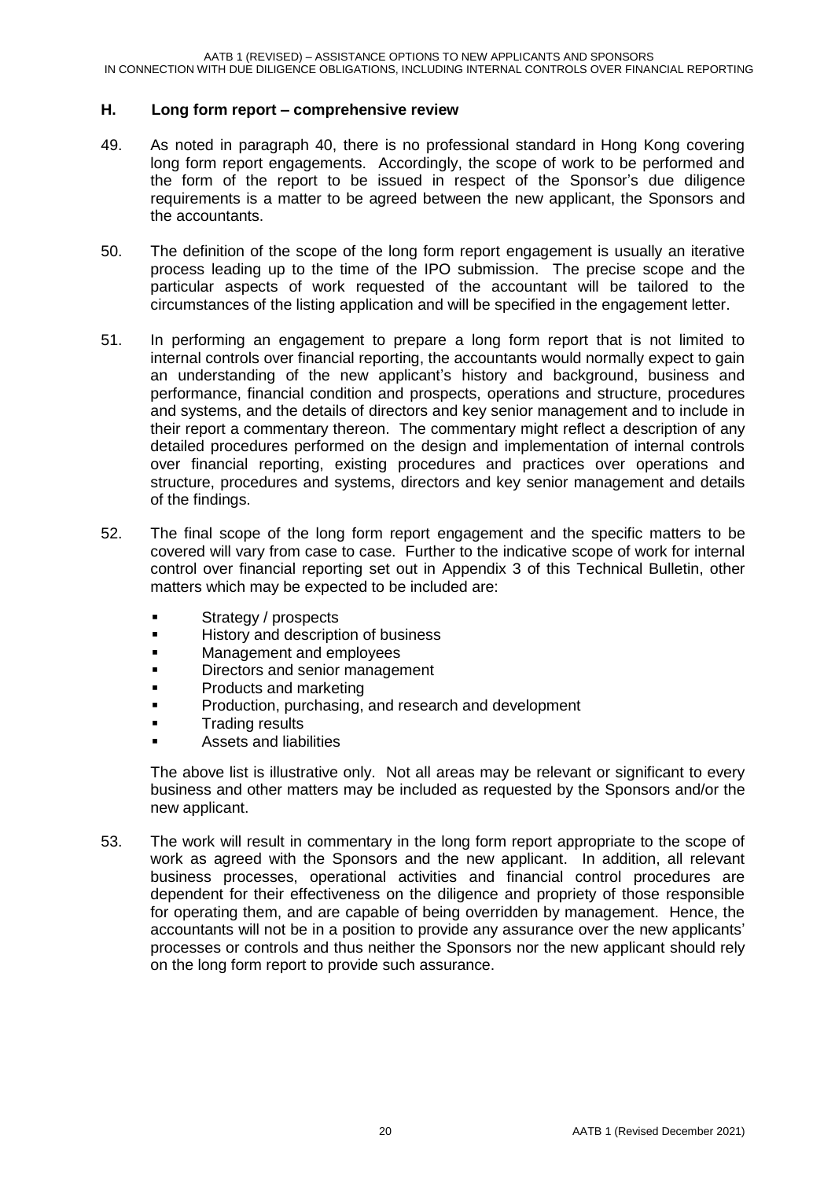## H. Long form report – comprehensive review

49. As noted in paragraph 40, there is no professional standard in Hong Kong covering long form report engagements. Accordingly, the scope of work to be performed and the form of the report to be issued in respect of the Sponsor's due diligence requirements is a matter to be agreed between the new applicant, the Sponsors and the accountants.

50. The definition of the scope of the long form report engagement is usually an iterative process leading up to the time of the IPO submission. The precise scope and the particular aspects of work requested of the accountant will be tailored to the circumstances of the listing application and will be specified in the engagement letter.

51. In performing an engagement to prepare a long form report that is not limited to internal controls over financial reporting, the accountants would normally expect to gain an understanding of the new applicant's history and background, business and performance, financial condition and prospects, operations and structure, procedures and systems, and the details of directors and key senior management and to include in their report a commentary thereon. The commentary might reflect a description of any detailed procedures performed on the design and implementation of internal controls over financial reporting, existing procedures and practices over operations and structure, procedures and systems, directors and key senior management and details of the findings.

52. The final scope of the long form report engagement and the specific matters to be covered will vary from case to case. Further to the indicative scope of work for internal control over financial reporting set out in Appendix 3 of this Technical Bulletin, other matters which may be expected to be included are:

    - Strategy / prospects
    - History and description of business
    - Management and employees
    - Directors and senior management
    - Products and marketing
    - Production, purchasing, and research and development
    - Trading results
    - Assets and liabilities

    The above list is illustrative only. Not all areas may be relevant or significant to every business and other matters may be included as requested by the Sponsors and/or the new applicant.

53. The work will result in commentary in the long form report appropriate to the scope of work as agreed with the Sponsors and the new applicant. In addition, all relevant business processes, operational activities and financial control procedures are dependent for their effectiveness on the diligence and propriety of those responsible for operating them, and are capable of being overridden by management. Hence, the accountants will not be in a position to provide any assurance over the new applicants' processes or controls and thus neither the Sponsors nor the new applicant should rely on the long form report to provide such assurance.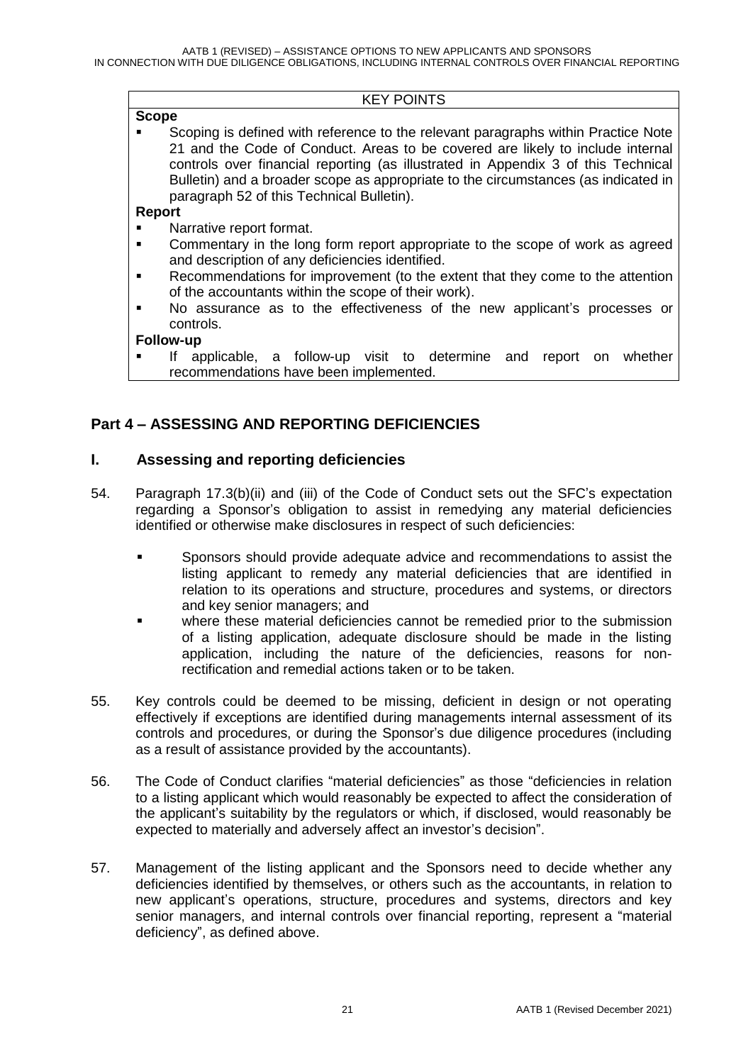| KEY POINTS |
|---|
| **Scope**<br>▪ Scoping is defined with reference to the relevant paragraphs within Practice Note 21 and the Code of Conduct. Areas to be covered are likely to include internal controls over financial reporting (as illustrated in Appendix 3 of this Technical Bulletin) and a broader scope as appropriate to the circumstances (as indicated in paragraph 52 of this Technical Bulletin).<br>**Report**<br>▪ Narrative report format.<br>▪ Commentary in the long form report appropriate to the scope of work as agreed and description of any deficiencies identified.<br>▪ Recommendations for improvement (to the extent that they come to the attention of the accountants within the scope of their work).<br>▪ No assurance as to the effectiveness of the new applicant's processes or controls.<br>**Follow-up**<br>▪ If applicable, a follow-up visit to determine and report on whether recommendations have been implemented. |

## Part 4 – ASSESSING AND REPORTING DEFICIENCIES

### I. Assessing and reporting deficiencies

54. Paragraph 17.3(b)(ii) and (iii) of the Code of Conduct sets out the SFC's expectation regarding a Sponsor's obligation to assist in remedying any material deficiencies identified or otherwise make disclosures in respect of such deficiencies:

    - Sponsors should provide adequate advice and recommendations to assist the listing applicant to remedy any material deficiencies that are identified in relation to its operations and structure, procedures and systems, or directors and key senior managers; and
    - where these material deficiencies cannot be remedied prior to the submission of a listing application, adequate disclosure should be made in the listing application, including the nature of the deficiencies, reasons for non-rectification and remedial actions taken or to be taken.

55. Key controls could be deemed to be missing, deficient in design or not operating effectively if exceptions are identified during managements internal assessment of its controls and procedures, or during the Sponsor's due diligence procedures (including as a result of assistance provided by the accountants).

56. The Code of Conduct clarifies "material deficiencies" as those "deficiencies in relation to a listing applicant which would reasonably be expected to affect the consideration of the applicant's suitability by the regulators or which, if disclosed, would reasonably be expected to materially and adversely affect an investor's decision".

57. Management of the listing applicant and the Sponsors need to decide whether any deficiencies identified by themselves, or others such as the accountants, in relation to new applicant's operations, structure, procedures and systems, directors and key senior managers, and internal controls over financial reporting, represent a "material deficiency", as defined above.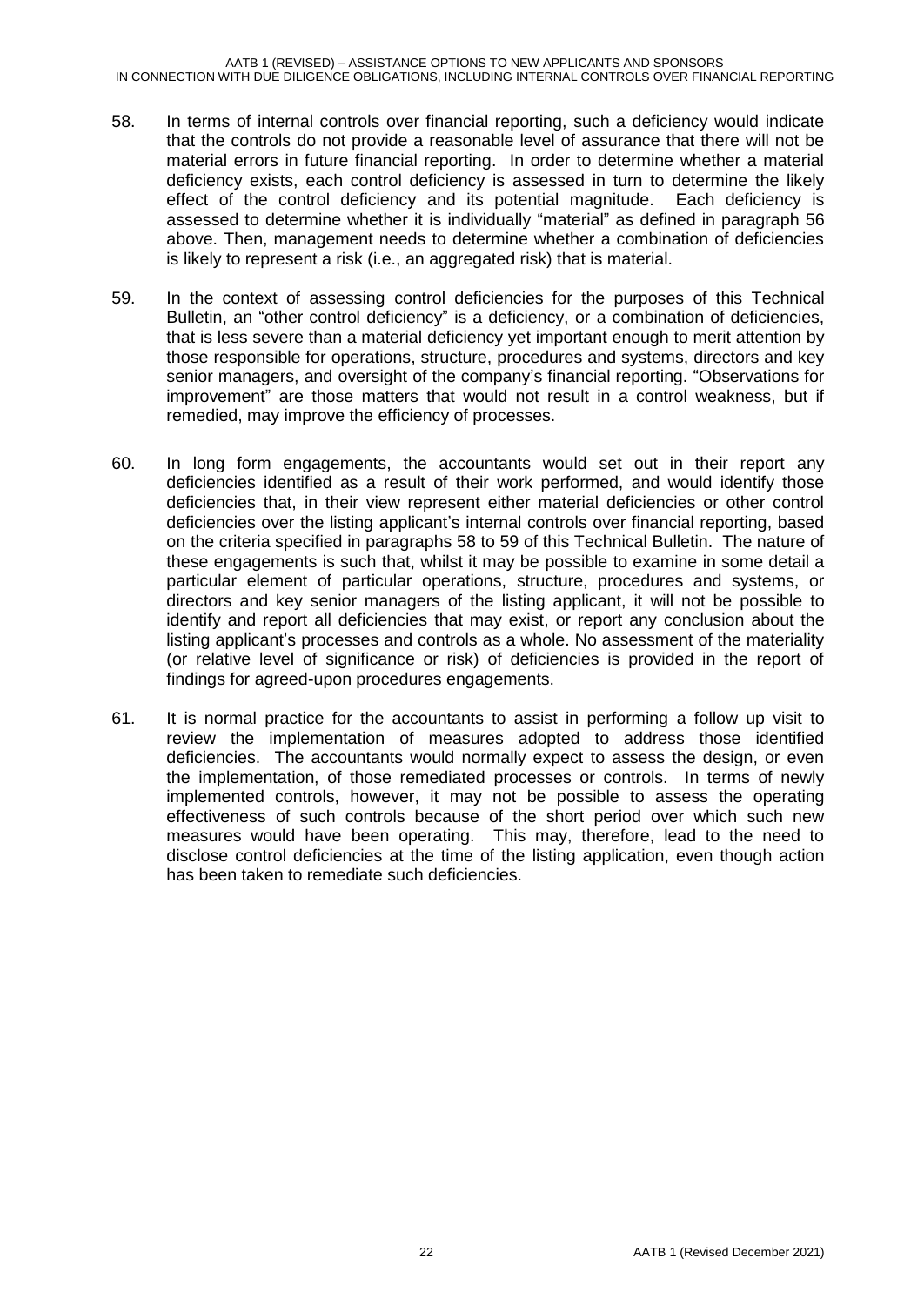58. In terms of internal controls over financial reporting, such a deficiency would indicate that the controls do not provide a reasonable level of assurance that there will not be material errors in future financial reporting. In order to determine whether a material deficiency exists, each control deficiency is assessed in turn to determine the likely effect of the control deficiency and its potential magnitude. Each deficiency is assessed to determine whether it is individually "material" as defined in paragraph 56 above. Then, management needs to determine whether a combination of deficiencies is likely to represent a risk (i.e., an aggregated risk) that is material.

59. In the context of assessing control deficiencies for the purposes of this Technical Bulletin, an "other control deficiency" is a deficiency, or a combination of deficiencies, that is less severe than a material deficiency yet important enough to merit attention by those responsible for operations, structure, procedures and systems, directors and key senior managers, and oversight of the company's financial reporting. "Observations for improvement" are those matters that would not result in a control weakness, but if remedied, may improve the efficiency of processes.

60. In long form engagements, the accountants would set out in their report any deficiencies identified as a result of their work performed, and would identify those deficiencies that, in their view represent either material deficiencies or other control deficiencies over the listing applicant's internal controls over financial reporting, based on the criteria specified in paragraphs 58 to 59 of this Technical Bulletin. The nature of these engagements is such that, whilst it may be possible to examine in some detail a particular element of particular operations, structure, procedures and systems, or directors and key senior managers of the listing applicant, it will not be possible to identify and report all deficiencies that may exist, or report any conclusion about the listing applicant's processes and controls as a whole. No assessment of the materiality (or relative level of significance or risk) of deficiencies is provided in the report of findings for agreed-upon procedures engagements.

61. It is normal practice for the accountants to assist in performing a follow up visit to review the implementation of measures adopted to address those identified deficiencies. The accountants would normally expect to assess the design, or even the implementation, of those remediated processes or controls. In terms of newly implemented controls, however, it may not be possible to assess the operating effectiveness of such controls because of the short period over which such new measures would have been operating. This may, therefore, lead to the need to disclose control deficiencies at the time of the listing application, even though action has been taken to remediate such deficiencies.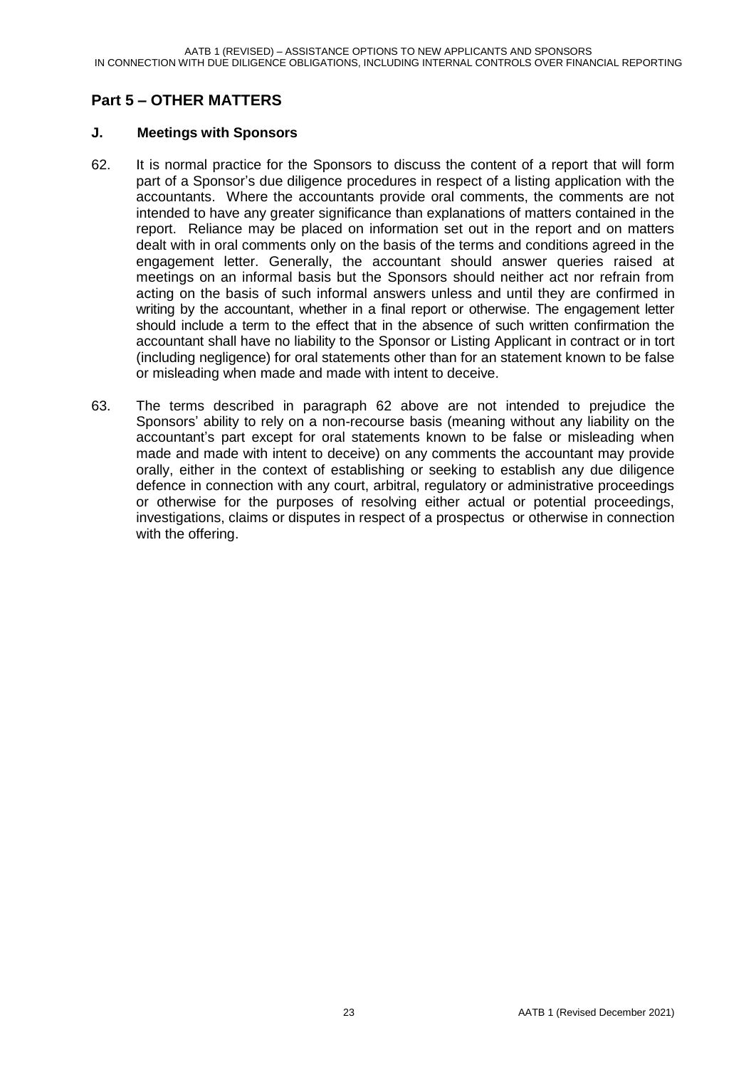## Part 5 – OTHER MATTERS

### J. Meetings with Sponsors

62. It is normal practice for the Sponsors to discuss the content of a report that will form part of a Sponsor's due diligence procedures in respect of a listing application with the accountants. Where the accountants provide oral comments, the comments are not intended to have any greater significance than explanations of matters contained in the report. Reliance may be placed on information set out in the report and on matters dealt with in oral comments only on the basis of the terms and conditions agreed in the engagement letter. Generally, the accountant should answer queries raised at meetings on an informal basis but the Sponsors should neither act nor refrain from acting on the basis of such informal answers unless and until they are confirmed in writing by the accountant, whether in a final report or otherwise. The engagement letter should include a term to the effect that in the absence of such written confirmation the accountant shall have no liability to the Sponsor or Listing Applicant in contract or in tort (including negligence) for oral statements other than for an statement known to be false or misleading when made and made with intent to deceive.

63. The terms described in paragraph 62 above are not intended to prejudice the Sponsors' ability to rely on a non-recourse basis (meaning without any liability on the accountant's part except for oral statements known to be false or misleading when made and made with intent to deceive) on any comments the accountant may provide orally, either in the context of establishing or seeking to establish any due diligence defence in connection with any court, arbitral, regulatory or administrative proceedings or otherwise for the purposes of resolving either actual or potential proceedings, investigations, claims or disputes in respect of a prospectus or otherwise in connection with the offering.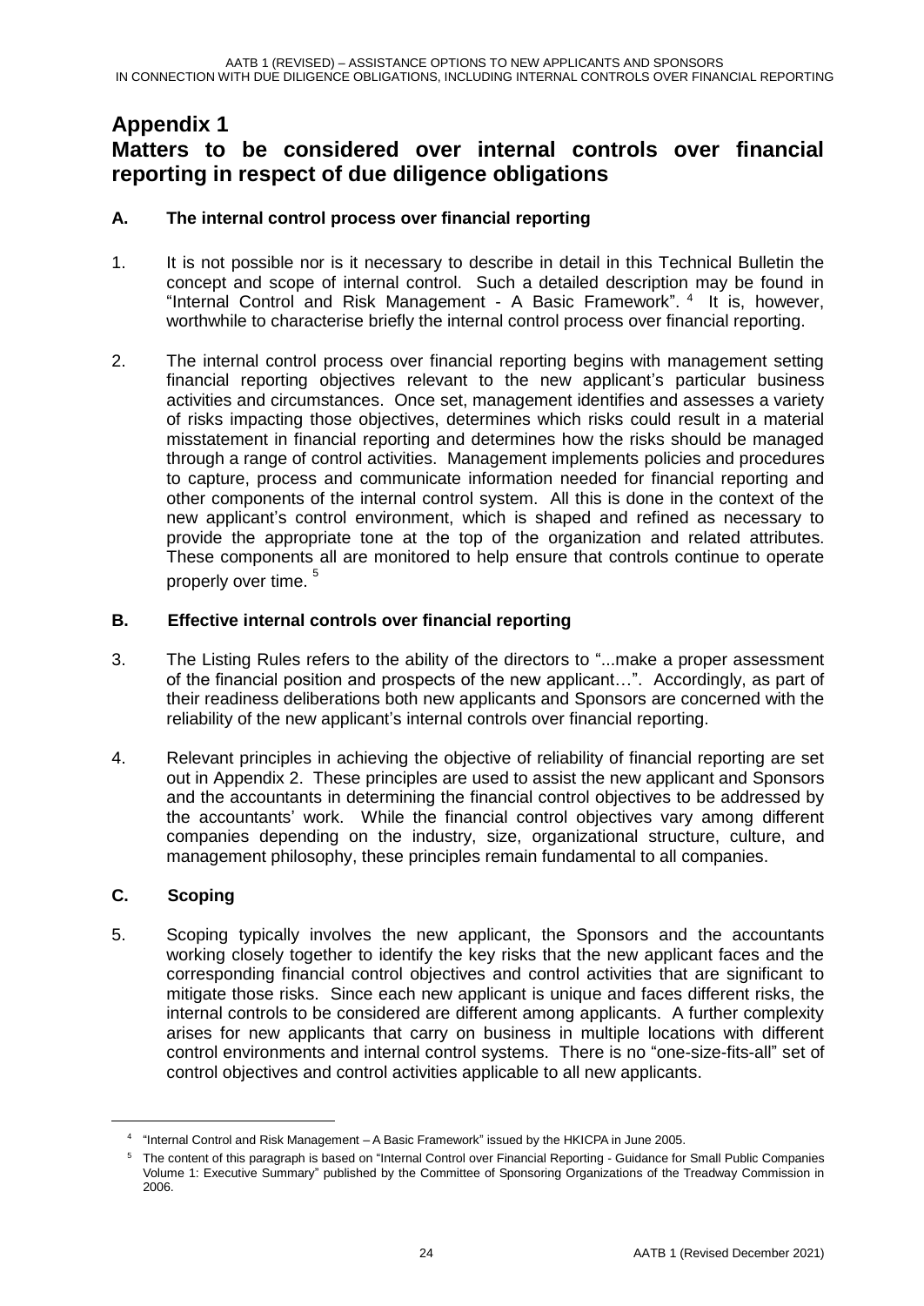# Appendix 1

# Matters to be considered over internal controls over financial reporting in respect of due diligence obligations

## A. The internal control process over financial reporting

1. It is not possible nor is it necessary to describe in detail in this Technical Bulletin the concept and scope of internal control. Such a detailed description may be found in "Internal Control and Risk Management - A Basic Framework". [4] It is, however, worthwhile to characterise briefly the internal control process over financial reporting.

2. The internal control process over financial reporting begins with management setting financial reporting objectives relevant to the new applicant's particular business activities and circumstances. Once set, management identifies and assesses a variety of risks impacting those objectives, determines which risks could result in a material misstatement in financial reporting and determines how the risks should be managed through a range of control activities. Management implements policies and procedures to capture, process and communicate information needed for financial reporting and other components of the internal control system. All this is done in the context of the new applicant's control environment, which is shaped and refined as necessary to provide the appropriate tone at the top of the organization and related attributes. These components all are monitored to help ensure that controls continue to operate properly over time. [5]

## B. Effective internal controls over financial reporting

3. The Listing Rules refers to the ability of the directors to "...make a proper assessment of the financial position and prospects of the new applicant…". Accordingly, as part of their readiness deliberations both new applicants and Sponsors are concerned with the reliability of the new applicant's internal controls over financial reporting.

4. Relevant principles in achieving the objective of reliability of financial reporting are set out in Appendix 2. These principles are used to assist the new applicant and Sponsors and the accountants in determining the financial control objectives to be addressed by the accountants' work. While the financial control objectives vary among different companies depending on the industry, size, organizational structure, culture, and management philosophy, these principles remain fundamental to all companies.

## C. Scoping

5. Scoping typically involves the new applicant, the Sponsors and the accountants working closely together to identify the key risks that the new applicant faces and the corresponding financial control objectives and control activities that are significant to mitigate those risks. Since each new applicant is unique and faces different risks, the internal controls to be considered are different among applicants. A further complexity arises for new applicants that carry on business in multiple locations with different control environments and internal control systems. There is no "one-size-fits-all" set of control objectives and control activities applicable to all new applicants.

---

[4] "Internal Control and Risk Management – A Basic Framework" issued by the HKICPA in June 2005.

[5] The content of this paragraph is based on "Internal Control over Financial Reporting - Guidance for Small Public Companies Volume 1: Executive Summary" published by the Committee of Sponsoring Organizations of the Treadway Commission in 2006.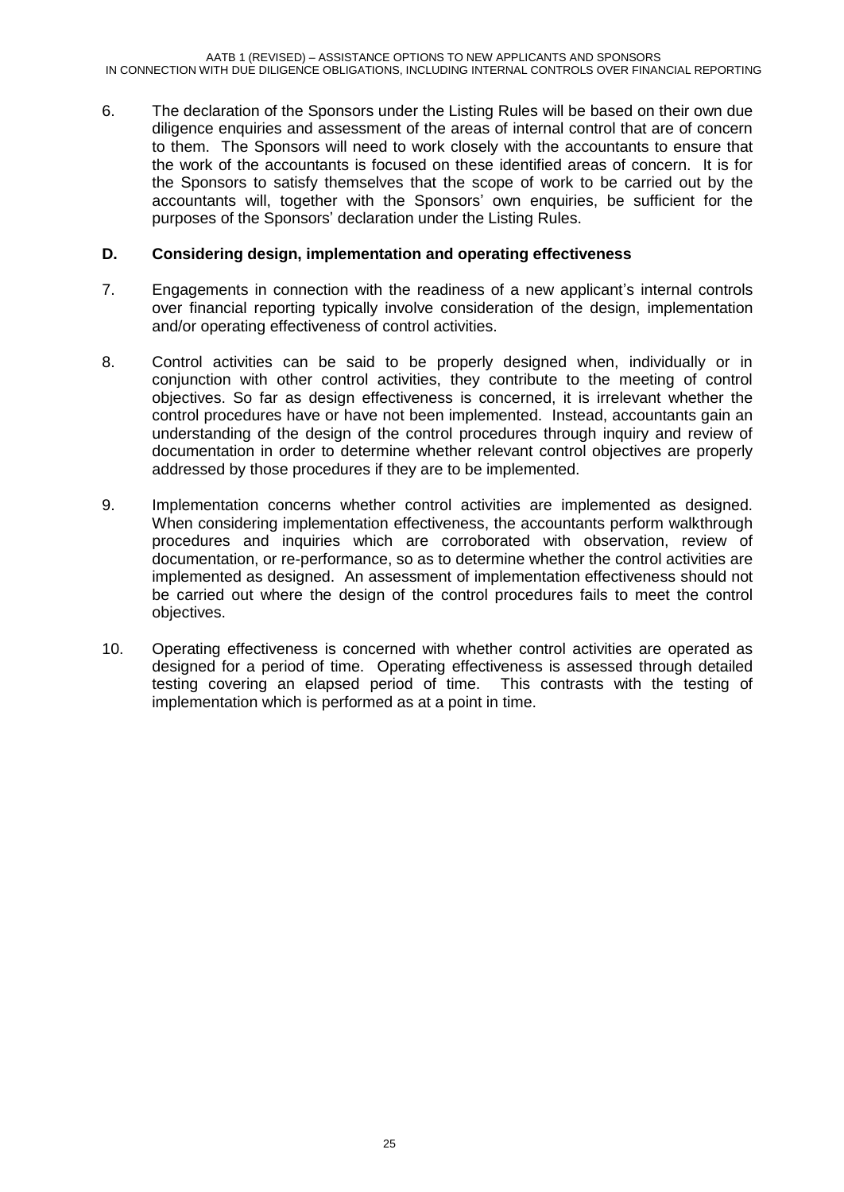6. The declaration of the Sponsors under the Listing Rules will be based on their own due diligence enquiries and assessment of the areas of internal control that are of concern to them. The Sponsors will need to work closely with the accountants to ensure that the work of the accountants is focused on these identified areas of concern. It is for the Sponsors to satisfy themselves that the scope of work to be carried out by the accountants will, together with the Sponsors' own enquiries, be sufficient for the purposes of the Sponsors' declaration under the Listing Rules.

## D. Considering design, implementation and operating effectiveness

7. Engagements in connection with the readiness of a new applicant's internal controls over financial reporting typically involve consideration of the design, implementation and/or operating effectiveness of control activities.

8. Control activities can be said to be properly designed when, individually or in conjunction with other control activities, they contribute to the meeting of control objectives. So far as design effectiveness is concerned, it is irrelevant whether the control procedures have or have not been implemented. Instead, accountants gain an understanding of the design of the control procedures through inquiry and review of documentation in order to determine whether relevant control objectives are properly addressed by those procedures if they are to be implemented.

9. Implementation concerns whether control activities are implemented as designed. When considering implementation effectiveness, the accountants perform walkthrough procedures and inquiries which are corroborated with observation, review of documentation, or re-performance, so as to determine whether the control activities are implemented as designed. An assessment of implementation effectiveness should not be carried out where the design of the control procedures fails to meet the control objectives.

10. Operating effectiveness is concerned with whether control activities are operated as designed for a period of time. Operating effectiveness is assessed through detailed testing covering an elapsed period of time. This contrasts with the testing of implementation which is performed as at a point in time.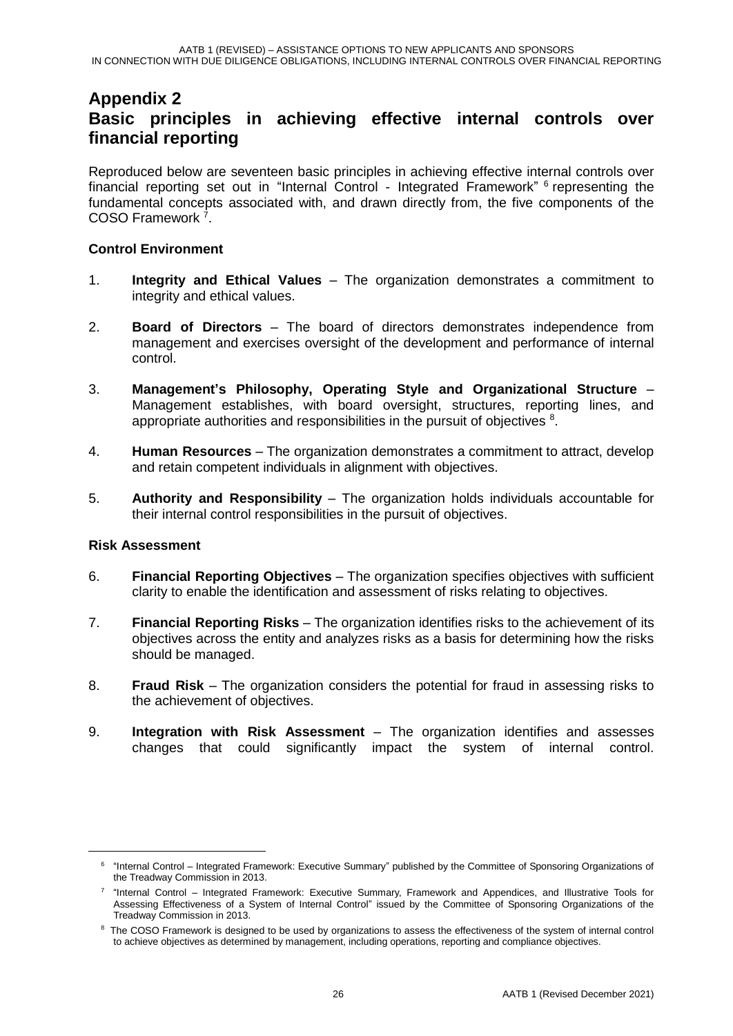# Appendix 2

# Basic principles in achieving effective internal controls over financial reporting

Reproduced below are seventeen basic principles in achieving effective internal controls over financial reporting set out in "Internal Control - Integrated Framework" [6] representing the fundamental concepts associated with, and drawn directly from, the five components of the COSO Framework [7].

**Control Environment**

1. **Integrity and Ethical Values** – The organization demonstrates a commitment to integrity and ethical values.

2. **Board of Directors** – The board of directors demonstrates independence from management and exercises oversight of the development and performance of internal control.

3. **Management's Philosophy, Operating Style and Organizational Structure** – Management establishes, with board oversight, structures, reporting lines, and appropriate authorities and responsibilities in the pursuit of objectives [8].

4. **Human Resources** – The organization demonstrates a commitment to attract, develop and retain competent individuals in alignment with objectives.

5. **Authority and Responsibility** – The organization holds individuals accountable for their internal control responsibilities in the pursuit of objectives.

**Risk Assessment**

6. **Financial Reporting Objectives** – The organization specifies objectives with sufficient clarity to enable the identification and assessment of risks relating to objectives.

7. **Financial Reporting Risks** – The organization identifies risks to the achievement of its objectives across the entity and analyzes risks as a basis for determining how the risks should be managed.

8. **Fraud Risk** – The organization considers the potential for fraud in assessing risks to the achievement of objectives.

9. **Integration with Risk Assessment** – The organization identifies and assesses changes that could significantly impact the system of internal control.

---

[6] "Internal Control – Integrated Framework: Executive Summary" published by the Committee of Sponsoring Organizations of the Treadway Commission in 2013.

[7] "Internal Control – Integrated Framework: Executive Summary, Framework and Appendices, and Illustrative Tools for Assessing Effectiveness of a System of Internal Control" issued by the Committee of Sponsoring Organizations of the Treadway Commission in 2013.

[8] The COSO Framework is designed to be used by organizations to assess the effectiveness of the system of internal control to achieve objectives as determined by management, including operations, reporting and compliance objectives.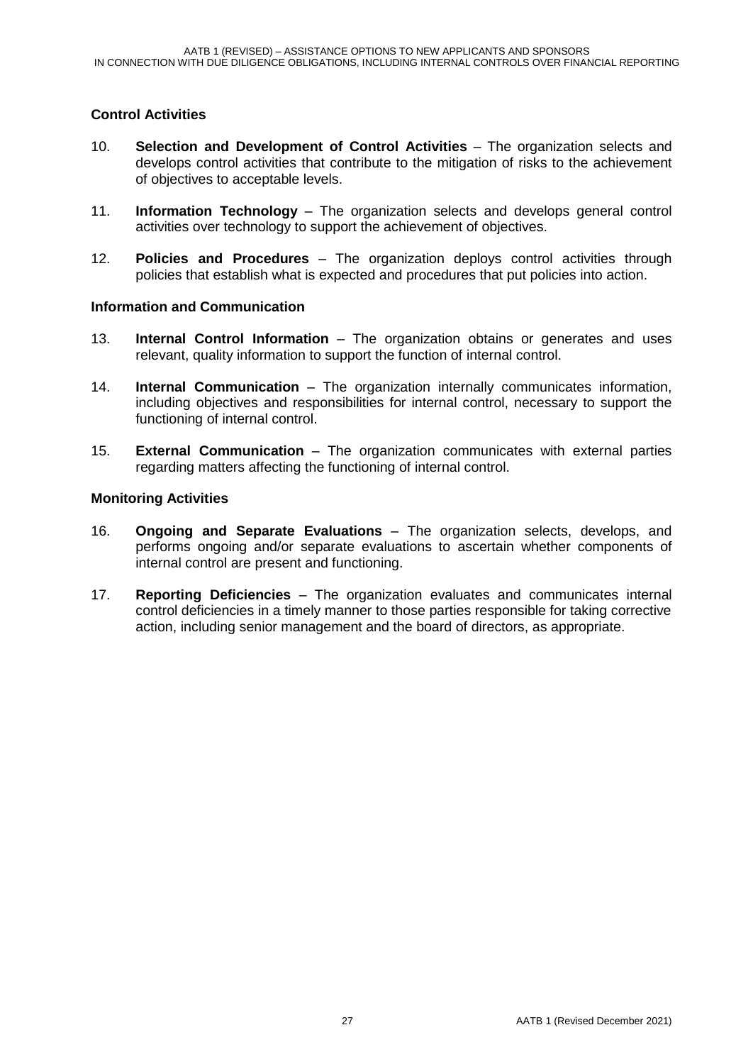**Control Activities**

10. **Selection and Development of Control Activities** – The organization selects and develops control activities that contribute to the mitigation of risks to the achievement of objectives to acceptable levels.

11. **Information Technology** – The organization selects and develops general control activities over technology to support the achievement of objectives.

12. **Policies and Procedures** – The organization deploys control activities through policies that establish what is expected and procedures that put policies into action.

**Information and Communication**

13. **Internal Control Information** – The organization obtains or generates and uses relevant, quality information to support the function of internal control.

14. **Internal Communication** – The organization internally communicates information, including objectives and responsibilities for internal control, necessary to support the functioning of internal control.

15. **External Communication** – The organization communicates with external parties regarding matters affecting the functioning of internal control.

**Monitoring Activities**

16. **Ongoing and Separate Evaluations** – The organization selects, develops, and performs ongoing and/or separate evaluations to ascertain whether components of internal control are present and functioning.

17. **Reporting Deficiencies** – The organization evaluates and communicates internal control deficiencies in a timely manner to those parties responsible for taking corrective action, including senior management and the board of directors, as appropriate.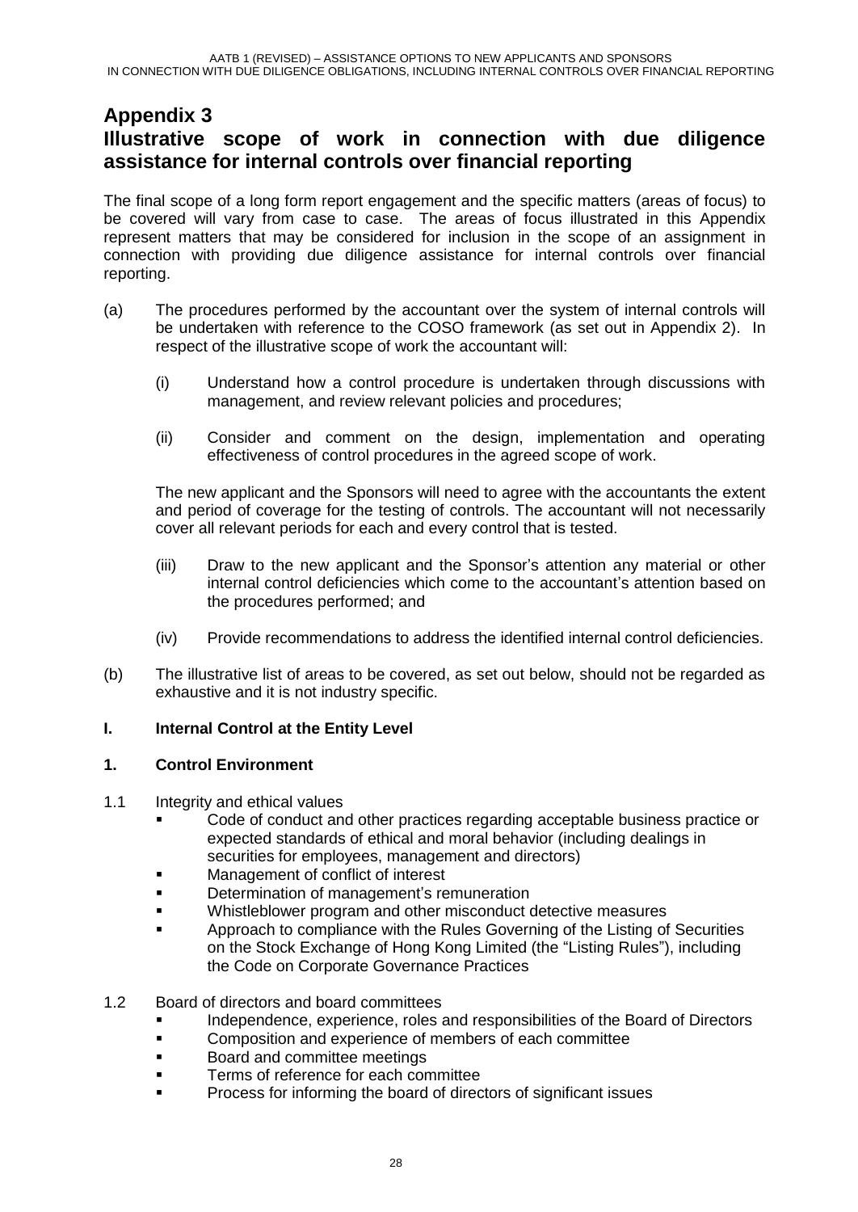# Appendix 3

# Illustrative scope of work in connection with due diligence assistance for internal controls over financial reporting

The final scope of a long form report engagement and the specific matters (areas of focus) to be covered will vary from case to case. The areas of focus illustrated in this Appendix represent matters that may be considered for inclusion in the scope of an assignment in connection with providing due diligence assistance for internal controls over financial reporting.

(a) The procedures performed by the accountant over the system of internal controls will be undertaken with reference to the COSO framework (as set out in Appendix 2). In respect of the illustrative scope of work the accountant will:

   (i) Understand how a control procedure is undertaken through discussions with management, and review relevant policies and procedures;

   (ii) Consider and comment on the design, implementation and operating effectiveness of control procedures in the agreed scope of work.

   The new applicant and the Sponsors will need to agree with the accountants the extent and period of coverage for the testing of controls. The accountant will not necessarily cover all relevant periods for each and every control that is tested.

   (iii) Draw to the new applicant and the Sponsor's attention any material or other internal control deficiencies which come to the accountant's attention based on the procedures performed; and

   (iv) Provide recommendations to address the identified internal control deficiencies.

(b) The illustrative list of areas to be covered, as set out below, should not be regarded as exhaustive and it is not industry specific.

## I. Internal Control at the Entity Level

### 1. Control Environment

1.1 Integrity and ethical values

- Code of conduct and other practices regarding acceptable business practice or expected standards of ethical and moral behavior (including dealings in securities for employees, management and directors)
- Management of conflict of interest
- Determination of management's remuneration
- Whistleblower program and other misconduct detective measures
- Approach to compliance with the Rules Governing of the Listing of Securities on the Stock Exchange of Hong Kong Limited (the "Listing Rules"), including the Code on Corporate Governance Practices

1.2 Board of directors and board committees

- Independence, experience, roles and responsibilities of the Board of Directors
- Composition and experience of members of each committee
- Board and committee meetings
- Terms of reference for each committee
- Process for informing the board of directors of significant issues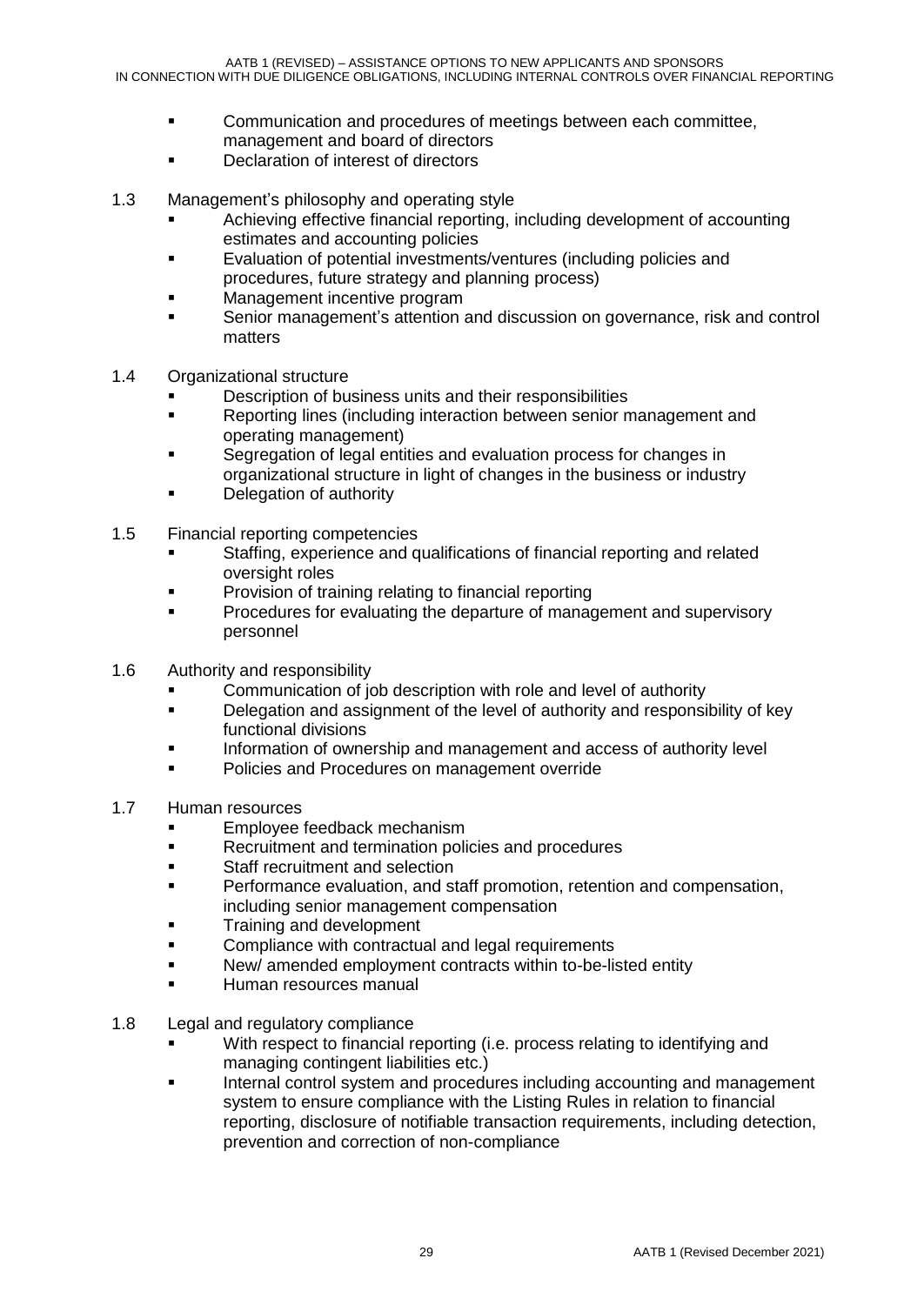- Communication and procedures of meetings between each committee, management and board of directors
- Declaration of interest of directors

1.3 Management's philosophy and operating style

- Achieving effective financial reporting, including development of accounting estimates and accounting policies
- Evaluation of potential investments/ventures (including policies and procedures, future strategy and planning process)
- Management incentive program
- Senior management's attention and discussion on governance, risk and control matters

1.4 Organizational structure

- Description of business units and their responsibilities
- Reporting lines (including interaction between senior management and operating management)
- Segregation of legal entities and evaluation process for changes in organizational structure in light of changes in the business or industry
- Delegation of authority

1.5 Financial reporting competencies

- Staffing, experience and qualifications of financial reporting and related oversight roles
- Provision of training relating to financial reporting
- Procedures for evaluating the departure of management and supervisory personnel

1.6 Authority and responsibility

- Communication of job description with role and level of authority
- Delegation and assignment of the level of authority and responsibility of key functional divisions
- Information of ownership and management and access of authority level
- Policies and Procedures on management override

1.7 Human resources

- Employee feedback mechanism
- Recruitment and termination policies and procedures
- Staff recruitment and selection
- Performance evaluation, and staff promotion, retention and compensation, including senior management compensation
- Training and development
- Compliance with contractual and legal requirements
- New/ amended employment contracts within to-be-listed entity
- Human resources manual

1.8 Legal and regulatory compliance

- With respect to financial reporting (i.e. process relating to identifying and managing contingent liabilities etc.)
- Internal control system and procedures including accounting and management system to ensure compliance with the Listing Rules in relation to financial reporting, disclosure of notifiable transaction requirements, including detection, prevention and correction of non-compliance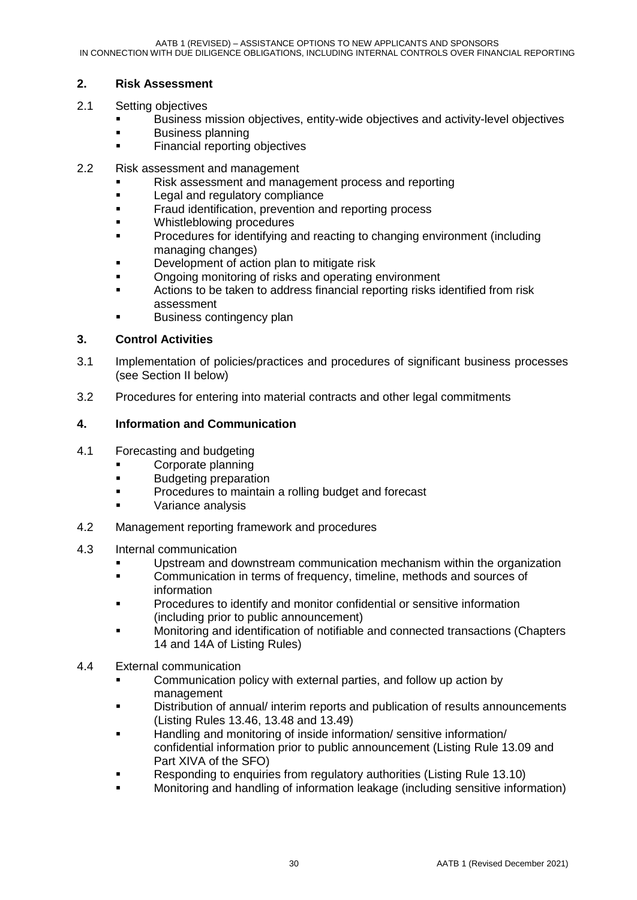## 2. Risk Assessment

2.1 Setting objectives

- Business mission objectives, entity-wide objectives and activity-level objectives
- Business planning
- Financial reporting objectives

2.2 Risk assessment and management

- Risk assessment and management process and reporting
- Legal and regulatory compliance
- Fraud identification, prevention and reporting process
- Whistleblowing procedures
- Procedures for identifying and reacting to changing environment (including managing changes)
- Development of action plan to mitigate risk
- Ongoing monitoring of risks and operating environment
- Actions to be taken to address financial reporting risks identified from risk assessment
- Business contingency plan

## 3. Control Activities

3.1 Implementation of policies/practices and procedures of significant business processes (see Section II below)

3.2 Procedures for entering into material contracts and other legal commitments

## 4. Information and Communication

4.1 Forecasting and budgeting

- Corporate planning
- Budgeting preparation
- Procedures to maintain a rolling budget and forecast
- Variance analysis

4.2 Management reporting framework and procedures

4.3 Internal communication

- Upstream and downstream communication mechanism within the organization
- Communication in terms of frequency, timeline, methods and sources of information
- Procedures to identify and monitor confidential or sensitive information (including prior to public announcement)
- Monitoring and identification of notifiable and connected transactions (Chapters 14 and 14A of Listing Rules)

4.4 External communication

- Communication policy with external parties, and follow up action by management
- Distribution of annual/ interim reports and publication of results announcements (Listing Rules 13.46, 13.48 and 13.49)
- Handling and monitoring of inside information/ sensitive information/ confidential information prior to public announcement (Listing Rule 13.09 and Part XIVA of the SFO)
- Responding to enquiries from regulatory authorities (Listing Rule 13.10)
- Monitoring and handling of information leakage (including sensitive information)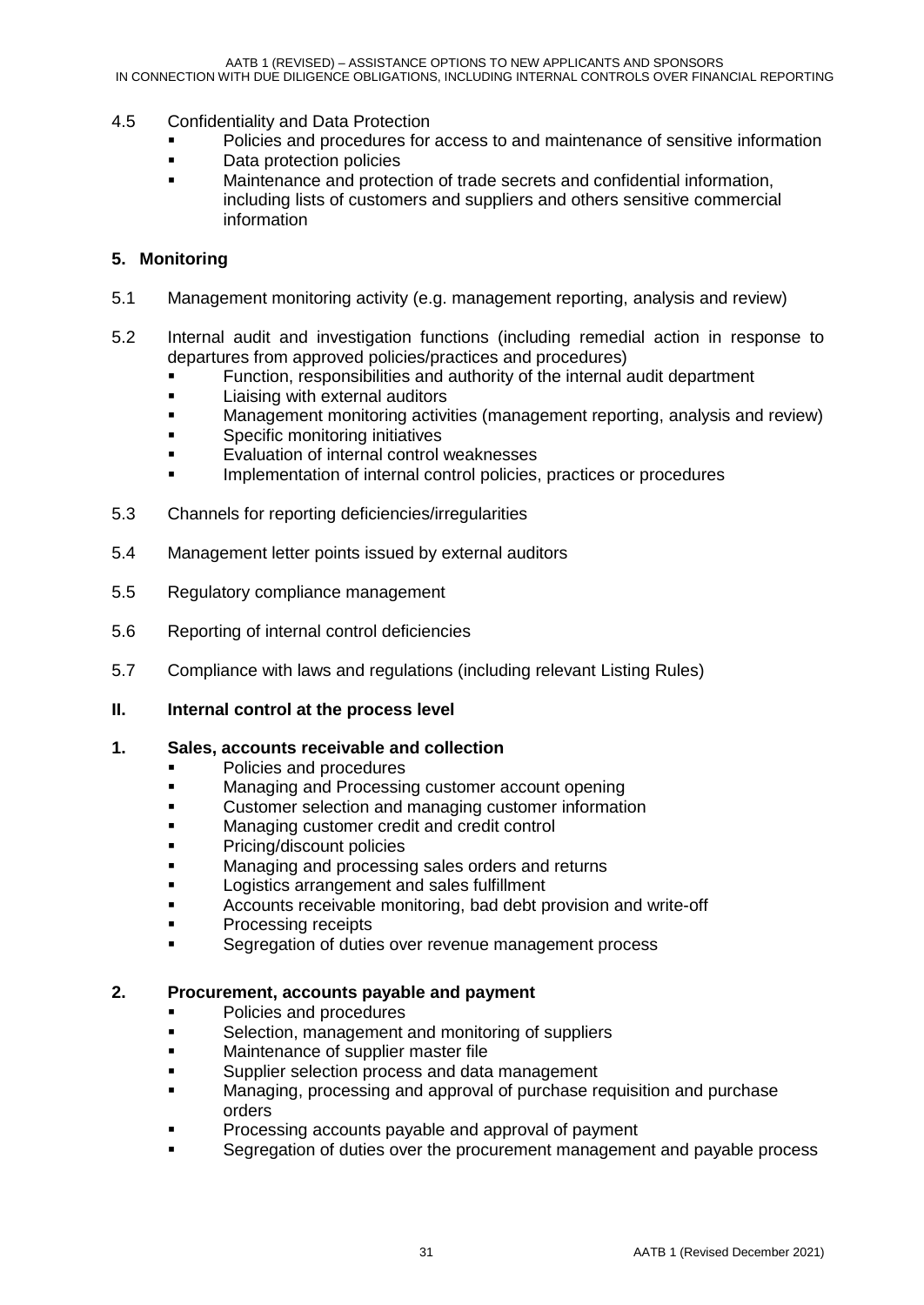4.5 Confidentiality and Data Protection

- Policies and procedures for access to and maintenance of sensitive information
- Data protection policies
- Maintenance and protection of trade secrets and confidential information, including lists of customers and suppliers and others sensitive commercial information

## 5. Monitoring

5.1 Management monitoring activity (e.g. management reporting, analysis and review)

5.2 Internal audit and investigation functions (including remedial action in response to departures from approved policies/practices and procedures)

- Function, responsibilities and authority of the internal audit department
- Liaising with external auditors
- Management monitoring activities (management reporting, analysis and review)
- Specific monitoring initiatives
- Evaluation of internal control weaknesses
- Implementation of internal control policies, practices or procedures

5.3 Channels for reporting deficiencies/irregularities

5.4 Management letter points issued by external auditors

5.5 Regulatory compliance management

5.6 Reporting of internal control deficiencies

5.7 Compliance with laws and regulations (including relevant Listing Rules)

## II. Internal control at the process level

### 1. Sales, accounts receivable and collection

- Policies and procedures
- Managing and Processing customer account opening
- Customer selection and managing customer information
- Managing customer credit and credit control
- Pricing/discount policies
- Managing and processing sales orders and returns
- Logistics arrangement and sales fulfillment
- Accounts receivable monitoring, bad debt provision and write-off
- Processing receipts
- Segregation of duties over revenue management process

### 2. Procurement, accounts payable and payment

- Policies and procedures
- Selection, management and monitoring of suppliers
- Maintenance of supplier master file
- Supplier selection process and data management
- Managing, processing and approval of purchase requisition and purchase orders
- Processing accounts payable and approval of payment
- Segregation of duties over the procurement management and payable process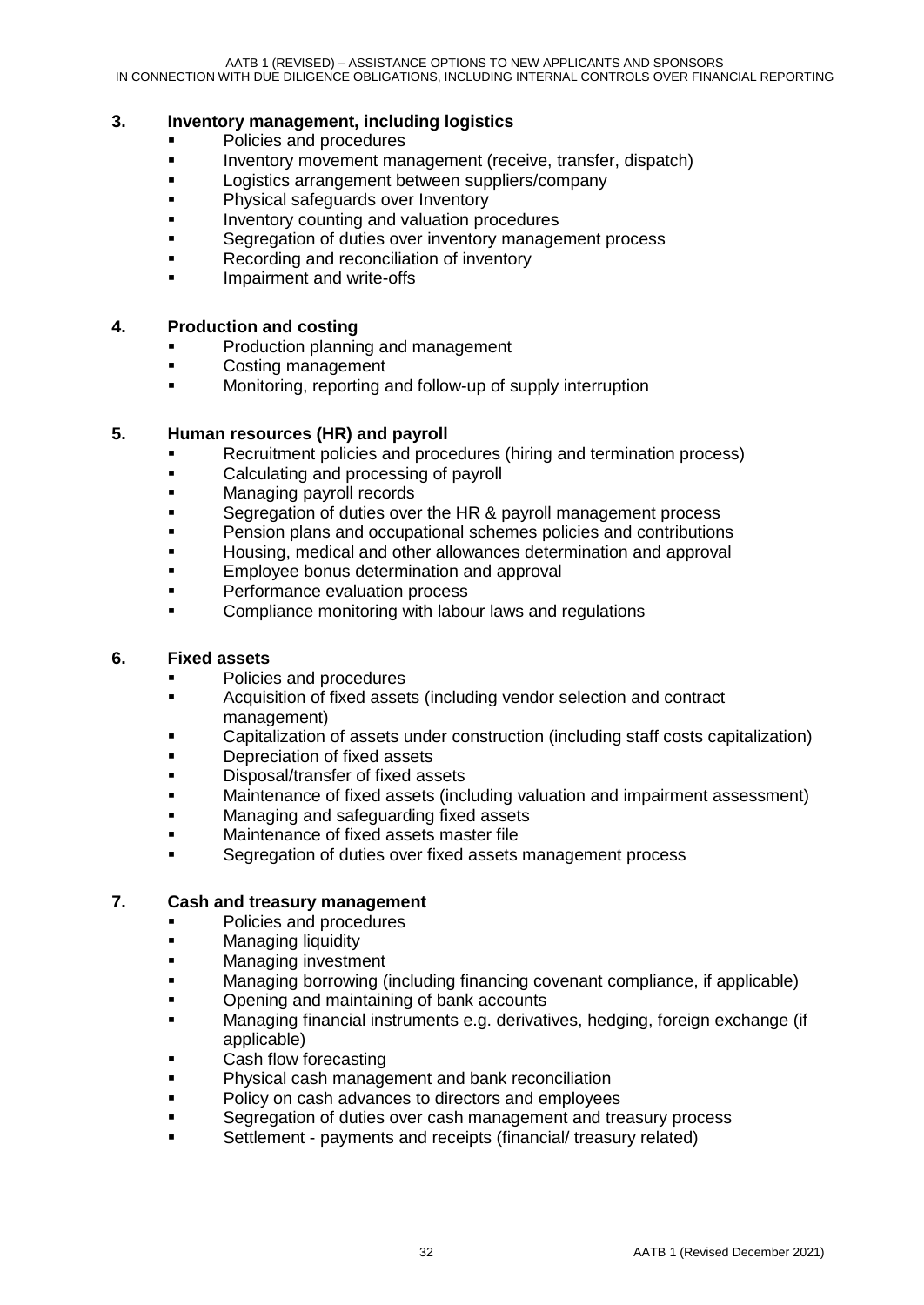**3. Inventory management, including logistics**

- Policies and procedures
- Inventory movement management (receive, transfer, dispatch)
- Logistics arrangement between suppliers/company
- Physical safeguards over Inventory
- Inventory counting and valuation procedures
- Segregation of duties over inventory management process
- Recording and reconciliation of inventory
- Impairment and write-offs

**4. Production and costing**

- Production planning and management
- Costing management
- Monitoring, reporting and follow-up of supply interruption

**5. Human resources (HR) and payroll**

- Recruitment policies and procedures (hiring and termination process)
- Calculating and processing of payroll
- Managing payroll records
- Segregation of duties over the HR & payroll management process
- Pension plans and occupational schemes policies and contributions
- Housing, medical and other allowances determination and approval
- Employee bonus determination and approval
- Performance evaluation process
- Compliance monitoring with labour laws and regulations

**6. Fixed assets**

- Policies and procedures
- Acquisition of fixed assets (including vendor selection and contract management)
- Capitalization of assets under construction (including staff costs capitalization)
- Depreciation of fixed assets
- Disposal/transfer of fixed assets
- Maintenance of fixed assets (including valuation and impairment assessment)
- Managing and safeguarding fixed assets
- Maintenance of fixed assets master file
- Segregation of duties over fixed assets management process

**7. Cash and treasury management**

- Policies and procedures
- Managing liquidity
- Managing investment
- Managing borrowing (including financing covenant compliance, if applicable)
- Opening and maintaining of bank accounts
- Managing financial instruments e.g. derivatives, hedging, foreign exchange (if applicable)
- Cash flow forecasting
- Physical cash management and bank reconciliation
- Policy on cash advances to directors and employees
- Segregation of duties over cash management and treasury process
- Settlement - payments and receipts (financial/ treasury related)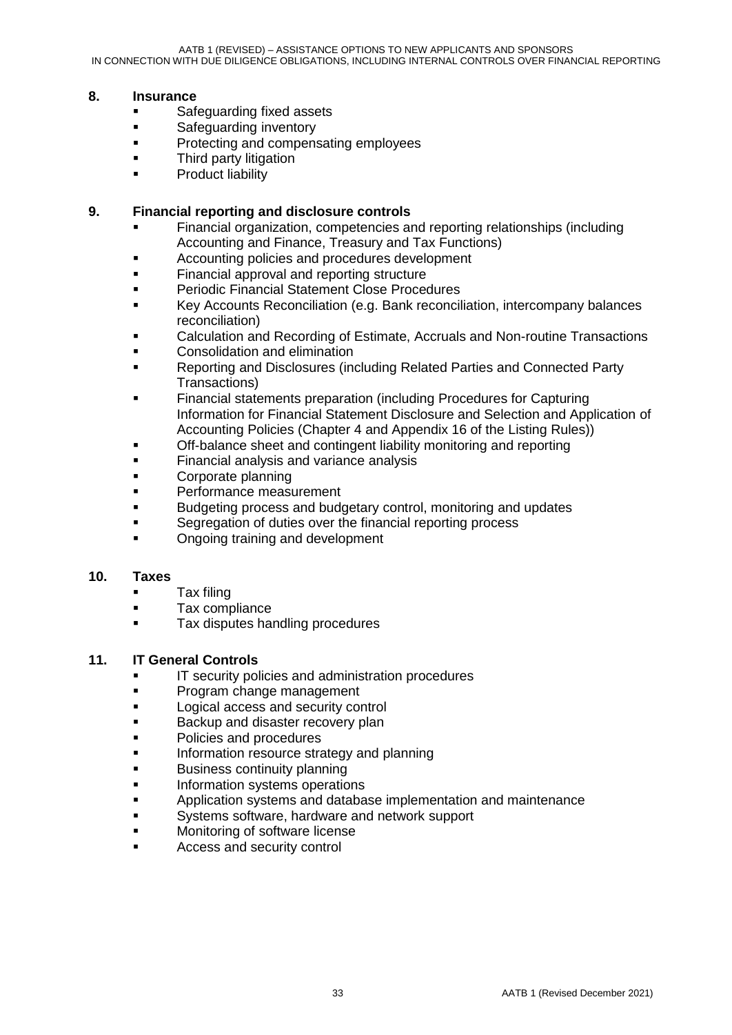## 8. Insurance

- Safeguarding fixed assets
- Safeguarding inventory
- Protecting and compensating employees
- Third party litigation
- Product liability

## 9. Financial reporting and disclosure controls

- Financial organization, competencies and reporting relationships (including Accounting and Finance, Treasury and Tax Functions)
- Accounting policies and procedures development
- Financial approval and reporting structure
- Periodic Financial Statement Close Procedures
- Key Accounts Reconciliation (e.g. Bank reconciliation, intercompany balances reconciliation)
- Calculation and Recording of Estimate, Accruals and Non-routine Transactions
- Consolidation and elimination
- Reporting and Disclosures (including Related Parties and Connected Party Transactions)
- Financial statements preparation (including Procedures for Capturing Information for Financial Statement Disclosure and Selection and Application of Accounting Policies (Chapter 4 and Appendix 16 of the Listing Rules))
- Off-balance sheet and contingent liability monitoring and reporting
- Financial analysis and variance analysis
- Corporate planning
- Performance measurement
- Budgeting process and budgetary control, monitoring and updates
- Segregation of duties over the financial reporting process
- Ongoing training and development

## 10. Taxes

- Tax filing
- Tax compliance
- Tax disputes handling procedures

## 11. IT General Controls

- IT security policies and administration procedures
- Program change management
- Logical access and security control
- Backup and disaster recovery plan
- Policies and procedures
- Information resource strategy and planning
- Business continuity planning
- Information systems operations
- Application systems and database implementation and maintenance
- Systems software, hardware and network support
- Monitoring of software license
- Access and security control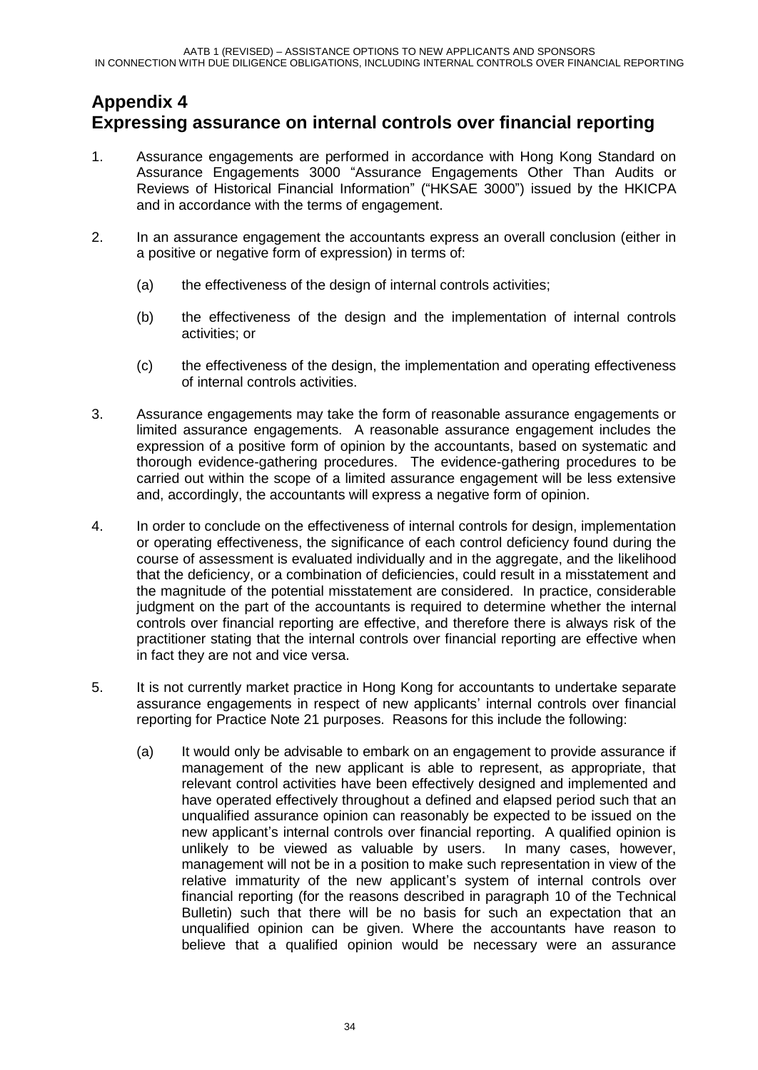# Appendix 4
# Expressing assurance on internal controls over financial reporting

1. Assurance engagements are performed in accordance with Hong Kong Standard on Assurance Engagements 3000 "Assurance Engagements Other Than Audits or Reviews of Historical Financial Information" ("HKSAE 3000") issued by the HKICPA and in accordance with the terms of engagement.

2. In an assurance engagement the accountants express an overall conclusion (either in a positive or negative form of expression) in terms of:

   (a) the effectiveness of the design of internal controls activities;

   (b) the effectiveness of the design and the implementation of internal controls activities; or

   (c) the effectiveness of the design, the implementation and operating effectiveness of internal controls activities.

3. Assurance engagements may take the form of reasonable assurance engagements or limited assurance engagements. A reasonable assurance engagement includes the expression of a positive form of opinion by the accountants, based on systematic and thorough evidence-gathering procedures. The evidence-gathering procedures to be carried out within the scope of a limited assurance engagement will be less extensive and, accordingly, the accountants will express a negative form of opinion.

4. In order to conclude on the effectiveness of internal controls for design, implementation or operating effectiveness, the significance of each control deficiency found during the course of assessment is evaluated individually and in the aggregate, and the likelihood that the deficiency, or a combination of deficiencies, could result in a misstatement and the magnitude of the potential misstatement are considered. In practice, considerable judgment on the part of the accountants is required to determine whether the internal controls over financial reporting are effective, and therefore there is always risk of the practitioner stating that the internal controls over financial reporting are effective when in fact they are not and vice versa.

5. It is not currently market practice in Hong Kong for accountants to undertake separate assurance engagements in respect of new applicants' internal controls over financial reporting for Practice Note 21 purposes. Reasons for this include the following:

   (a) It would only be advisable to embark on an engagement to provide assurance if management of the new applicant is able to represent, as appropriate, that relevant control activities have been effectively designed and implemented and have operated effectively throughout a defined and elapsed period such that an unqualified assurance opinion can reasonably be expected to be issued on the new applicant's internal controls over financial reporting. A qualified opinion is unlikely to be viewed as valuable by users. In many cases, however, management will not be in a position to make such representation in view of the relative immaturity of the new applicant's system of internal controls over financial reporting (for the reasons described in paragraph 10 of the Technical Bulletin) such that there will be no basis for such an expectation that an unqualified opinion can be given. Where the accountants have reason to believe that a qualified opinion would be necessary were an assurance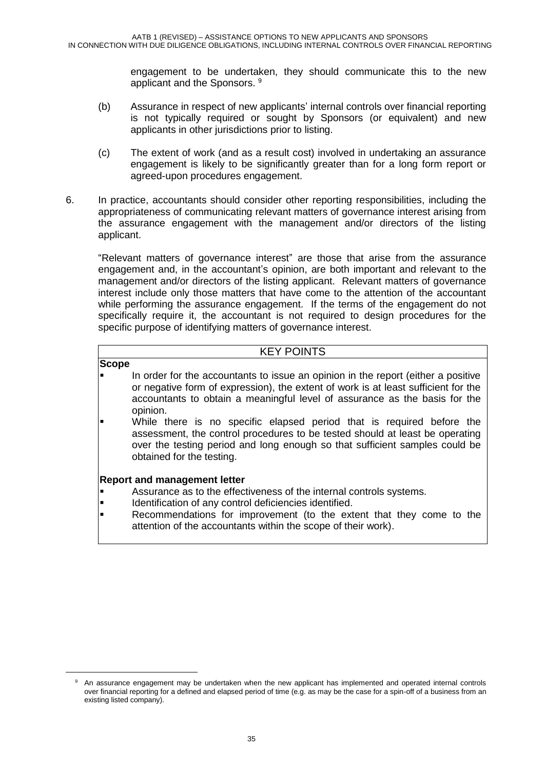engagement to be undertaken, they should communicate this to the new applicant and the Sponsors. [9]

(b) Assurance in respect of new applicants' internal controls over financial reporting is not typically required or sought by Sponsors (or equivalent) and new applicants in other jurisdictions prior to listing.

(c) The extent of work (and as a result cost) involved in undertaking an assurance engagement is likely to be significantly greater than for a long form report or agreed-upon procedures engagement.

6. In practice, accountants should consider other reporting responsibilities, including the appropriateness of communicating relevant matters of governance interest arising from the assurance engagement with the management and/or directors of the listing applicant.

"Relevant matters of governance interest" are those that arise from the assurance engagement and, in the accountant's opinion, are both important and relevant to the management and/or directors of the listing applicant. Relevant matters of governance interest include only those matters that have come to the attention of the accountant while performing the assurance engagement. If the terms of the engagement do not specifically require it, the accountant is not required to design procedures for the specific purpose of identifying matters of governance interest.

**KEY POINTS**

**Scope**

- In order for the accountants to issue an opinion in the report (either a positive or negative form of expression), the extent of work is at least sufficient for the accountants to obtain a meaningful level of assurance as the basis for the opinion.
- While there is no specific elapsed period that is required before the assessment, the control procedures to be tested should at least be operating over the testing period and long enough so that sufficient samples could be obtained for the testing.

**Report and management letter**

- Assurance as to the effectiveness of the internal controls systems.
- Identification of any control deficiencies identified.
- Recommendations for improvement (to the extent that they come to the attention of the accountants within the scope of their work).

[9] An assurance engagement may be undertaken when the new applicant has implemented and operated internal controls over financial reporting for a defined and elapsed period of time (e.g. as may be the case for a spin-off of a business from an existing listed company).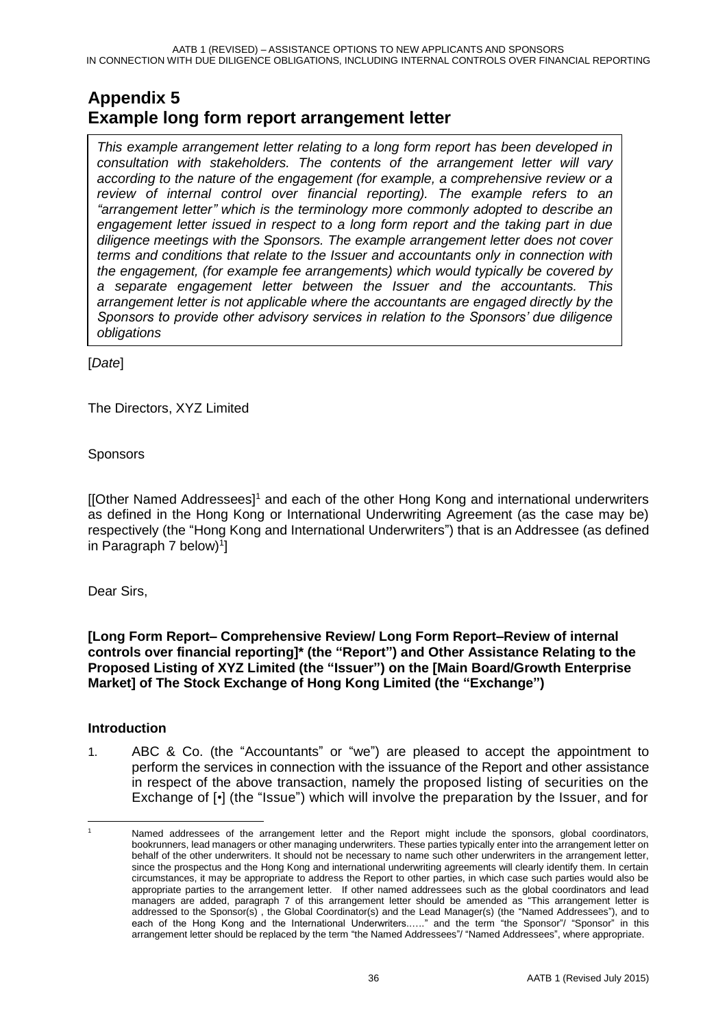# Appendix 5
# Example long form report arrangement letter

*This example arrangement letter relating to a long form report has been developed in consultation with stakeholders. The contents of the arrangement letter will vary according to the nature of the engagement (for example, a comprehensive review or a review of internal control over financial reporting). The example refers to an "arrangement letter" which is the terminology more commonly adopted to describe an engagement letter issued in respect to a long form report and the taking part in due diligence meetings with the Sponsors. The example arrangement letter does not cover terms and conditions that relate to the Issuer and accountants only in connection with the engagement, (for example fee arrangements) which would typically be covered by a separate engagement letter between the Issuer and the accountants. This arrangement letter is not applicable where the accountants are engaged directly by the Sponsors to provide other advisory services in relation to the Sponsors' due diligence obligations*

[*Date*]

The Directors, XYZ Limited

Sponsors

[[Other Named Addressees][1] and each of the other Hong Kong and international underwriters as defined in the Hong Kong or International Underwriting Agreement (as the case may be) respectively (the "Hong Kong and International Underwriters") that is an Addressee (as defined in Paragraph 7 below)[1]]

Dear Sirs,

**[Long Form Report– Comprehensive Review/ Long Form Report–Review of internal controls over financial reporting]\* (the "Report") and Other Assistance Relating to the Proposed Listing of XYZ Limited (the "Issuer") on the [Main Board/Growth Enterprise Market] of The Stock Exchange of Hong Kong Limited (the "Exchange")**

**Introduction**

1. ABC & Co. (the "Accountants" or "we") are pleased to accept the appointment to perform the services in connection with the issuance of the Report and other assistance in respect of the above transaction, namely the proposed listing of securities on the Exchange of [•] (the "Issue") which will involve the preparation by the Issuer, and for

---

[1] Named addressees of the arrangement letter and the Report might include the sponsors, global coordinators, bookrunners, lead managers or other managing underwriters. These parties typically enter into the arrangement letter on behalf of the other underwriters. It should not be necessary to name such other underwriters in the arrangement letter, since the prospectus and the Hong Kong and international underwriting agreements will clearly identify them. In certain circumstances, it may be appropriate to address the Report to other parties, in which case such parties would also be appropriate parties to the arrangement letter. If other named addressees such as the global coordinators and lead managers are added, paragraph 7 of this arrangement letter should be amended as "This arrangement letter is addressed to the Sponsor(s) , the Global Coordinator(s) and the Lead Manager(s) (the "Named Addressees"), and to each of the Hong Kong and the International Underwriters......" and the term "the Sponsor"/ "Sponsor" in this arrangement letter should be replaced by the term "the Named Addressees"/ "Named Addressees", where appropriate.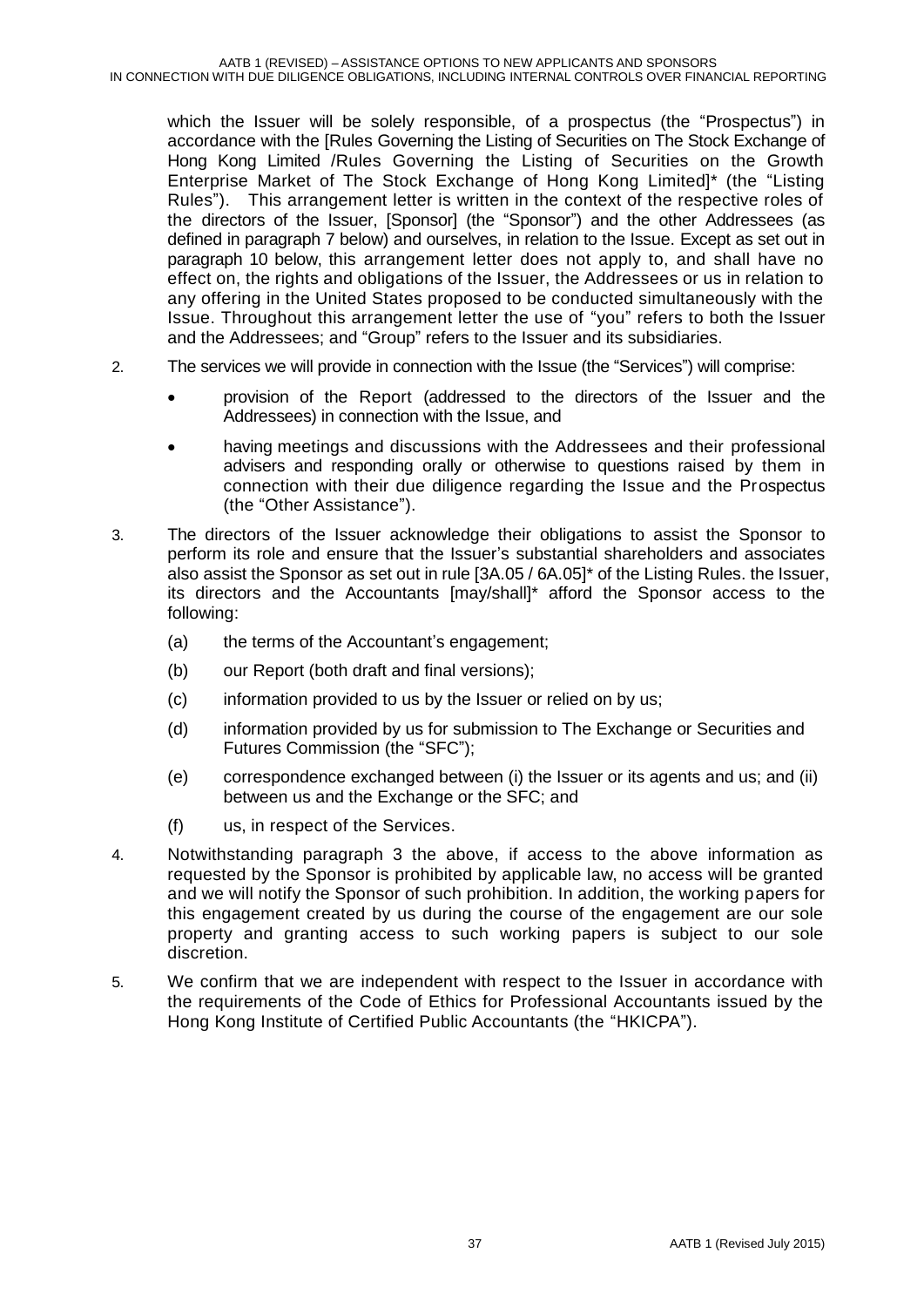which the Issuer will be solely responsible, of a prospectus (the "Prospectus") in accordance with the [Rules Governing the Listing of Securities on The Stock Exchange of Hong Kong Limited /Rules Governing the Listing of Securities on the Growth Enterprise Market of The Stock Exchange of Hong Kong Limited]* (the "Listing Rules"). This arrangement letter is written in the context of the respective roles of the directors of the Issuer, [Sponsor] (the "Sponsor") and the other Addressees (as defined in paragraph 7 below) and ourselves, in relation to the Issue. Except as set out in paragraph 10 below, this arrangement letter does not apply to, and shall have no effect on, the rights and obligations of the Issuer, the Addressees or us in relation to any offering in the United States proposed to be conducted simultaneously with the Issue. Throughout this arrangement letter the use of "you" refers to both the Issuer and the Addressees; and "Group" refers to the Issuer and its subsidiaries.

2. The services we will provide in connection with the Issue (the "Services") will comprise:

   - provision of the Report (addressed to the directors of the Issuer and the Addressees) in connection with the Issue, and
   - having meetings and discussions with the Addressees and their professional advisers and responding orally or otherwise to questions raised by them in connection with their due diligence regarding the Issue and the Prospectus (the "Other Assistance").

3. The directors of the Issuer acknowledge their obligations to assist the Sponsor to perform its role and ensure that the Issuer's substantial shareholders and associates also assist the Sponsor as set out in rule [3A.05 / 6A.05]* of the Listing Rules. the Issuer, its directors and the Accountants [may/shall]* afford the Sponsor access to the following:

   (a) the terms of the Accountant's engagement;

   (b) our Report (both draft and final versions);

   (c) information provided to us by the Issuer or relied on by us;

   (d) information provided by us for submission to The Exchange or Securities and Futures Commission (the "SFC");

   (e) correspondence exchanged between (i) the Issuer or its agents and us; and (ii) between us and the Exchange or the SFC; and

   (f) us, in respect of the Services.

4. Notwithstanding paragraph 3 the above, if access to the above information as requested by the Sponsor is prohibited by applicable law, no access will be granted and we will notify the Sponsor of such prohibition. In addition, the working papers for this engagement created by us during the course of the engagement are our sole property and granting access to such working papers is subject to our sole discretion.

5. We confirm that we are independent with respect to the Issuer in accordance with the requirements of the Code of Ethics for Professional Accountants issued by the Hong Kong Institute of Certified Public Accountants (the "HKICPA").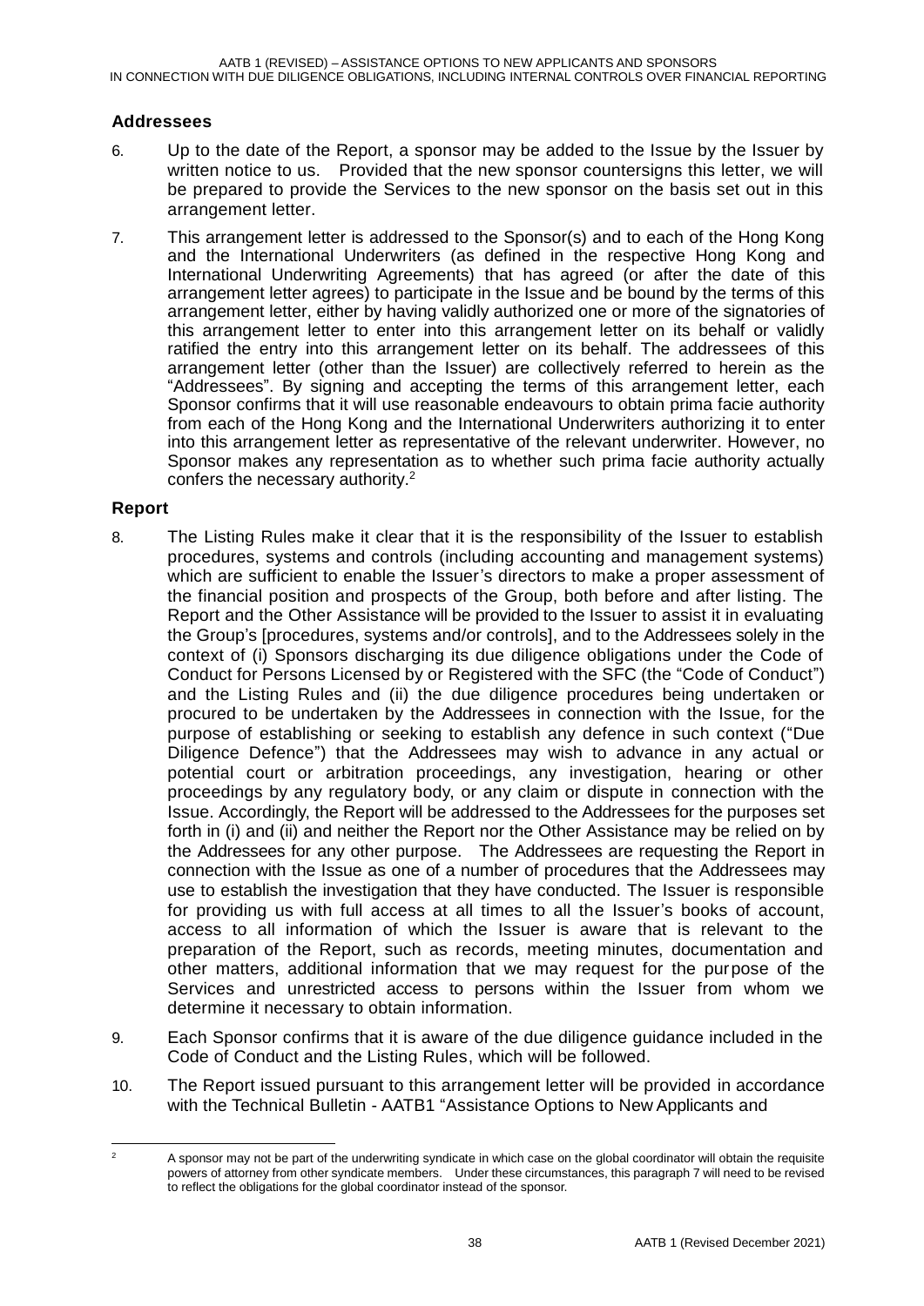### Addressees

6. Up to the date of the Report, a sponsor may be added to the Issue by the Issuer by written notice to us. Provided that the new sponsor countersigns this letter, we will be prepared to provide the Services to the new sponsor on the basis set out in this arrangement letter.

7. This arrangement letter is addressed to the Sponsor(s) and to each of the Hong Kong and the International Underwriters (as defined in the respective Hong Kong and International Underwriting Agreements) that has agreed (or after the date of this arrangement letter agrees) to participate in the Issue and be bound by the terms of this arrangement letter, either by having validly authorized one or more of the signatories of this arrangement letter to enter into this arrangement letter on its behalf or validly ratified the entry into this arrangement letter on its behalf. The addressees of this arrangement letter (other than the Issuer) are collectively referred to herein as the "Addressees". By signing and accepting the terms of this arrangement letter, each Sponsor confirms that it will use reasonable endeavours to obtain prima facie authority from each of the Hong Kong and the International Underwriters authorizing it to enter into this arrangement letter as representative of the relevant underwriter. However, no Sponsor makes any representation as to whether such prima facie authority actually confers the necessary authority.[2]

### Report

8. The Listing Rules make it clear that it is the responsibility of the Issuer to establish procedures, systems and controls (including accounting and management systems) which are sufficient to enable the Issuer's directors to make a proper assessment of the financial position and prospects of the Group, both before and after listing. The Report and the Other Assistance will be provided to the Issuer to assist it in evaluating the Group's [procedures, systems and/or controls], and to the Addressees solely in the context of (i) Sponsors discharging its due diligence obligations under the Code of Conduct for Persons Licensed by or Registered with the SFC (the "Code of Conduct") and the Listing Rules and (ii) the due diligence procedures being undertaken or procured to be undertaken by the Addressees in connection with the Issue, for the purpose of establishing or seeking to establish any defence in such context ("Due Diligence Defence") that the Addressees may wish to advance in any actual or potential court or arbitration proceedings, any investigation, hearing or other proceedings by any regulatory body, or any claim or dispute in connection with the Issue. Accordingly, the Report will be addressed to the Addressees for the purposes set forth in (i) and (ii) and neither the Report nor the Other Assistance may be relied on by the Addressees for any other purpose. The Addressees are requesting the Report in connection with the Issue as one of a number of procedures that the Addressees may use to establish the investigation that they have conducted. The Issuer is responsible for providing us with full access at all times to all the Issuer's books of account, access to all information of which the Issuer is aware that is relevant to the preparation of the Report, such as records, meeting minutes, documentation and other matters, additional information that we may request for the purpose of the Services and unrestricted access to persons within the Issuer from whom we determine it necessary to obtain information.

9. Each Sponsor confirms that it is aware of the due diligence guidance included in the Code of Conduct and the Listing Rules, which will be followed.

10. The Report issued pursuant to this arrangement letter will be provided in accordance with the Technical Bulletin - AATB1 "Assistance Options to New Applicants and

---

[2] A sponsor may not be part of the underwriting syndicate in which case on the global coordinator will obtain the requisite powers of attorney from other syndicate members. Under these circumstances, this paragraph 7 will need to be revised to reflect the obligations for the global coordinator instead of the sponsor.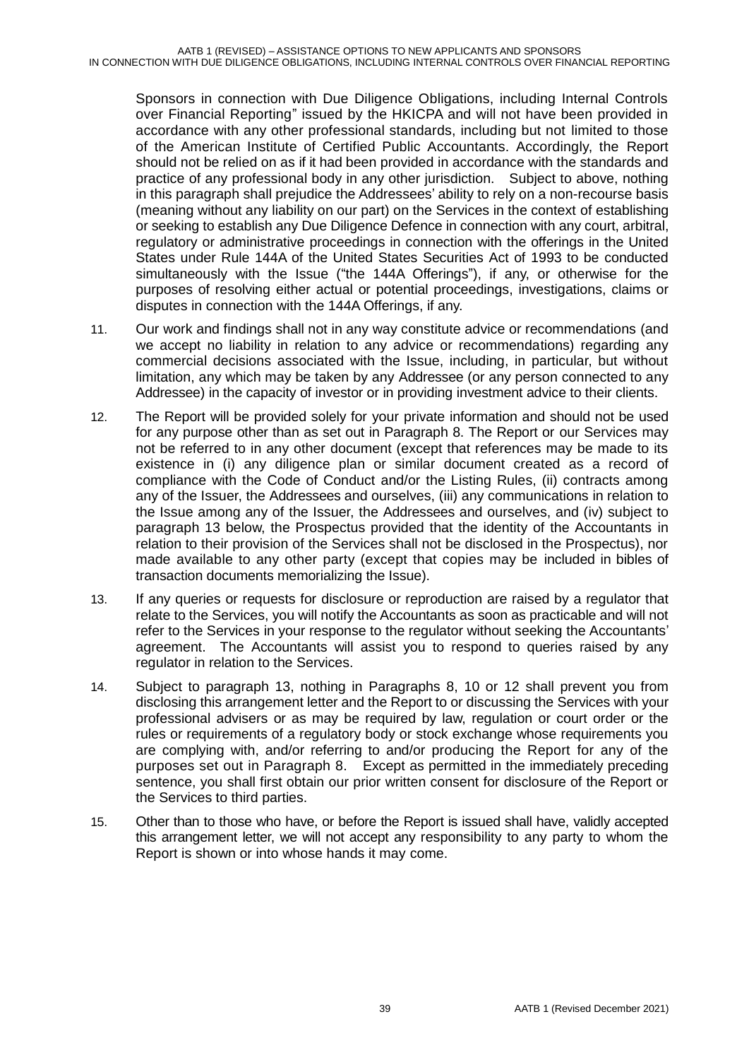Sponsors in connection with Due Diligence Obligations, including Internal Controls over Financial Reporting" issued by the HKICPA and will not have been provided in accordance with any other professional standards, including but not limited to those of the American Institute of Certified Public Accountants. Accordingly, the Report should not be relied on as if it had been provided in accordance with the standards and practice of any professional body in any other jurisdiction. Subject to above, nothing in this paragraph shall prejudice the Addressees' ability to rely on a non-recourse basis (meaning without any liability on our part) on the Services in the context of establishing or seeking to establish any Due Diligence Defence in connection with any court, arbitral, regulatory or administrative proceedings in connection with the offerings in the United States under Rule 144A of the United States Securities Act of 1993 to be conducted simultaneously with the Issue ("the 144A Offerings"), if any, or otherwise for the purposes of resolving either actual or potential proceedings, investigations, claims or disputes in connection with the 144A Offerings, if any.

11. Our work and findings shall not in any way constitute advice or recommendations (and we accept no liability in relation to any advice or recommendations) regarding any commercial decisions associated with the Issue, including, in particular, but without limitation, any which may be taken by any Addressee (or any person connected to any Addressee) in the capacity of investor or in providing investment advice to their clients.

12. The Report will be provided solely for your private information and should not be used for any purpose other than as set out in Paragraph 8. The Report or our Services may not be referred to in any other document (except that references may be made to its existence in (i) any diligence plan or similar document created as a record of compliance with the Code of Conduct and/or the Listing Rules, (ii) contracts among any of the Issuer, the Addressees and ourselves, (iii) any communications in relation to the Issue among any of the Issuer, the Addressees and ourselves, and (iv) subject to paragraph 13 below, the Prospectus provided that the identity of the Accountants in relation to their provision of the Services shall not be disclosed in the Prospectus), nor made available to any other party (except that copies may be included in bibles of transaction documents memorializing the Issue).

13. If any queries or requests for disclosure or reproduction are raised by a regulator that relate to the Services, you will notify the Accountants as soon as practicable and will not refer to the Services in your response to the regulator without seeking the Accountants' agreement. The Accountants will assist you to respond to queries raised by any regulator in relation to the Services.

14. Subject to paragraph 13, nothing in Paragraphs 8, 10 or 12 shall prevent you from disclosing this arrangement letter and the Report to or discussing the Services with your professional advisers or as may be required by law, regulation or court order or the rules or requirements of a regulatory body or stock exchange whose requirements you are complying with, and/or referring to and/or producing the Report for any of the purposes set out in Paragraph 8. Except as permitted in the immediately preceding sentence, you shall first obtain our prior written consent for disclosure of the Report or the Services to third parties.

15. Other than to those who have, or before the Report is issued shall have, validly accepted this arrangement letter, we will not accept any responsibility to any party to whom the Report is shown or into whose hands it may come.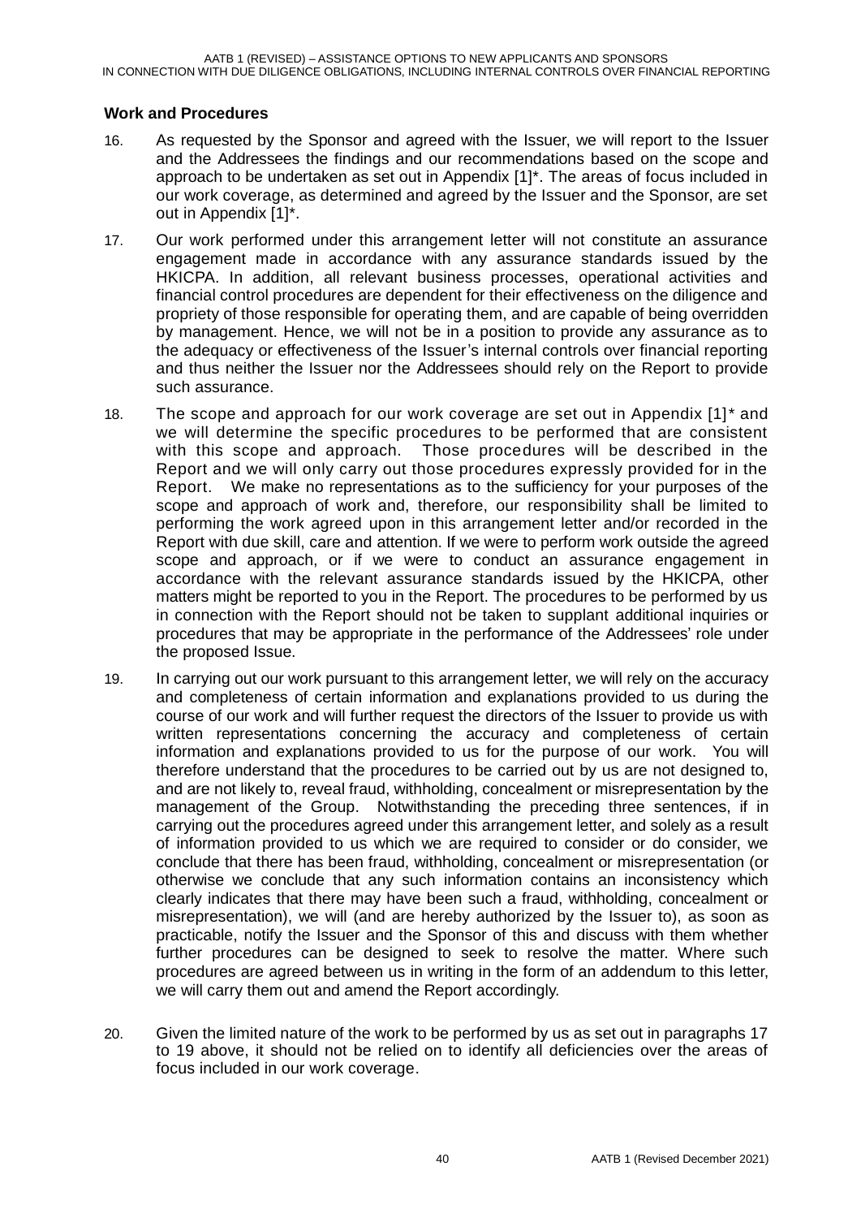### Work and Procedures

16. As requested by the Sponsor and agreed with the Issuer, we will report to the Issuer and the Addressees the findings and our recommendations based on the scope and approach to be undertaken as set out in Appendix [1]*. The areas of focus included in our work coverage, as determined and agreed by the Issuer and the Sponsor, are set out in Appendix [1]*.

17. Our work performed under this arrangement letter will not constitute an assurance engagement made in accordance with any assurance standards issued by the HKICPA. In addition, all relevant business processes, operational activities and financial control procedures are dependent for their effectiveness on the diligence and propriety of those responsible for operating them, and are capable of being overridden by management. Hence, we will not be in a position to provide any assurance as to the adequacy or effectiveness of the Issuer's internal controls over financial reporting and thus neither the Issuer nor the Addressees should rely on the Report to provide such assurance.

18. The scope and approach for our work coverage are set out in Appendix [1]* and we will determine the specific procedures to be performed that are consistent with this scope and approach. Those procedures will be described in the Report and we will only carry out those procedures expressly provided for in the Report. We make no representations as to the sufficiency for your purposes of the scope and approach of work and, therefore, our responsibility shall be limited to performing the work agreed upon in this arrangement letter and/or recorded in the Report with due skill, care and attention. If we were to perform work outside the agreed scope and approach, or if we were to conduct an assurance engagement in accordance with the relevant assurance standards issued by the HKICPA, other matters might be reported to you in the Report. The procedures to be performed by us in connection with the Report should not be taken to supplant additional inquiries or procedures that may be appropriate in the performance of the Addressees' role under the proposed Issue.

19. In carrying out our work pursuant to this arrangement letter, we will rely on the accuracy and completeness of certain information and explanations provided to us during the course of our work and will further request the directors of the Issuer to provide us with written representations concerning the accuracy and completeness of certain information and explanations provided to us for the purpose of our work. You will therefore understand that the procedures to be carried out by us are not designed to, and are not likely to, reveal fraud, withholding, concealment or misrepresentation by the management of the Group. Notwithstanding the preceding three sentences, if in carrying out the procedures agreed under this arrangement letter, and solely as a result of information provided to us which we are required to consider or do consider, we conclude that there has been fraud, withholding, concealment or misrepresentation (or otherwise we conclude that any such information contains an inconsistency which clearly indicates that there may have been such a fraud, withholding, concealment or misrepresentation), we will (and are hereby authorized by the Issuer to), as soon as practicable, notify the Issuer and the Sponsor of this and discuss with them whether further procedures can be designed to seek to resolve the matter. Where such procedures are agreed between us in writing in the form of an addendum to this letter, we will carry them out and amend the Report accordingly.

20. Given the limited nature of the work to be performed by us as set out in paragraphs 17 to 19 above, it should not be relied on to identify all deficiencies over the areas of focus included in our work coverage.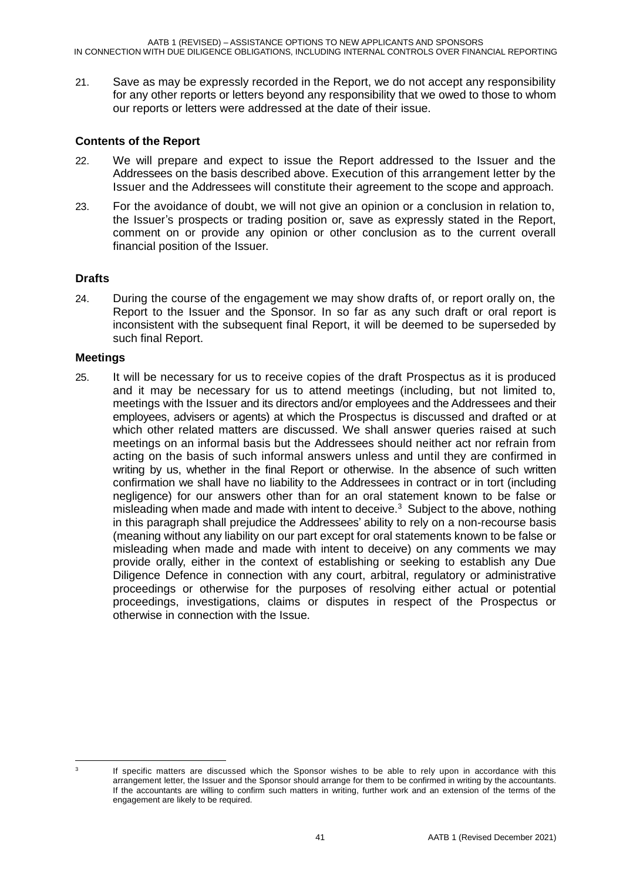21. Save as may be expressly recorded in the Report, we do not accept any responsibility for any other reports or letters beyond any responsibility that we owed to those to whom our reports or letters were addressed at the date of their issue.

**Contents of the Report**

22. We will prepare and expect to issue the Report addressed to the Issuer and the Addressees on the basis described above. Execution of this arrangement letter by the Issuer and the Addressees will constitute their agreement to the scope and approach.

23. For the avoidance of doubt, we will not give an opinion or a conclusion in relation to, the Issuer's prospects or trading position or, save as expressly stated in the Report, comment on or provide any opinion or other conclusion as to the current overall financial position of the Issuer.

**Drafts**

24. During the course of the engagement we may show drafts of, or report orally on, the Report to the Issuer and the Sponsor. In so far as any such draft or oral report is inconsistent with the subsequent final Report, it will be deemed to be superseded by such final Report.

**Meetings**

25. It will be necessary for us to receive copies of the draft Prospectus as it is produced and it may be necessary for us to attend meetings (including, but not limited to, meetings with the Issuer and its directors and/or employees and the Addressees and their employees, advisers or agents) at which the Prospectus is discussed and drafted or at which other related matters are discussed. We shall answer queries raised at such meetings on an informal basis but the Addressees should neither act nor refrain from acting on the basis of such informal answers unless and until they are confirmed in writing by us, whether in the final Report or otherwise. In the absence of such written confirmation we shall have no liability to the Addressees in contract or in tort (including negligence) for our answers other than for an oral statement known to be false or misleading when made and made with intent to deceive.[3] Subject to the above, nothing in this paragraph shall prejudice the Addressees' ability to rely on a non-recourse basis (meaning without any liability on our part except for oral statements known to be false or misleading when made and made with intent to deceive) on any comments we may provide orally, either in the context of establishing or seeking to establish any Due Diligence Defence in connection with any court, arbitral, regulatory or administrative proceedings or otherwise for the purposes of resolving either actual or potential proceedings, investigations, claims or disputes in respect of the Prospectus or otherwise in connection with the Issue.

---

[3] If specific matters are discussed which the Sponsor wishes to be able to rely upon in accordance with this arrangement letter, the Issuer and the Sponsor should arrange for them to be confirmed in writing by the accountants. If the accountants are willing to confirm such matters in writing, further work and an extension of the terms of the engagement are likely to be required.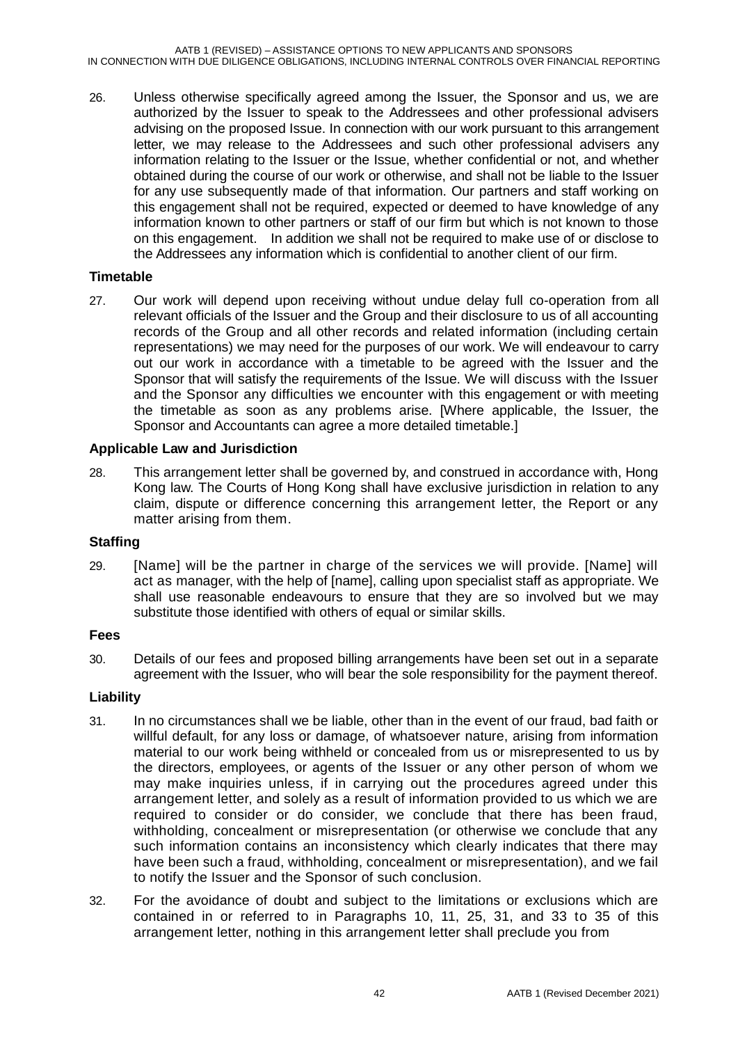26. Unless otherwise specifically agreed among the Issuer, the Sponsor and us, we are authorized by the Issuer to speak to the Addressees and other professional advisers advising on the proposed Issue. In connection with our work pursuant to this arrangement letter, we may release to the Addressees and such other professional advisers any information relating to the Issuer or the Issue, whether confidential or not, and whether obtained during the course of our work or otherwise, and shall not be liable to the Issuer for any use subsequently made of that information. Our partners and staff working on this engagement shall not be required, expected or deemed to have knowledge of any information known to other partners or staff of our firm but which is not known to those on this engagement. In addition we shall not be required to make use of or disclose to the Addressees any information which is confidential to another client of our firm.

**Timetable**

27. Our work will depend upon receiving without undue delay full co-operation from all relevant officials of the Issuer and the Group and their disclosure to us of all accounting records of the Group and all other records and related information (including certain representations) we may need for the purposes of our work. We will endeavour to carry out our work in accordance with a timetable to be agreed with the Issuer and the Sponsor that will satisfy the requirements of the Issue. We will discuss with the Issuer and the Sponsor any difficulties we encounter with this engagement or with meeting the timetable as soon as any problems arise. [Where applicable, the Issuer, the Sponsor and Accountants can agree a more detailed timetable.]

**Applicable Law and Jurisdiction**

28. This arrangement letter shall be governed by, and construed in accordance with, Hong Kong law. The Courts of Hong Kong shall have exclusive jurisdiction in relation to any claim, dispute or difference concerning this arrangement letter, the Report or any matter arising from them.

**Staffing**

29. [Name] will be the partner in charge of the services we will provide. [Name] will act as manager, with the help of [name], calling upon specialist staff as appropriate. We shall use reasonable endeavours to ensure that they are so involved but we may substitute those identified with others of equal or similar skills.

**Fees**

30. Details of our fees and proposed billing arrangements have been set out in a separate agreement with the Issuer, who will bear the sole responsibility for the payment thereof.

**Liability**

31. In no circumstances shall we be liable, other than in the event of our fraud, bad faith or willful default, for any loss or damage, of whatsoever nature, arising from information material to our work being withheld or concealed from us or misrepresented to us by the directors, employees, or agents of the Issuer or any other person of whom we may make inquiries unless, if in carrying out the procedures agreed under this arrangement letter, and solely as a result of information provided to us which we are required to consider or do consider, we conclude that there has been fraud, withholding, concealment or misrepresentation (or otherwise we conclude that any such information contains an inconsistency which clearly indicates that there may have been such a fraud, withholding, concealment or misrepresentation), and we fail to notify the Issuer and the Sponsor of such conclusion.

32. For the avoidance of doubt and subject to the limitations or exclusions which are contained in or referred to in Paragraphs 10, 11, 25, 31, and 33 to 35 of this arrangement letter, nothing in this arrangement letter shall preclude you from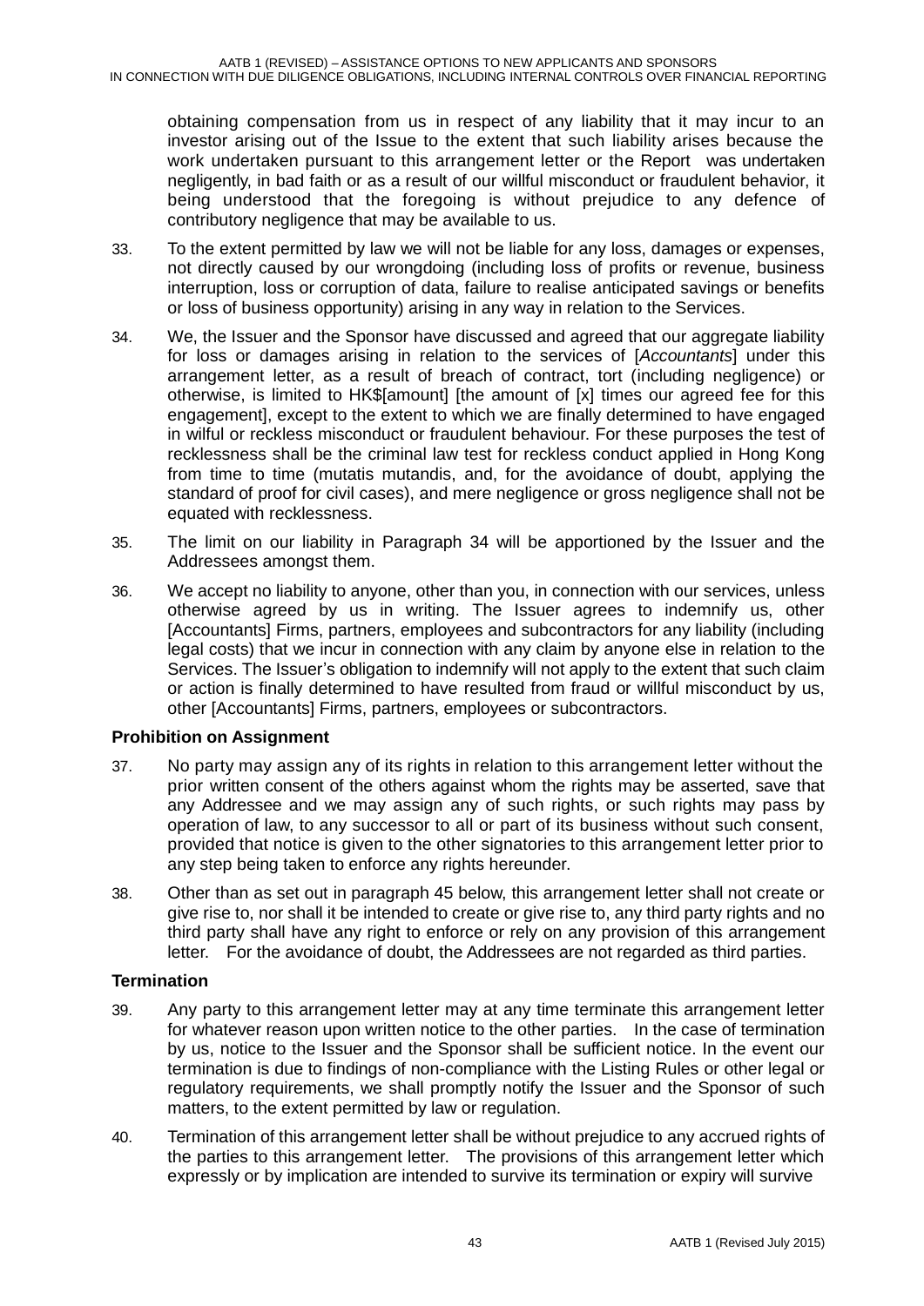obtaining compensation from us in respect of any liability that it may incur to an investor arising out of the Issue to the extent that such liability arises because the work undertaken pursuant to this arrangement letter or the Report was undertaken negligently, in bad faith or as a result of our willful misconduct or fraudulent behavior, it being understood that the foregoing is without prejudice to any defence of contributory negligence that may be available to us.

33. To the extent permitted by law we will not be liable for any loss, damages or expenses, not directly caused by our wrongdoing (including loss of profits or revenue, business interruption, loss or corruption of data, failure to realise anticipated savings or benefits or loss of business opportunity) arising in any way in relation to the Services.

34. We, the Issuer and the Sponsor have discussed and agreed that our aggregate liability for loss or damages arising in relation to the services of [*Accountants*] under this arrangement letter, as a result of breach of contract, tort (including negligence) or otherwise, is limited to HK$[amount] [the amount of [x] times our agreed fee for this engagement], except to the extent to which we are finally determined to have engaged in wilful or reckless misconduct or fraudulent behaviour. For these purposes the test of recklessness shall be the criminal law test for reckless conduct applied in Hong Kong from time to time (mutatis mutandis, and, for the avoidance of doubt, applying the standard of proof for civil cases), and mere negligence or gross negligence shall not be equated with recklessness.

35. The limit on our liability in Paragraph 34 will be apportioned by the Issuer and the Addressees amongst them.

36. We accept no liability to anyone, other than you, in connection with our services, unless otherwise agreed by us in writing. The Issuer agrees to indemnify us, other [Accountants] Firms, partners, employees and subcontractors for any liability (including legal costs) that we incur in connection with any claim by anyone else in relation to the Services. The Issuer's obligation to indemnify will not apply to the extent that such claim or action is finally determined to have resulted from fraud or willful misconduct by us, other [Accountants] Firms, partners, employees or subcontractors.

**Prohibition on Assignment**

37. No party may assign any of its rights in relation to this arrangement letter without the prior written consent of the others against whom the rights may be asserted, save that any Addressee and we may assign any of such rights, or such rights may pass by operation of law, to any successor to all or part of its business without such consent, provided that notice is given to the other signatories to this arrangement letter prior to any step being taken to enforce any rights hereunder.

38. Other than as set out in paragraph 45 below, this arrangement letter shall not create or give rise to, nor shall it be intended to create or give rise to, any third party rights and no third party shall have any right to enforce or rely on any provision of this arrangement letter. For the avoidance of doubt, the Addressees are not regarded as third parties.

**Termination**

39. Any party to this arrangement letter may at any time terminate this arrangement letter for whatever reason upon written notice to the other parties. In the case of termination by us, notice to the Issuer and the Sponsor shall be sufficient notice. In the event our termination is due to findings of non-compliance with the Listing Rules or other legal or regulatory requirements, we shall promptly notify the Issuer and the Sponsor of such matters, to the extent permitted by law or regulation.

40. Termination of this arrangement letter shall be without prejudice to any accrued rights of the parties to this arrangement letter. The provisions of this arrangement letter which expressly or by implication are intended to survive its termination or expiry will survive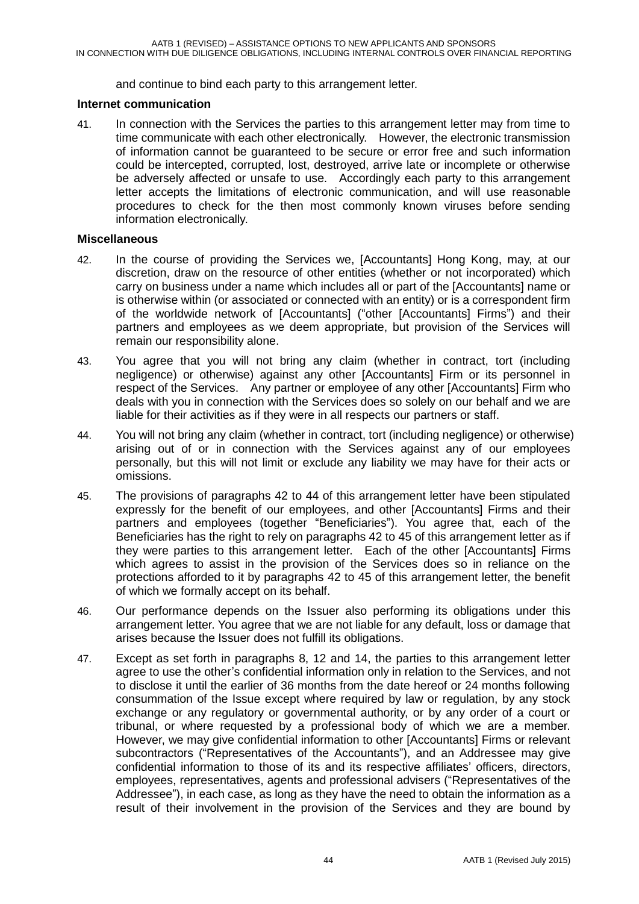and continue to bind each party to this arrangement letter.

**Internet communication**

41. In connection with the Services the parties to this arrangement letter may from time to time communicate with each other electronically. However, the electronic transmission of information cannot be guaranteed to be secure or error free and such information could be intercepted, corrupted, lost, destroyed, arrive late or incomplete or otherwise be adversely affected or unsafe to use. Accordingly each party to this arrangement letter accepts the limitations of electronic communication, and will use reasonable procedures to check for the then most commonly known viruses before sending information electronically.

**Miscellaneous**

42. In the course of providing the Services we, [Accountants] Hong Kong, may, at our discretion, draw on the resource of other entities (whether or not incorporated) which carry on business under a name which includes all or part of the [Accountants] name or is otherwise within (or associated or connected with an entity) or is a correspondent firm of the worldwide network of [Accountants] ("other [Accountants] Firms") and their partners and employees as we deem appropriate, but provision of the Services will remain our responsibility alone.

43. You agree that you will not bring any claim (whether in contract, tort (including negligence) or otherwise) against any other [Accountants] Firm or its personnel in respect of the Services. Any partner or employee of any other [Accountants] Firm who deals with you in connection with the Services does so solely on our behalf and we are liable for their activities as if they were in all respects our partners or staff.

44. You will not bring any claim (whether in contract, tort (including negligence) or otherwise) arising out of or in connection with the Services against any of our employees personally, but this will not limit or exclude any liability we may have for their acts or omissions.

45. The provisions of paragraphs 42 to 44 of this arrangement letter have been stipulated expressly for the benefit of our employees, and other [Accountants] Firms and their partners and employees (together "Beneficiaries"). You agree that, each of the Beneficiaries has the right to rely on paragraphs 42 to 45 of this arrangement letter as if they were parties to this arrangement letter. Each of the other [Accountants] Firms which agrees to assist in the provision of the Services does so in reliance on the protections afforded to it by paragraphs 42 to 45 of this arrangement letter, the benefit of which we formally accept on its behalf.

46. Our performance depends on the Issuer also performing its obligations under this arrangement letter. You agree that we are not liable for any default, loss or damage that arises because the Issuer does not fulfill its obligations.

47. Except as set forth in paragraphs 8, 12 and 14, the parties to this arrangement letter agree to use the other's confidential information only in relation to the Services, and not to disclose it until the earlier of 36 months from the date hereof or 24 months following consummation of the Issue except where required by law or regulation, by any stock exchange or any regulatory or governmental authority, or by any order of a court or tribunal, or where requested by a professional body of which we are a member. However, we may give confidential information to other [Accountants] Firms or relevant subcontractors ("Representatives of the Accountants"), and an Addressee may give confidential information to those of its and its respective affiliates' officers, directors, employees, representatives, agents and professional advisers ("Representatives of the Addressee"), in each case, as long as they have the need to obtain the information as a result of their involvement in the provision of the Services and they are bound by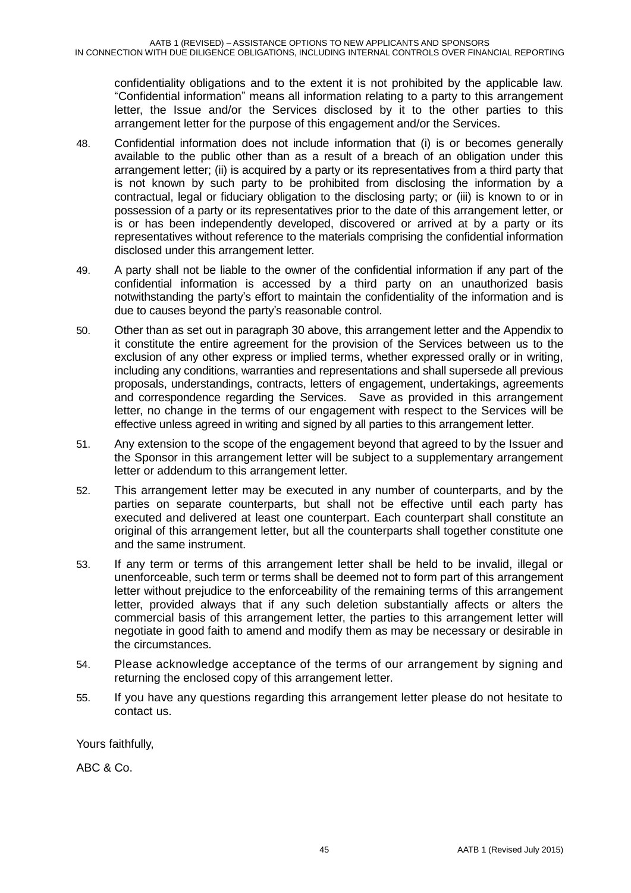confidentiality obligations and to the extent it is not prohibited by the applicable law. "Confidential information" means all information relating to a party to this arrangement letter, the Issue and/or the Services disclosed by it to the other parties to this arrangement letter for the purpose of this engagement and/or the Services.

48. Confidential information does not include information that (i) is or becomes generally available to the public other than as a result of a breach of an obligation under this arrangement letter; (ii) is acquired by a party or its representatives from a third party that is not known by such party to be prohibited from disclosing the information by a contractual, legal or fiduciary obligation to the disclosing party; or (iii) is known to or in possession of a party or its representatives prior to the date of this arrangement letter, or is or has been independently developed, discovered or arrived at by a party or its representatives without reference to the materials comprising the confidential information disclosed under this arrangement letter.

49. A party shall not be liable to the owner of the confidential information if any part of the confidential information is accessed by a third party on an unauthorized basis notwithstanding the party's effort to maintain the confidentiality of the information and is due to causes beyond the party's reasonable control.

50. Other than as set out in paragraph 30 above, this arrangement letter and the Appendix to it constitute the entire agreement for the provision of the Services between us to the exclusion of any other express or implied terms, whether expressed orally or in writing, including any conditions, warranties and representations and shall supersede all previous proposals, understandings, contracts, letters of engagement, undertakings, agreements and correspondence regarding the Services. Save as provided in this arrangement letter, no change in the terms of our engagement with respect to the Services will be effective unless agreed in writing and signed by all parties to this arrangement letter.

51. Any extension to the scope of the engagement beyond that agreed to by the Issuer and the Sponsor in this arrangement letter will be subject to a supplementary arrangement letter or addendum to this arrangement letter.

52. This arrangement letter may be executed in any number of counterparts, and by the parties on separate counterparts, but shall not be effective until each party has executed and delivered at least one counterpart. Each counterpart shall constitute an original of this arrangement letter, but all the counterparts shall together constitute one and the same instrument.

53. If any term or terms of this arrangement letter shall be held to be invalid, illegal or unenforceable, such term or terms shall be deemed not to form part of this arrangement letter without prejudice to the enforceability of the remaining terms of this arrangement letter, provided always that if any such deletion substantially affects or alters the commercial basis of this arrangement letter, the parties to this arrangement letter will negotiate in good faith to amend and modify them as may be necessary or desirable in the circumstances.

54. Please acknowledge acceptance of the terms of our arrangement by signing and returning the enclosed copy of this arrangement letter.

55. If you have any questions regarding this arrangement letter please do not hesitate to contact us.

Yours faithfully,

ABC & Co.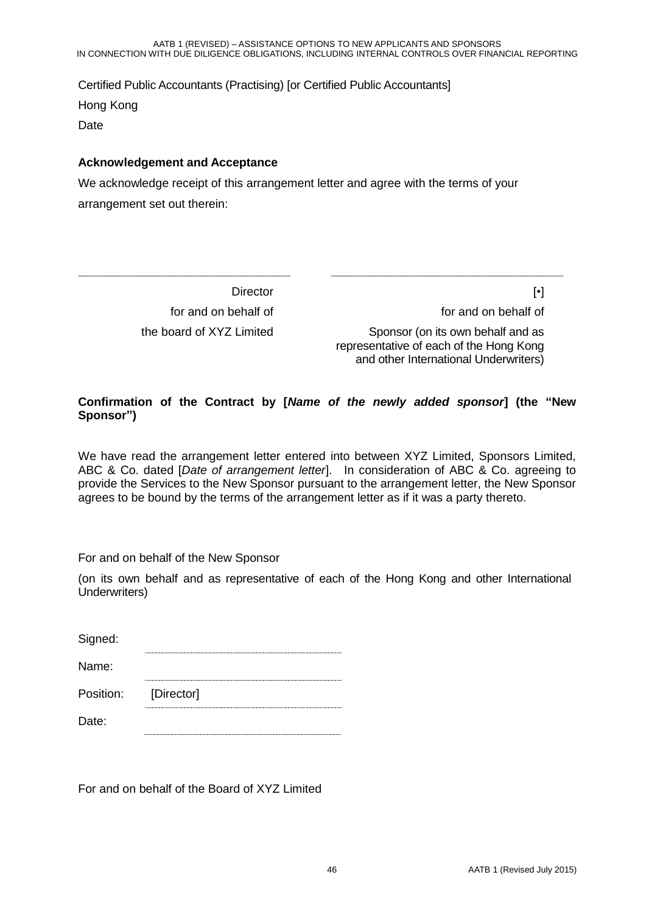Certified Public Accountants (Practising) [or Certified Public Accountants]

Hong Kong

Date

**Acknowledgement and Acceptance**

We acknowledge receipt of this arrangement letter and agree with the terms of your arrangement set out therein:

| ______________________________ | ______________________________ |
|---|---|
| Director | [•] |
| for and on behalf of | for and on behalf of |
| the board of XYZ Limited | Sponsor (on its own behalf and as representative of each of the Hong Kong and other International Underwriters) |

**Confirmation of the Contract by [*Name of the newly added sponsor*] (the "New Sponsor")**

We have read the arrangement letter entered into between XYZ Limited, Sponsors Limited, ABC & Co. dated [*Date of arrangement letter*]. In consideration of ABC & Co. agreeing to provide the Services to the New Sponsor pursuant to the arrangement letter, the New Sponsor agrees to be bound by the terms of the arrangement letter as if it was a party thereto.

For and on behalf of the New Sponsor

(on its own behalf and as representative of each of the Hong Kong and other International Underwriters)

Signed: ..............................

Name: ..............................

Position: [Director]

Date: ..............................

For and on behalf of the Board of XYZ Limited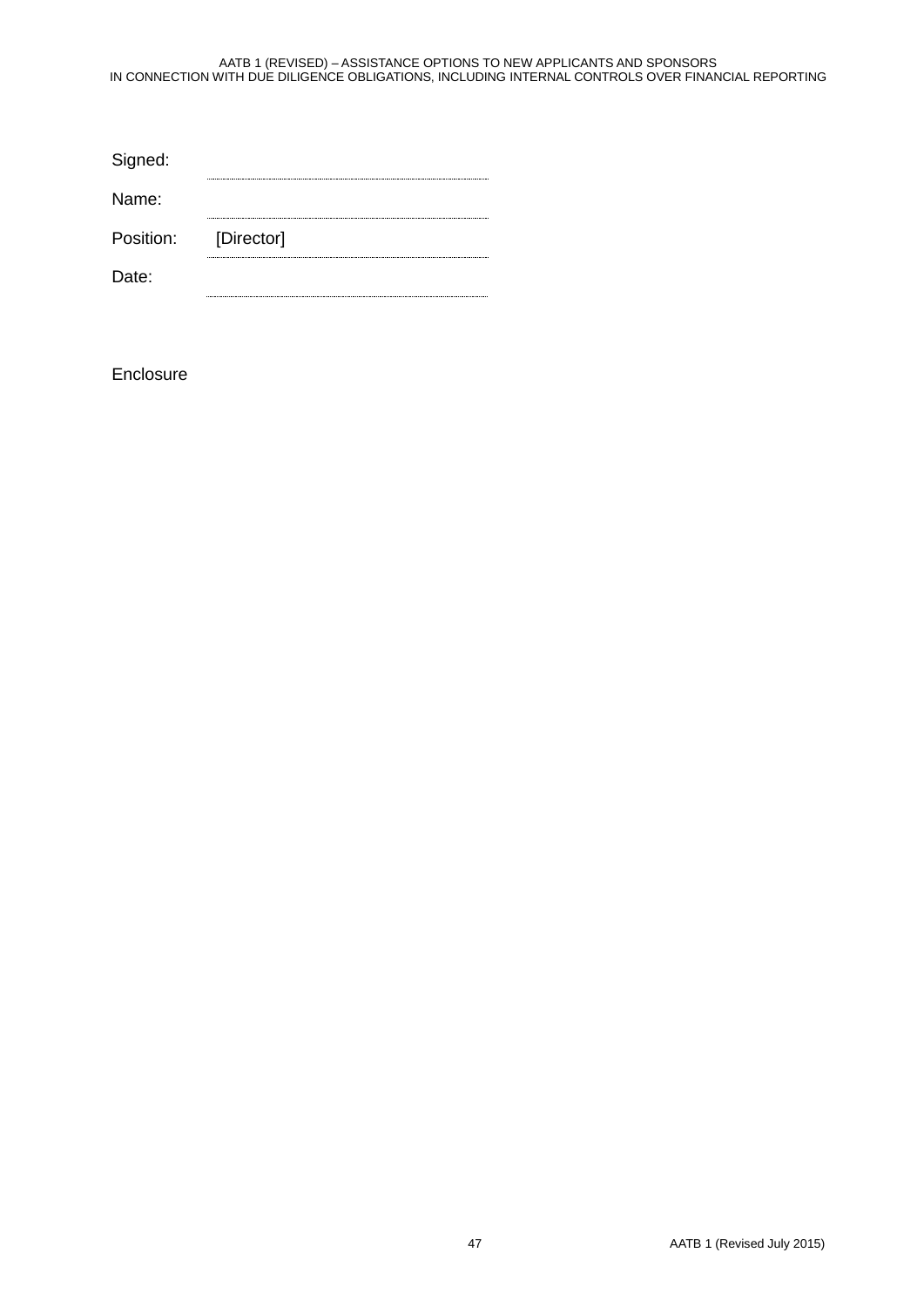Signed: ..............................................

Name: ..............................................

Position: [Director]

Date: ..............................................

Enclosure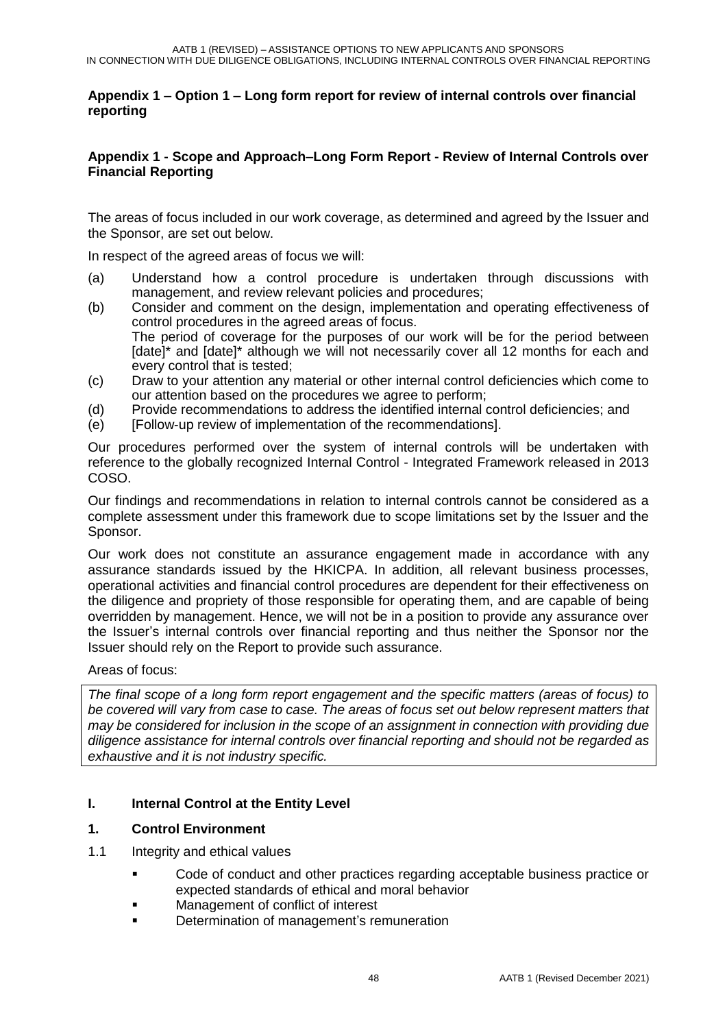**Appendix 1 – Option 1 – Long form report for review of internal controls over financial reporting**

**Appendix 1 - Scope and Approach–Long Form Report - Review of Internal Controls over Financial Reporting**

The areas of focus included in our work coverage, as determined and agreed by the Issuer and the Sponsor, are set out below.

In respect of the agreed areas of focus we will:

(a) Understand how a control procedure is undertaken through discussions with management, and review relevant policies and procedures;

(b) Consider and comment on the design, implementation and operating effectiveness of control procedures in the agreed areas of focus.
The period of coverage for the purposes of our work will be for the period between [date]* and [date]* although we will not necessarily cover all 12 months for each and every control that is tested;

(c) Draw to your attention any material or other internal control deficiencies which come to our attention based on the procedures we agree to perform;

(d) Provide recommendations to address the identified internal control deficiencies; and

(e) [Follow-up review of implementation of the recommendations].

Our procedures performed over the system of internal controls will be undertaken with reference to the globally recognized Internal Control - Integrated Framework released in 2013 COSO.

Our findings and recommendations in relation to internal controls cannot be considered as a complete assessment under this framework due to scope limitations set by the Issuer and the Sponsor.

Our work does not constitute an assurance engagement made in accordance with any assurance standards issued by the HKICPA. In addition, all relevant business processes, operational activities and financial control procedures are dependent for their effectiveness on the diligence and propriety of those responsible for operating them, and are capable of being overridden by management. Hence, we will not be in a position to provide any assurance over the Issuer's internal controls over financial reporting and thus neither the Sponsor nor the Issuer should rely on the Report to provide such assurance.

Areas of focus:

*The final scope of a long form report engagement and the specific matters (areas of focus) to be covered will vary from case to case. The areas of focus set out below represent matters that may be considered for inclusion in the scope of an assignment in connection with providing due diligence assistance for internal controls over financial reporting and should not be regarded as exhaustive and it is not industry specific.*

**I. Internal Control at the Entity Level**

**1. Control Environment**

1.1 Integrity and ethical values

- Code of conduct and other practices regarding acceptable business practice or expected standards of ethical and moral behavior
- Management of conflict of interest
- Determination of management's remuneration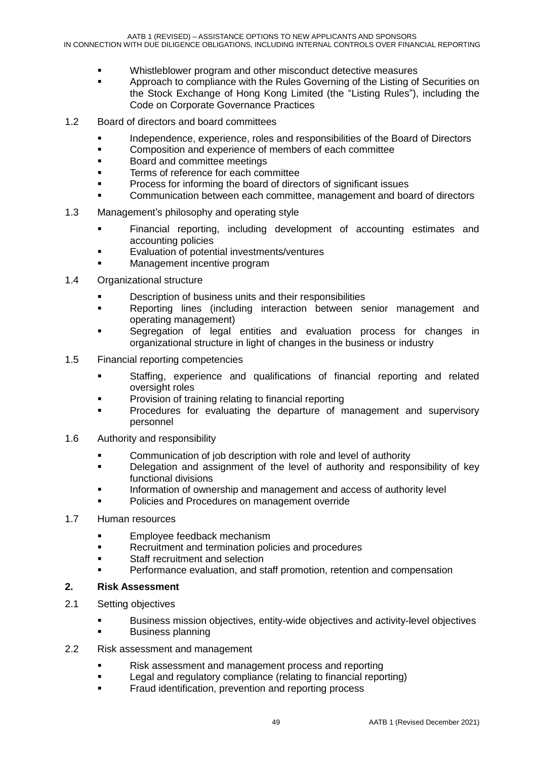- Whistleblower program and other misconduct detective measures
- Approach to compliance with the Rules Governing of the Listing of Securities on the Stock Exchange of Hong Kong Limited (the "Listing Rules"), including the Code on Corporate Governance Practices

1.2 Board of directors and board committees

- Independence, experience, roles and responsibilities of the Board of Directors
- Composition and experience of members of each committee
- Board and committee meetings
- Terms of reference for each committee
- Process for informing the board of directors of significant issues
- Communication between each committee, management and board of directors

1.3 Management's philosophy and operating style

- Financial reporting, including development of accounting estimates and accounting policies
- Evaluation of potential investments/ventures
- Management incentive program

1.4 Organizational structure

- Description of business units and their responsibilities
- Reporting lines (including interaction between senior management and operating management)
- Segregation of legal entities and evaluation process for changes in organizational structure in light of changes in the business or industry

1.5 Financial reporting competencies

- Staffing, experience and qualifications of financial reporting and related oversight roles
- Provision of training relating to financial reporting
- Procedures for evaluating the departure of management and supervisory personnel

1.6 Authority and responsibility

- Communication of job description with role and level of authority
- Delegation and assignment of the level of authority and responsibility of key functional divisions
- Information of ownership and management and access of authority level
- Policies and Procedures on management override

1.7 Human resources

- Employee feedback mechanism
- Recruitment and termination policies and procedures
- Staff recruitment and selection
- Performance evaluation, and staff promotion, retention and compensation

**2. Risk Assessment**

2.1 Setting objectives

- Business mission objectives, entity-wide objectives and activity-level objectives
- Business planning

2.2 Risk assessment and management

- Risk assessment and management process and reporting
- Legal and regulatory compliance (relating to financial reporting)
- Fraud identification, prevention and reporting process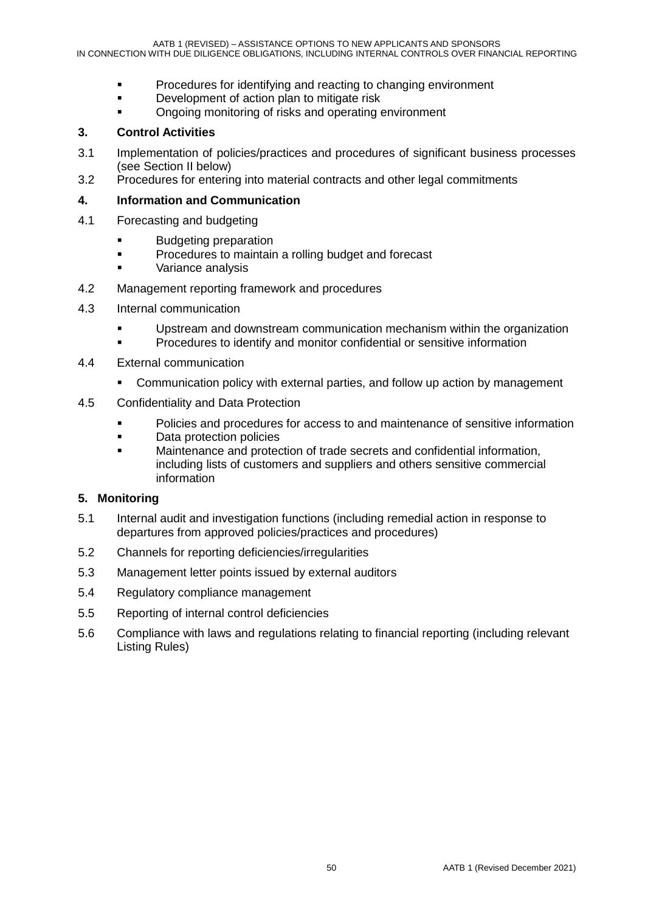- Procedures for identifying and reacting to changing environment
- Development of action plan to mitigate risk
- Ongoing monitoring of risks and operating environment

**3. Control Activities**

3.1 Implementation of policies/practices and procedures of significant business processes (see Section II below)

3.2 Procedures for entering into material contracts and other legal commitments

**4. Information and Communication**

4.1 Forecasting and budgeting

- Budgeting preparation
- Procedures to maintain a rolling budget and forecast
- Variance analysis

4.2 Management reporting framework and procedures

4.3 Internal communication

- Upstream and downstream communication mechanism within the organization
- Procedures to identify and monitor confidential or sensitive information

4.4 External communication

- Communication policy with external parties, and follow up action by management

4.5 Confidentiality and Data Protection

- Policies and procedures for access to and maintenance of sensitive information
- Data protection policies
- Maintenance and protection of trade secrets and confidential information, including lists of customers and suppliers and others sensitive commercial information

**5. Monitoring**

5.1 Internal audit and investigation functions (including remedial action in response to departures from approved policies/practices and procedures)

5.2 Channels for reporting deficiencies/irregularities

5.3 Management letter points issued by external auditors

5.4 Regulatory compliance management

5.5 Reporting of internal control deficiencies

5.6 Compliance with laws and regulations relating to financial reporting (including relevant Listing Rules)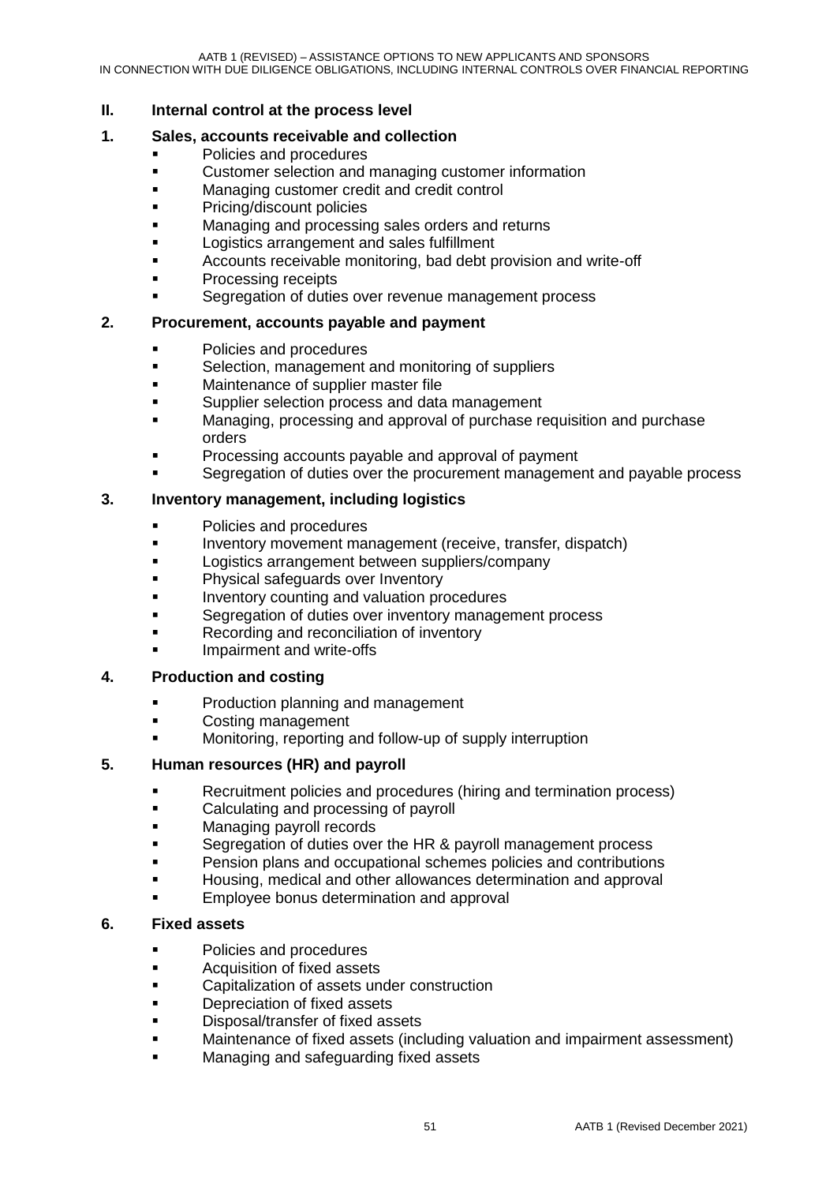## II. Internal control at the process level

### 1. Sales, accounts receivable and collection

- Policies and procedures
- Customer selection and managing customer information
- Managing customer credit and credit control
- Pricing/discount policies
- Managing and processing sales orders and returns
- Logistics arrangement and sales fulfillment
- Accounts receivable monitoring, bad debt provision and write-off
- Processing receipts
- Segregation of duties over revenue management process

### 2. Procurement, accounts payable and payment

- Policies and procedures
- Selection, management and monitoring of suppliers
- Maintenance of supplier master file
- Supplier selection process and data management
- Managing, processing and approval of purchase requisition and purchase orders
- Processing accounts payable and approval of payment
- Segregation of duties over the procurement management and payable process

### 3. Inventory management, including logistics

- Policies and procedures
- Inventory movement management (receive, transfer, dispatch)
- Logistics arrangement between suppliers/company
- Physical safeguards over Inventory
- Inventory counting and valuation procedures
- Segregation of duties over inventory management process
- Recording and reconciliation of inventory
- Impairment and write-offs

### 4. Production and costing

- Production planning and management
- Costing management
- Monitoring, reporting and follow-up of supply interruption

### 5. Human resources (HR) and payroll

- Recruitment policies and procedures (hiring and termination process)
- Calculating and processing of payroll
- Managing payroll records
- Segregation of duties over the HR & payroll management process
- Pension plans and occupational schemes policies and contributions
- Housing, medical and other allowances determination and approval
- Employee bonus determination and approval

### 6. Fixed assets

- Policies and procedures
- Acquisition of fixed assets
- Capitalization of assets under construction
- Depreciation of fixed assets
- Disposal/transfer of fixed assets
- Maintenance of fixed assets (including valuation and impairment assessment)
- Managing and safeguarding fixed assets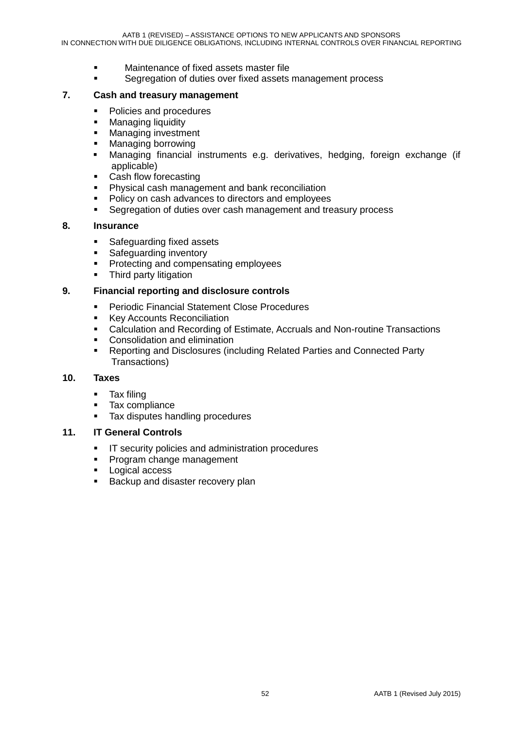- Maintenance of fixed assets master file
- Segregation of duties over fixed assets management process

**7. Cash and treasury management**

- Policies and procedures
- Managing liquidity
- Managing investment
- Managing borrowing
- Managing financial instruments e.g. derivatives, hedging, foreign exchange (if applicable)
- Cash flow forecasting
- Physical cash management and bank reconciliation
- Policy on cash advances to directors and employees
- Segregation of duties over cash management and treasury process

**8. Insurance**

- Safeguarding fixed assets
- Safeguarding inventory
- Protecting and compensating employees
- Third party litigation

**9. Financial reporting and disclosure controls**

- Periodic Financial Statement Close Procedures
- Key Accounts Reconciliation
- Calculation and Recording of Estimate, Accruals and Non-routine Transactions
- Consolidation and elimination
- Reporting and Disclosures (including Related Parties and Connected Party Transactions)

**10. Taxes**

- Tax filing
- Tax compliance
- Tax disputes handling procedures

**11. IT General Controls**

- IT security policies and administration procedures
- Program change management
- Logical access
- Backup and disaster recovery plan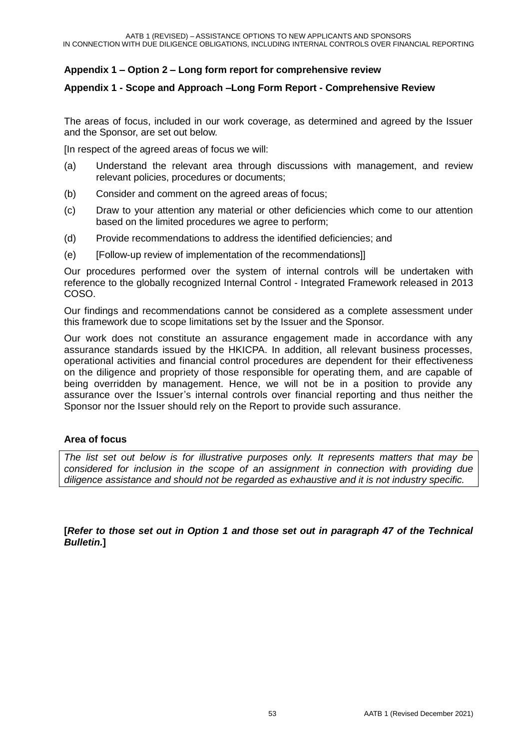**Appendix 1 – Option 2 – Long form report for comprehensive review**

**Appendix 1 - Scope and Approach –Long Form Report - Comprehensive Review**

The areas of focus, included in our work coverage, as determined and agreed by the Issuer and the Sponsor, are set out below.

[In respect of the agreed areas of focus we will:

(a) Understand the relevant area through discussions with management, and review relevant policies, procedures or documents;

(b) Consider and comment on the agreed areas of focus;

(c) Draw to your attention any material or other deficiencies which come to our attention based on the limited procedures we agree to perform;

(d) Provide recommendations to address the identified deficiencies; and

(e) [Follow-up review of implementation of the recommendations]]

Our procedures performed over the system of internal controls will be undertaken with reference to the globally recognized Internal Control - Integrated Framework released in 2013 COSO.

Our findings and recommendations cannot be considered as a complete assessment under this framework due to scope limitations set by the Issuer and the Sponsor.

Our work does not constitute an assurance engagement made in accordance with any assurance standards issued by the HKICPA. In addition, all relevant business processes, operational activities and financial control procedures are dependent for their effectiveness on the diligence and propriety of those responsible for operating them, and are capable of being overridden by management. Hence, we will not be in a position to provide any assurance over the Issuer's internal controls over financial reporting and thus neither the Sponsor nor the Issuer should rely on the Report to provide such assurance.

**Area of focus**

*The list set out below is for illustrative purposes only. It represents matters that may be considered for inclusion in the scope of an assignment in connection with providing due diligence assistance and should not be regarded as exhaustive and it is not industry specific.*

**[*Refer to those set out in Option 1 and those set out in paragraph 47 of the Technical Bulletin.*]**